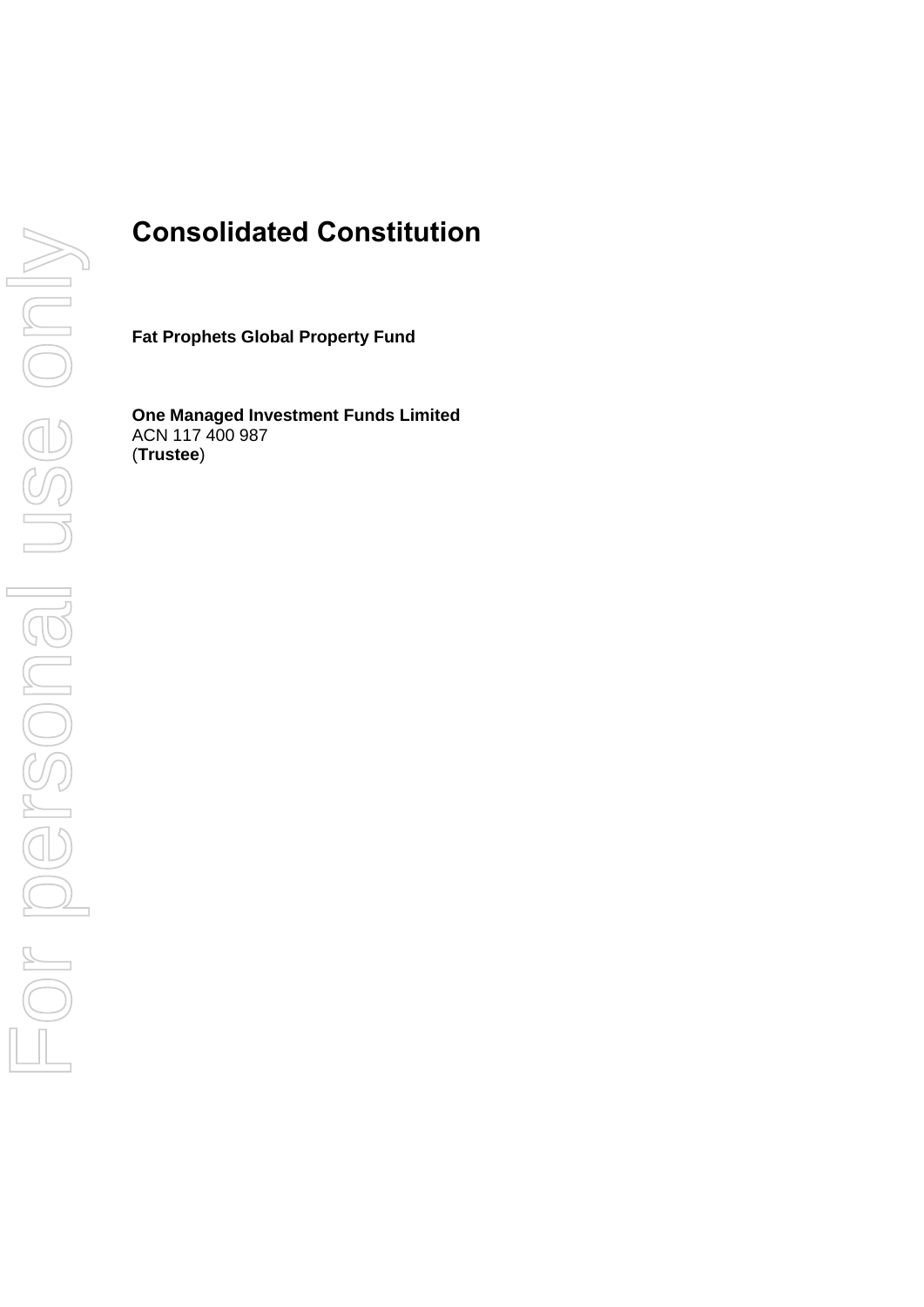# Consolidated Constitution

**Fat Prophets Global Property Fund**

**One Managed Investment Funds Limited**
ACN 117 400 987
(**Trustee**)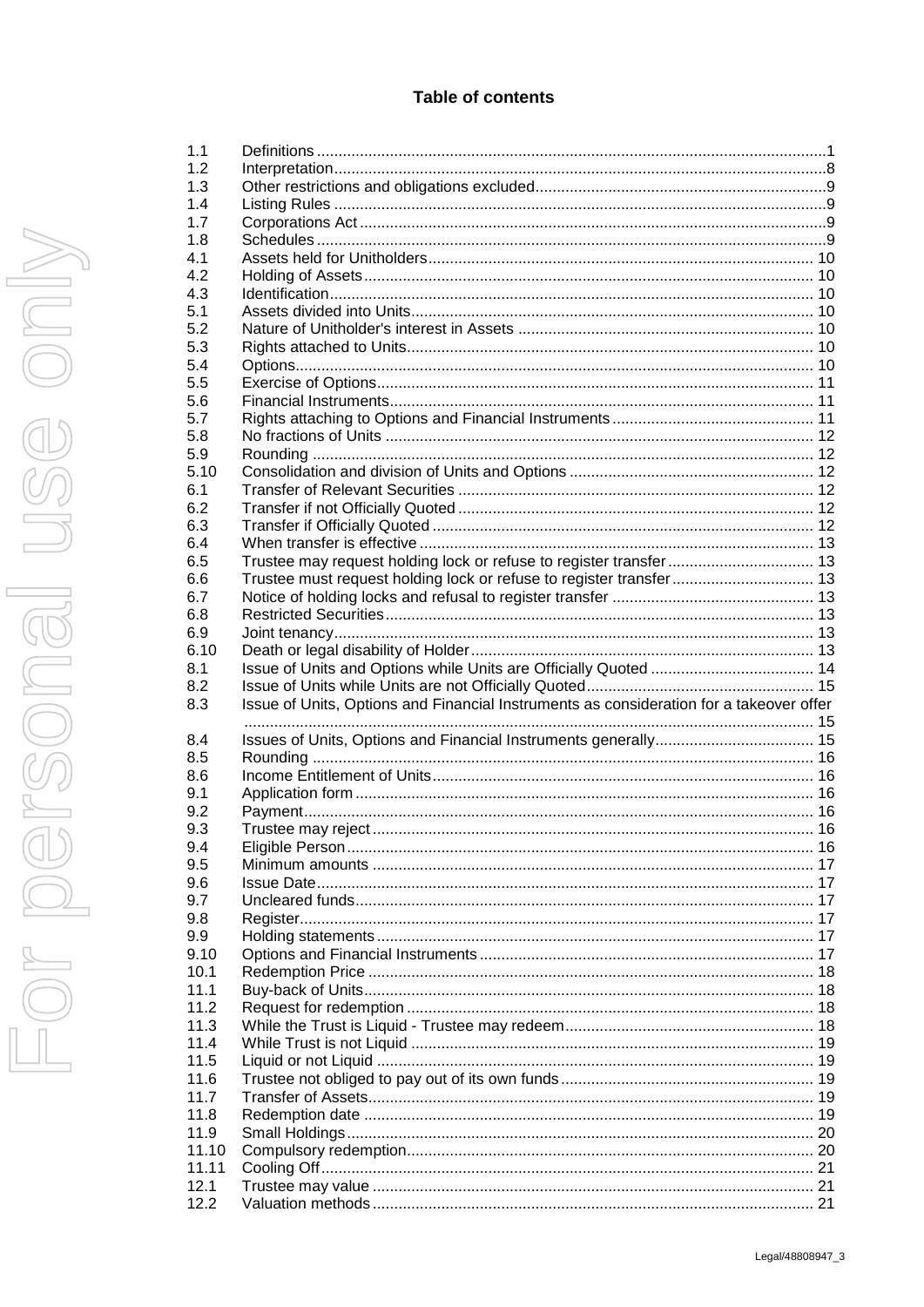# Table of contents

| | | |
|---|---|---|
| 1.1 | Definitions | 1 |
| 1.2 | Interpretation | 8 |
| 1.3 | Other restrictions and obligations excluded | 9 |
| 1.4 | Listing Rules | 9 |
| 1.7 | Corporations Act | 9 |
| 1.8 | Schedules | 9 |
| 4.1 | Assets held for Unitholders | 10 |
| 4.2 | Holding of Assets | 10 |
| 4.3 | Identification | 10 |
| 5.1 | Assets divided into Units | 10 |
| 5.2 | Nature of Unitholder's interest in Assets | 10 |
| 5.3 | Rights attached to Units | 10 |
| 5.4 | Options | 10 |
| 5.5 | Exercise of Options | 11 |
| 5.6 | Financial Instruments | 11 |
| 5.7 | Rights attaching to Options and Financial Instruments | 11 |
| 5.8 | No fractions of Units | 12 |
| 5.9 | Rounding | 12 |
| 5.10 | Consolidation and division of Units and Options | 12 |
| 6.1 | Transfer of Relevant Securities | 12 |
| 6.2 | Transfer if not Officially Quoted | 12 |
| 6.3 | Transfer if Officially Quoted | 12 |
| 6.4 | When transfer is effective | 13 |
| 6.5 | Trustee may request holding lock or refuse to register transfer | 13 |
| 6.6 | Trustee must request holding lock or refuse to register transfer | 13 |
| 6.7 | Notice of holding locks and refusal to register transfer | 13 |
| 6.8 | Restricted Securities | 13 |
| 6.9 | Joint tenancy | 13 |
| 6.10 | Death or legal disability of Holder | 13 |
| 8.1 | Issue of Units and Options while Units are Officially Quoted | 14 |
| 8.2 | Issue of Units while Units are not Officially Quoted | 15 |
| 8.3 | Issue of Units, Options and Financial Instruments as consideration for a takeover offer | 15 |
| 8.4 | Issues of Units, Options and Financial Instruments generally | 15 |
| 8.5 | Rounding | 16 |
| 8.6 | Income Entitlement of Units | 16 |
| 9.1 | Application form | 16 |
| 9.2 | Payment | 16 |
| 9.3 | Trustee may reject | 16 |
| 9.4 | Eligible Person | 16 |
| 9.5 | Minimum amounts | 17 |
| 9.6 | Issue Date | 17 |
| 9.7 | Uncleared funds | 17 |
| 9.8 | Register | 17 |
| 9.9 | Holding statements | 17 |
| 9.10 | Options and Financial Instruments | 17 |
| 10.1 | Redemption Price | 18 |
| 11.1 | Buy-back of Units | 18 |
| 11.2 | Request for redemption | 18 |
| 11.3 | While the Trust is Liquid - Trustee may redeem | 18 |
| 11.4 | While Trust is not Liquid | 19 |
| 11.5 | Liquid or not Liquid | 19 |
| 11.6 | Trustee not obliged to pay out of its own funds | 19 |
| 11.7 | Transfer of Assets | 19 |
| 11.8 | Redemption date | 19 |
| 11.9 | Small Holdings | 20 |
| 11.10 | Compulsory redemption | 20 |
| 11.11 | Cooling Off | 21 |
| 12.1 | Trustee may value | 21 |
| 12.2 | Valuation methods | 21 |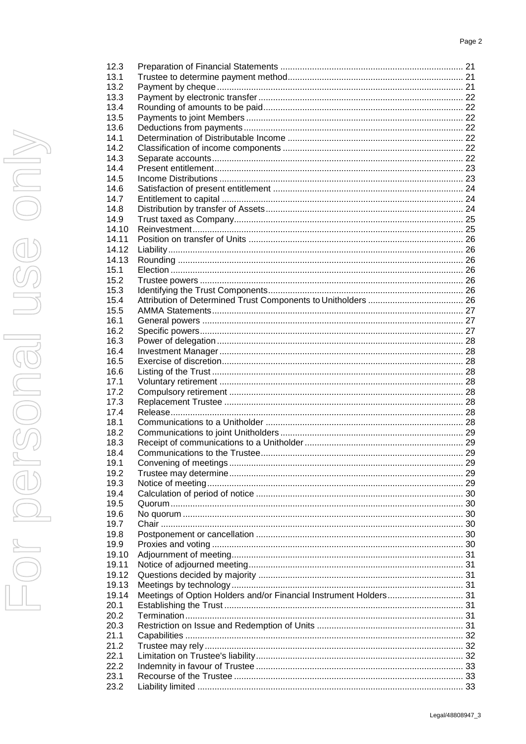| | | |
|---|---|---|
| 12.3 | Preparation of Financial Statements | 21 |
| 13.1 | Trustee to determine payment method | 21 |
| 13.2 | Payment by cheque | 21 |
| 13.3 | Payment by electronic transfer | 22 |
| 13.4 | Rounding of amounts to be paid | 22 |
| 13.5 | Payments to joint Members | 22 |
| 13.6 | Deductions from payments | 22 |
| 14.1 | Determination of Distributable Income | 22 |
| 14.2 | Classification of income components | 22 |
| 14.3 | Separate accounts | 22 |
| 14.4 | Present entitlement | 23 |
| 14.5 | Income Distributions | 23 |
| 14.6 | Satisfaction of present entitlement | 24 |
| 14.7 | Entitlement to capital | 24 |
| 14.8 | Distribution by transfer of Assets | 24 |
| 14.9 | Trust taxed as Company | 25 |
| 14.10 | Reinvestment | 25 |
| 14.11 | Position on transfer of Units | 26 |
| 14.12 | Liability | 26 |
| 14.13 | Rounding | 26 |
| 15.1 | Election | 26 |
| 15.2 | Trustee powers | 26 |
| 15.3 | Identifying the Trust Components | 26 |
| 15.4 | Attribution of Determined Trust Components to Unitholders | 26 |
| 15.5 | AMMA Statements | 27 |
| 16.1 | General powers | 27 |
| 16.2 | Specific powers | 27 |
| 16.3 | Power of delegation | 28 |
| 16.4 | Investment Manager | 28 |
| 16.5 | Exercise of discretion | 28 |
| 16.6 | Listing of the Trust | 28 |
| 17.1 | Voluntary retirement | 28 |
| 17.2 | Compulsory retirement | 28 |
| 17.3 | Replacement Trustee | 28 |
| 17.4 | Release | 28 |
| 18.1 | Communications to a Unitholder | 28 |
| 18.2 | Communications to joint Unitholders | 29 |
| 18.3 | Receipt of communications to a Unitholder | 29 |
| 18.4 | Communications to the Trustee | 29 |
| 19.1 | Convening of meetings | 29 |
| 19.2 | Trustee may determine | 29 |
| 19.3 | Notice of meeting | 29 |
| 19.4 | Calculation of period of notice | 30 |
| 19.5 | Quorum | 30 |
| 19.6 | No quorum | 30 |
| 19.7 | Chair | 30 |
| 19.8 | Postponement or cancellation | 30 |
| 19.9 | Proxies and voting | 30 |
| 19.10 | Adjournment of meeting | 31 |
| 19.11 | Notice of adjourned meeting | 31 |
| 19.12 | Questions decided by majority | 31 |
| 19.13 | Meetings by technology | 31 |
| 19.14 | Meetings of Option Holders and/or Financial Instrument Holders | 31 |
| 20.1 | Establishing the Trust | 31 |
| 20.2 | Termination | 31 |
| 20.3 | Restriction on Issue and Redemption of Units | 31 |
| 21.1 | Capabilities | 32 |
| 21.2 | Trustee may rely | 32 |
| 22.1 | Limitation on Trustee's liability | 32 |
| 22.2 | Indemnity in favour of Trustee | 33 |
| 23.1 | Recourse of the Trustee | 33 |
| 23.2 | Liability limited | 33 |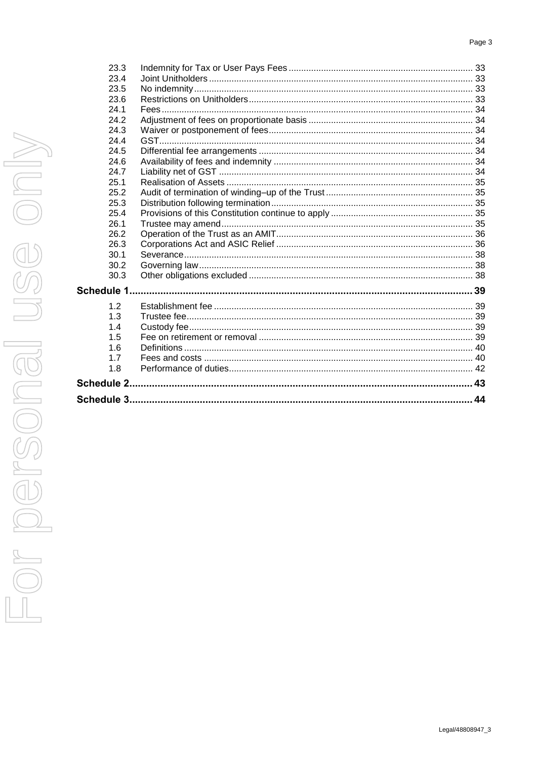| | | |
|---|---|---|
| 23.3 | Indemnity for Tax or User Pays Fees | 33 |
| 23.4 | Joint Unitholders | 33 |
| 23.5 | No indemnity | 33 |
| 23.6 | Restrictions on Unitholders | 33 |
| 24.1 | Fees | 34 |
| 24.2 | Adjustment of fees on proportionate basis | 34 |
| 24.3 | Waiver or postponement of fees | 34 |
| 24.4 | GST | 34 |
| 24.5 | Differential fee arrangements | 34 |
| 24.6 | Availability of fees and indemnity | 34 |
| 24.7 | Liability net of GST | 34 |
| 25.1 | Realisation of Assets | 35 |
| 25.2 | Audit of termination of winding–up of the Trust | 35 |
| 25.3 | Distribution following termination | 35 |
| 25.4 | Provisions of this Constitution continue to apply | 35 |
| 26.1 | Trustee may amend | 35 |
| 26.2 | Operation of the Trust as an AMIT | 36 |
| 26.3 | Corporations Act and ASIC Relief | 36 |
| 30.1 | Severance | 38 |
| 30.2 | Governing law | 38 |
| 30.3 | Other obligations excluded | 38 |
| **Schedule 1** | | **39** |
| 1.2 | Establishment fee | 39 |
| 1.3 | Trustee fee | 39 |
| 1.4 | Custody fee | 39 |
| 1.5 | Fee on retirement or removal | 39 |
| 1.6 | Definitions | 40 |
| 1.7 | Fees and costs | 40 |
| 1.8 | Performance of duties | 42 |
| **Schedule 2** | | **43** |
| **Schedule 3** | | **44** |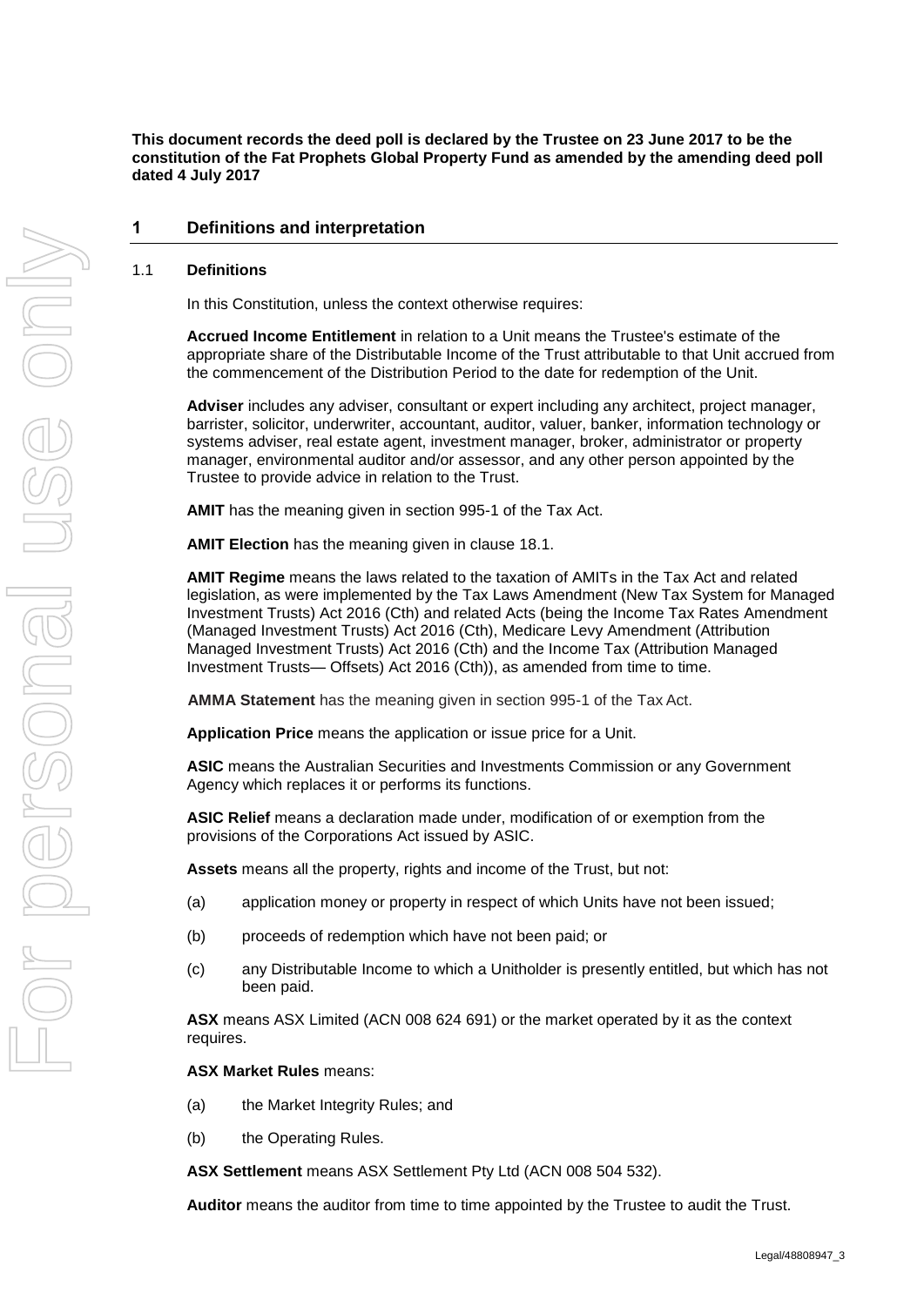**This document records the deed poll is declared by the Trustee on 23 June 2017 to be the constitution of the Fat Prophets Global Property Fund as amended by the amending deed poll dated 4 July 2017**

# 1 Definitions and interpretation

## 1.1 Definitions

In this Constitution, unless the context otherwise requires:

**Accrued Income Entitlement** in relation to a Unit means the Trustee's estimate of the appropriate share of the Distributable Income of the Trust attributable to that Unit accrued from the commencement of the Distribution Period to the date for redemption of the Unit.

**Adviser** includes any adviser, consultant or expert including any architect, project manager, barrister, solicitor, underwriter, accountant, auditor, valuer, banker, information technology or systems adviser, real estate agent, investment manager, broker, administrator or property manager, environmental auditor and/or assessor, and any other person appointed by the Trustee to provide advice in relation to the Trust.

**AMIT** has the meaning given in section 995-1 of the Tax Act.

**AMIT Election** has the meaning given in clause 18.1.

**AMIT Regime** means the laws related to the taxation of AMITs in the Tax Act and related legislation, as were implemented by the Tax Laws Amendment (New Tax System for Managed Investment Trusts) Act 2016 (Cth) and related Acts (being the Income Tax Rates Amendment (Managed Investment Trusts) Act 2016 (Cth), Medicare Levy Amendment (Attribution Managed Investment Trusts) Act 2016 (Cth) and the Income Tax (Attribution Managed Investment Trusts— Offsets) Act 2016 (Cth)), as amended from time to time.

**AMMA Statement** has the meaning given in section 995-1 of the Tax Act.

**Application Price** means the application or issue price for a Unit.

**ASIC** means the Australian Securities and Investments Commission or any Government Agency which replaces it or performs its functions.

**ASIC Relief** means a declaration made under, modification of or exemption from the provisions of the Corporations Act issued by ASIC.

**Assets** means all the property, rights and income of the Trust, but not:

(a) application money or property in respect of which Units have not been issued;

(b) proceeds of redemption which have not been paid; or

(c) any Distributable Income to which a Unitholder is presently entitled, but which has not been paid.

**ASX** means ASX Limited (ACN 008 624 691) or the market operated by it as the context requires.

**ASX Market Rules** means:

(a) the Market Integrity Rules; and

(b) the Operating Rules.

**ASX Settlement** means ASX Settlement Pty Ltd (ACN 008 504 532).

**Auditor** means the auditor from time to time appointed by the Trustee to audit the Trust.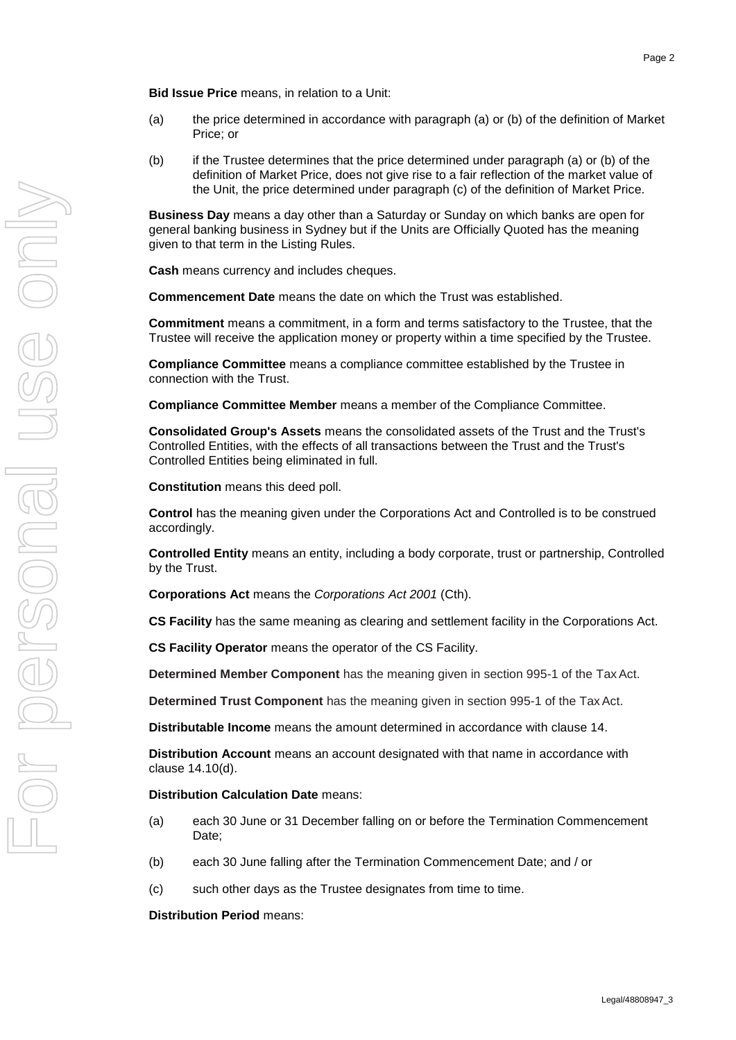**Bid Issue Price** means, in relation to a Unit:

(a) the price determined in accordance with paragraph (a) or (b) of the definition of Market Price; or

(b) if the Trustee determines that the price determined under paragraph (a) or (b) of the definition of Market Price, does not give rise to a fair reflection of the market value of the Unit, the price determined under paragraph (c) of the definition of Market Price.

**Business Day** means a day other than a Saturday or Sunday on which banks are open for general banking business in Sydney but if the Units are Officially Quoted has the meaning given to that term in the Listing Rules.

**Cash** means currency and includes cheques.

**Commencement Date** means the date on which the Trust was established.

**Commitment** means a commitment, in a form and terms satisfactory to the Trustee, that the Trustee will receive the application money or property within a time specified by the Trustee.

**Compliance Committee** means a compliance committee established by the Trustee in connection with the Trust.

**Compliance Committee Member** means a member of the Compliance Committee.

**Consolidated Group's Assets** means the consolidated assets of the Trust and the Trust's Controlled Entities, with the effects of all transactions between the Trust and the Trust's Controlled Entities being eliminated in full.

**Constitution** means this deed poll.

**Control** has the meaning given under the Corporations Act and Controlled is to be construed accordingly.

**Controlled Entity** means an entity, including a body corporate, trust or partnership, Controlled by the Trust.

**Corporations Act** means the *Corporations Act 2001* (Cth).

**CS Facility** has the same meaning as clearing and settlement facility in the Corporations Act.

**CS Facility Operator** means the operator of the CS Facility.

**Determined Member Component** has the meaning given in section 995-1 of the Tax Act.

**Determined Trust Component** has the meaning given in section 995-1 of the Tax Act.

**Distributable Income** means the amount determined in accordance with clause 14.

**Distribution Account** means an account designated with that name in accordance with clause 14.10(d).

**Distribution Calculation Date** means:

(a) each 30 June or 31 December falling on or before the Termination Commencement Date;

(b) each 30 June falling after the Termination Commencement Date; and / or

(c) such other days as the Trustee designates from time to time.

**Distribution Period** means: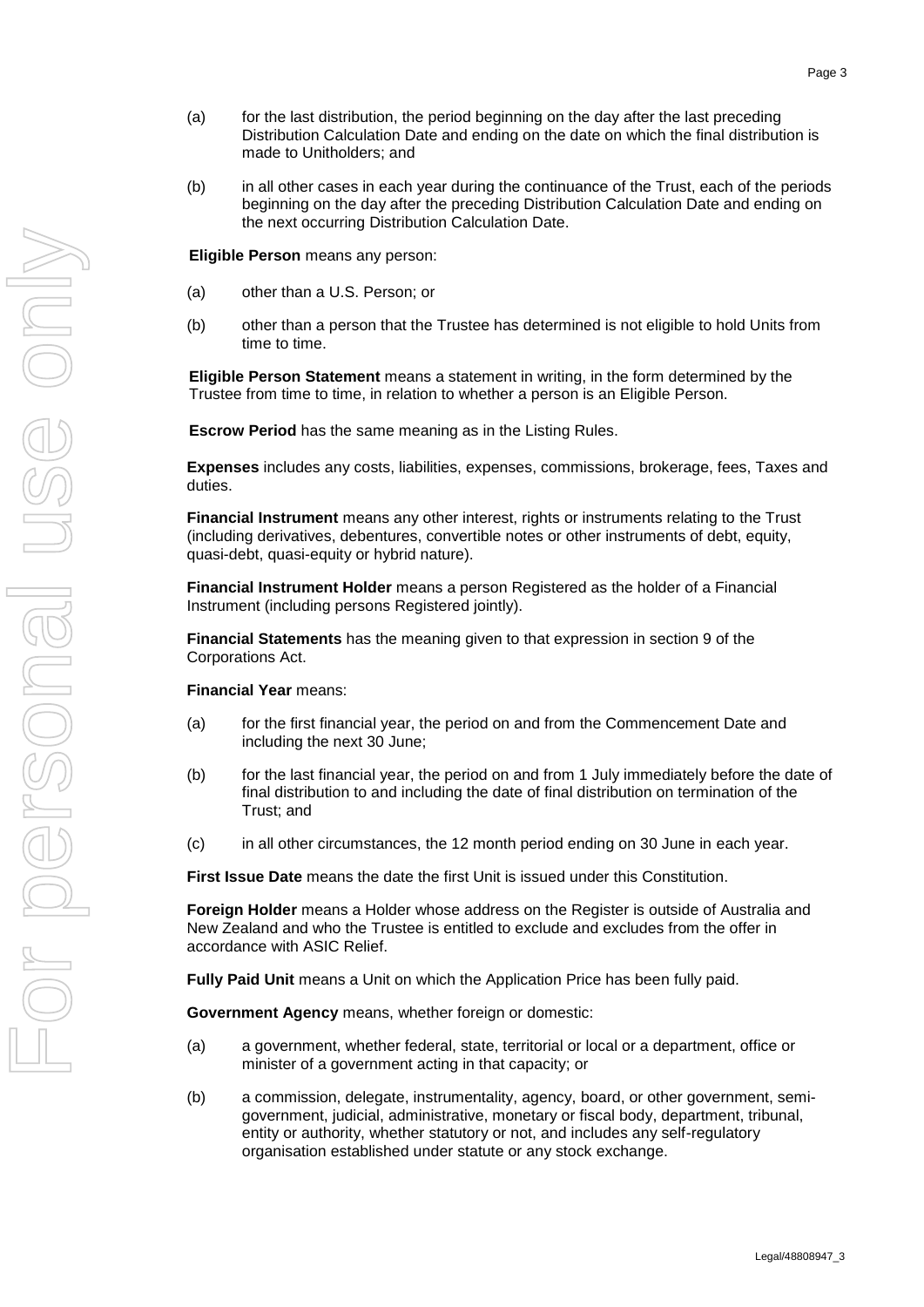(a) for the last distribution, the period beginning on the day after the last preceding Distribution Calculation Date and ending on the date on which the final distribution is made to Unitholders; and

(b) in all other cases in each year during the continuance of the Trust, each of the periods beginning on the day after the preceding Distribution Calculation Date and ending on the next occurring Distribution Calculation Date.

**Eligible Person** means any person:

(a) other than a U.S. Person; or

(b) other than a person that the Trustee has determined is not eligible to hold Units from time to time.

**Eligible Person Statement** means a statement in writing, in the form determined by the Trustee from time to time, in relation to whether a person is an Eligible Person.

**Escrow Period** has the same meaning as in the Listing Rules.

**Expenses** includes any costs, liabilities, expenses, commissions, brokerage, fees, Taxes and duties.

**Financial Instrument** means any other interest, rights or instruments relating to the Trust (including derivatives, debentures, convertible notes or other instruments of debt, equity, quasi-debt, quasi-equity or hybrid nature).

**Financial Instrument Holder** means a person Registered as the holder of a Financial Instrument (including persons Registered jointly).

**Financial Statements** has the meaning given to that expression in section 9 of the Corporations Act.

**Financial Year** means:

(a) for the first financial year, the period on and from the Commencement Date and including the next 30 June;

(b) for the last financial year, the period on and from 1 July immediately before the date of final distribution to and including the date of final distribution on termination of the Trust; and

(c) in all other circumstances, the 12 month period ending on 30 June in each year.

**First Issue Date** means the date the first Unit is issued under this Constitution.

**Foreign Holder** means a Holder whose address on the Register is outside of Australia and New Zealand and who the Trustee is entitled to exclude and excludes from the offer in accordance with ASIC Relief.

**Fully Paid Unit** means a Unit on which the Application Price has been fully paid.

**Government Agency** means, whether foreign or domestic:

(a) a government, whether federal, state, territorial or local or a department, office or minister of a government acting in that capacity; or

(b) a commission, delegate, instrumentality, agency, board, or other government, semi-government, judicial, administrative, monetary or fiscal body, department, tribunal, entity or authority, whether statutory or not, and includes any self-regulatory organisation established under statute or any stock exchange.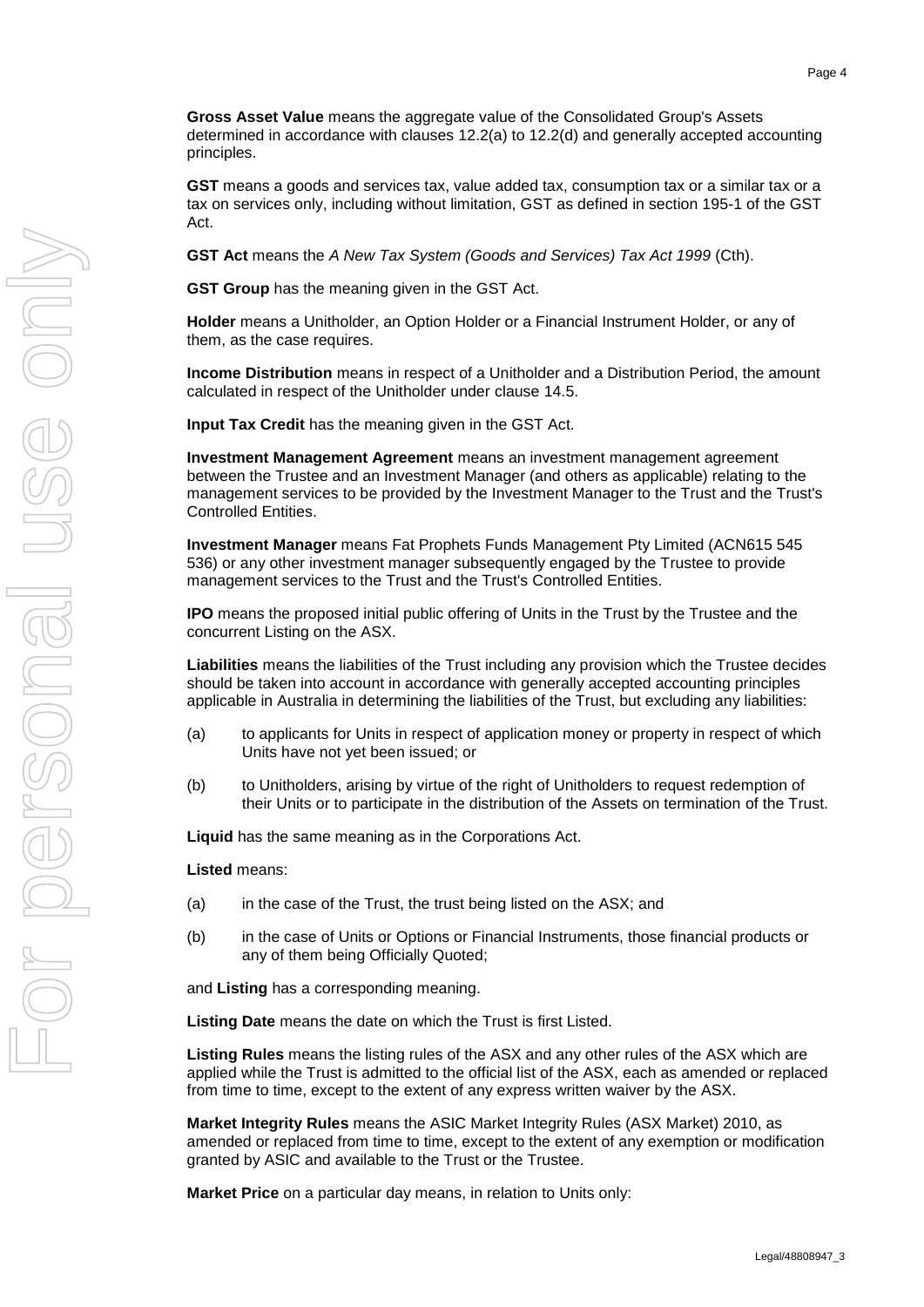**Gross Asset Value** means the aggregate value of the Consolidated Group's Assets determined in accordance with clauses 12.2(a) to 12.2(d) and generally accepted accounting principles.

**GST** means a goods and services tax, value added tax, consumption tax or a similar tax or a tax on services only, including without limitation, GST as defined in section 195-1 of the GST Act.

**GST Act** means the *A New Tax System (Goods and Services) Tax Act 1999* (Cth).

**GST Group** has the meaning given in the GST Act.

**Holder** means a Unitholder, an Option Holder or a Financial Instrument Holder, or any of them, as the case requires.

**Income Distribution** means in respect of a Unitholder and a Distribution Period, the amount calculated in respect of the Unitholder under clause 14.5.

**Input Tax Credit** has the meaning given in the GST Act.

**Investment Management Agreement** means an investment management agreement between the Trustee and an Investment Manager (and others as applicable) relating to the management services to be provided by the Investment Manager to the Trust and the Trust's Controlled Entities.

**Investment Manager** means Fat Prophets Funds Management Pty Limited (ACN615 545 536) or any other investment manager subsequently engaged by the Trustee to provide management services to the Trust and the Trust's Controlled Entities.

**IPO** means the proposed initial public offering of Units in the Trust by the Trustee and the concurrent Listing on the ASX.

**Liabilities** means the liabilities of the Trust including any provision which the Trustee decides should be taken into account in accordance with generally accepted accounting principles applicable in Australia in determining the liabilities of the Trust, but excluding any liabilities:

(a) to applicants for Units in respect of application money or property in respect of which Units have not yet been issued; or

(b) to Unitholders, arising by virtue of the right of Unitholders to request redemption of their Units or to participate in the distribution of the Assets on termination of the Trust.

**Liquid** has the same meaning as in the Corporations Act.

**Listed** means:

(a) in the case of the Trust, the trust being listed on the ASX; and

(b) in the case of Units or Options or Financial Instruments, those financial products or any of them being Officially Quoted;

and **Listing** has a corresponding meaning.

**Listing Date** means the date on which the Trust is first Listed.

**Listing Rules** means the listing rules of the ASX and any other rules of the ASX which are applied while the Trust is admitted to the official list of the ASX, each as amended or replaced from time to time, except to the extent of any express written waiver by the ASX.

**Market Integrity Rules** means the ASIC Market Integrity Rules (ASX Market) 2010, as amended or replaced from time to time, except to the extent of any exemption or modification granted by ASIC and available to the Trust or the Trustee.

**Market Price** on a particular day means, in relation to Units only: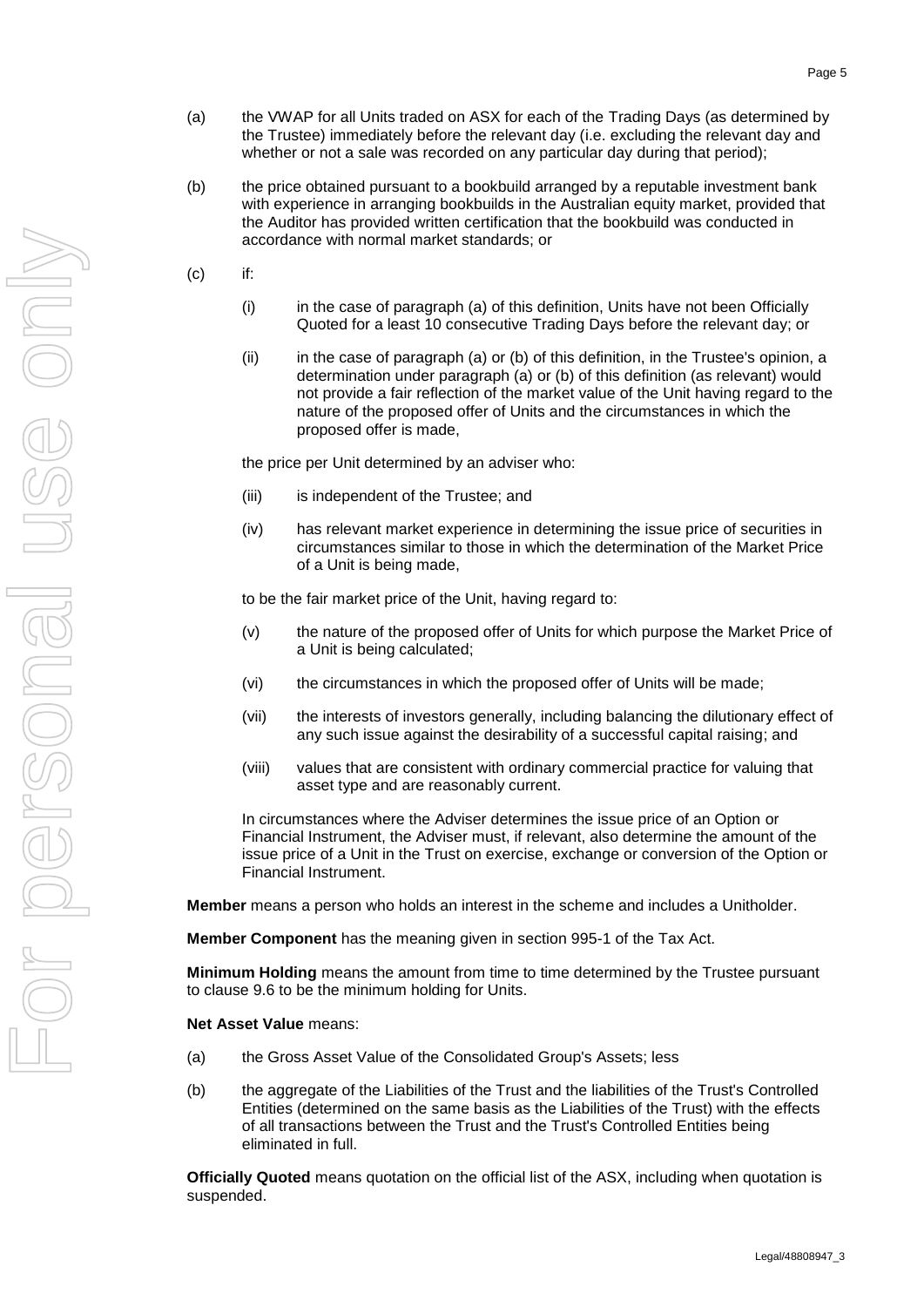(a) the VWAP for all Units traded on ASX for each of the Trading Days (as determined by the Trustee) immediately before the relevant day (i.e. excluding the relevant day and whether or not a sale was recorded on any particular day during that period);

(b) the price obtained pursuant to a bookbuild arranged by a reputable investment bank with experience in arranging bookbuilds in the Australian equity market, provided that the Auditor has provided written certification that the bookbuild was conducted in accordance with normal market standards; or

(c) if:

  (i) in the case of paragraph (a) of this definition, Units have not been Officially Quoted for a least 10 consecutive Trading Days before the relevant day; or

  (ii) in the case of paragraph (a) or (b) of this definition, in the Trustee's opinion, a determination under paragraph (a) or (b) of this definition (as relevant) would not provide a fair reflection of the market value of the Unit having regard to the nature of the proposed offer of Units and the circumstances in which the proposed offer is made,

  the price per Unit determined by an adviser who:

  (iii) is independent of the Trustee; and

  (iv) has relevant market experience in determining the issue price of securities in circumstances similar to those in which the determination of the Market Price of a Unit is being made,

  to be the fair market price of the Unit, having regard to:

  (v) the nature of the proposed offer of Units for which purpose the Market Price of a Unit is being calculated;

  (vi) the circumstances in which the proposed offer of Units will be made;

  (vii) the interests of investors generally, including balancing the dilutionary effect of any such issue against the desirability of a successful capital raising; and

  (viii) values that are consistent with ordinary commercial practice for valuing that asset type and are reasonably current.

  In circumstances where the Adviser determines the issue price of an Option or Financial Instrument, the Adviser must, if relevant, also determine the amount of the issue price of a Unit in the Trust on exercise, exchange or conversion of the Option or Financial Instrument.

**Member** means a person who holds an interest in the scheme and includes a Unitholder.

**Member Component** has the meaning given in section 995-1 of the Tax Act.

**Minimum Holding** means the amount from time to time determined by the Trustee pursuant to clause 9.6 to be the minimum holding for Units.

**Net Asset Value** means:

(a) the Gross Asset Value of the Consolidated Group's Assets; less

(b) the aggregate of the Liabilities of the Trust and the liabilities of the Trust's Controlled Entities (determined on the same basis as the Liabilities of the Trust) with the effects of all transactions between the Trust and the Trust's Controlled Entities being eliminated in full.

**Officially Quoted** means quotation on the official list of the ASX, including when quotation is suspended.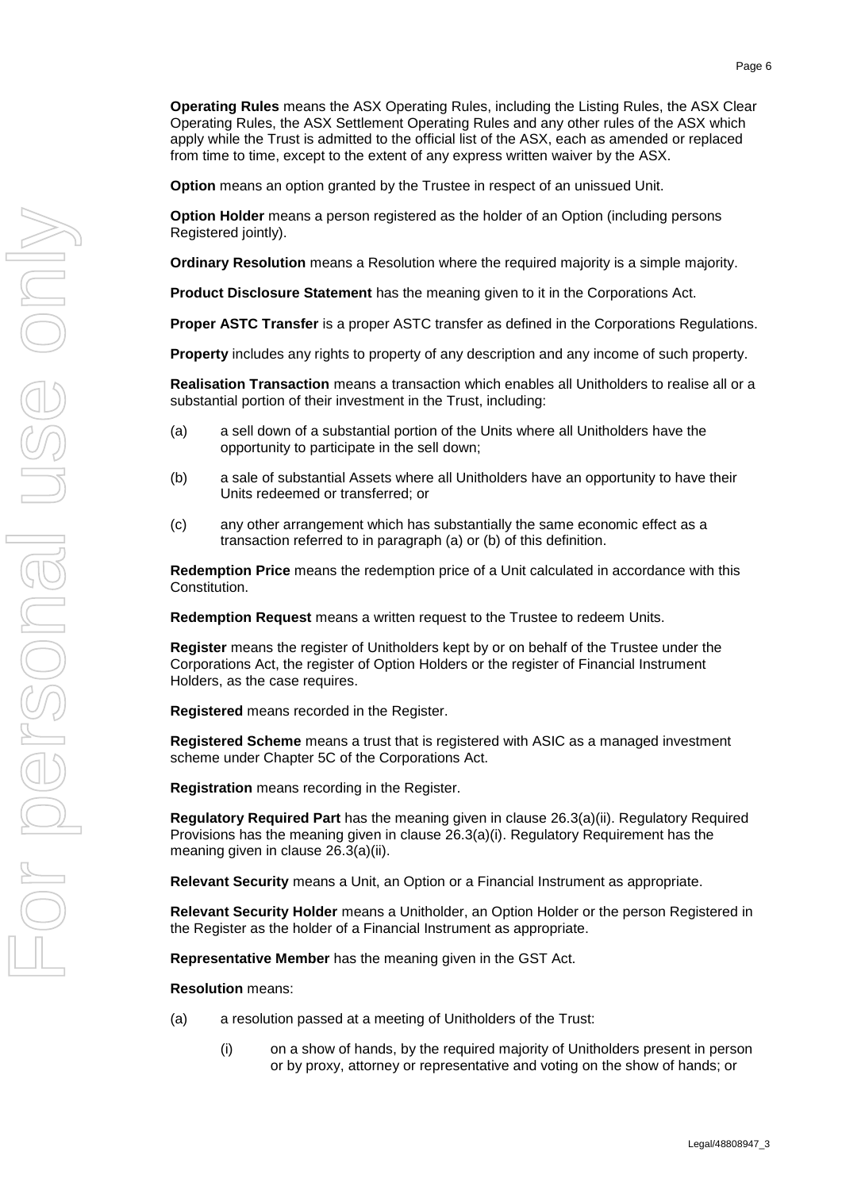**Operating Rules** means the ASX Operating Rules, including the Listing Rules, the ASX Clear Operating Rules, the ASX Settlement Operating Rules and any other rules of the ASX which apply while the Trust is admitted to the official list of the ASX, each as amended or replaced from time to time, except to the extent of any express written waiver by the ASX.

**Option** means an option granted by the Trustee in respect of an unissued Unit.

**Option Holder** means a person registered as the holder of an Option (including persons Registered jointly).

**Ordinary Resolution** means a Resolution where the required majority is a simple majority.

**Product Disclosure Statement** has the meaning given to it in the Corporations Act.

**Proper ASTC Transfer** is a proper ASTC transfer as defined in the Corporations Regulations.

**Property** includes any rights to property of any description and any income of such property.

**Realisation Transaction** means a transaction which enables all Unitholders to realise all or a substantial portion of their investment in the Trust, including:

(a) a sell down of a substantial portion of the Units where all Unitholders have the opportunity to participate in the sell down;

(b) a sale of substantial Assets where all Unitholders have an opportunity to have their Units redeemed or transferred; or

(c) any other arrangement which has substantially the same economic effect as a transaction referred to in paragraph (a) or (b) of this definition.

**Redemption Price** means the redemption price of a Unit calculated in accordance with this Constitution.

**Redemption Request** means a written request to the Trustee to redeem Units.

**Register** means the register of Unitholders kept by or on behalf of the Trustee under the Corporations Act, the register of Option Holders or the register of Financial Instrument Holders, as the case requires.

**Registered** means recorded in the Register.

**Registered Scheme** means a trust that is registered with ASIC as a managed investment scheme under Chapter 5C of the Corporations Act.

**Registration** means recording in the Register.

**Regulatory Required Part** has the meaning given in clause 26.3(a)(ii). Regulatory Required Provisions has the meaning given in clause 26.3(a)(i). Regulatory Requirement has the meaning given in clause 26.3(a)(ii).

**Relevant Security** means a Unit, an Option or a Financial Instrument as appropriate.

**Relevant Security Holder** means a Unitholder, an Option Holder or the person Registered in the Register as the holder of a Financial Instrument as appropriate.

**Representative Member** has the meaning given in the GST Act.

**Resolution** means:

(a) a resolution passed at a meeting of Unitholders of the Trust:

   (i) on a show of hands, by the required majority of Unitholders present in person or by proxy, attorney or representative and voting on the show of hands; or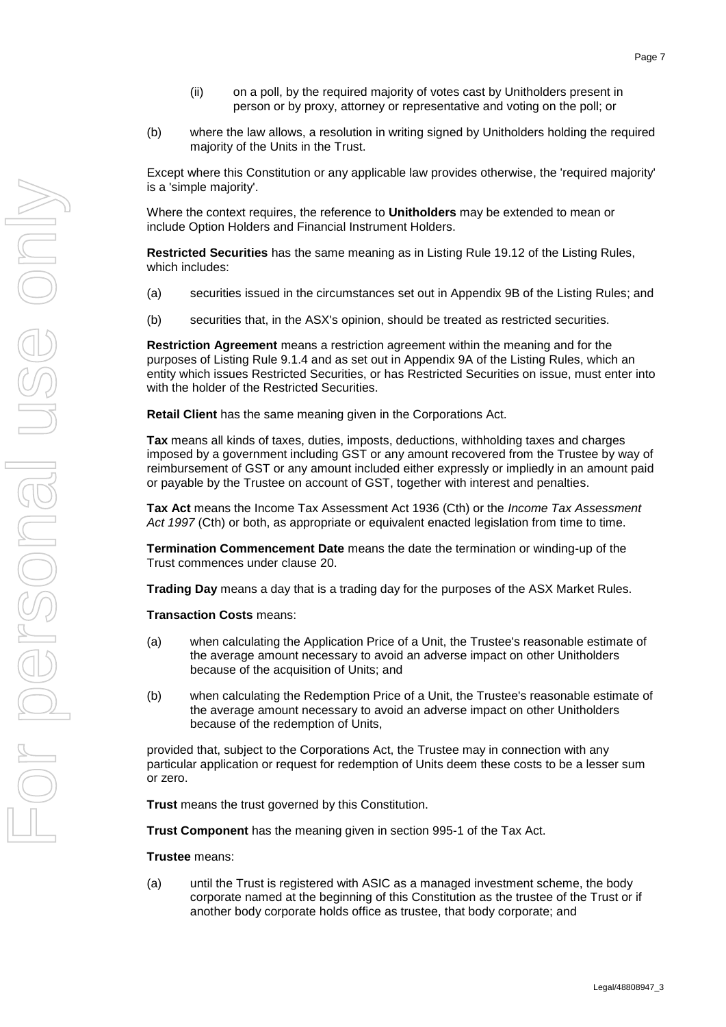(ii) on a poll, by the required majority of votes cast by Unitholders present in person or by proxy, attorney or representative and voting on the poll; or

(b) where the law allows, a resolution in writing signed by Unitholders holding the required majority of the Units in the Trust.

Except where this Constitution or any applicable law provides otherwise, the 'required majority' is a 'simple majority'.

Where the context requires, the reference to **Unitholders** may be extended to mean or include Option Holders and Financial Instrument Holders.

**Restricted Securities** has the same meaning as in Listing Rule 19.12 of the Listing Rules, which includes:

(a) securities issued in the circumstances set out in Appendix 9B of the Listing Rules; and

(b) securities that, in the ASX's opinion, should be treated as restricted securities.

**Restriction Agreement** means a restriction agreement within the meaning and for the purposes of Listing Rule 9.1.4 and as set out in Appendix 9A of the Listing Rules, which an entity which issues Restricted Securities, or has Restricted Securities on issue, must enter into with the holder of the Restricted Securities.

**Retail Client** has the same meaning given in the Corporations Act.

**Tax** means all kinds of taxes, duties, imposts, deductions, withholding taxes and charges imposed by a government including GST or any amount recovered from the Trustee by way of reimbursement of GST or any amount included either expressly or impliedly in an amount paid or payable by the Trustee on account of GST, together with interest and penalties.

**Tax Act** means the Income Tax Assessment Act 1936 (Cth) or the *Income Tax Assessment Act 1997* (Cth) or both, as appropriate or equivalent enacted legislation from time to time.

**Termination Commencement Date** means the date the termination or winding-up of the Trust commences under clause 20.

**Trading Day** means a day that is a trading day for the purposes of the ASX Market Rules.

**Transaction Costs** means:

(a) when calculating the Application Price of a Unit, the Trustee's reasonable estimate of the average amount necessary to avoid an adverse impact on other Unitholders because of the acquisition of Units; and

(b) when calculating the Redemption Price of a Unit, the Trustee's reasonable estimate of the average amount necessary to avoid an adverse impact on other Unitholders because of the redemption of Units,

provided that, subject to the Corporations Act, the Trustee may in connection with any particular application or request for redemption of Units deem these costs to be a lesser sum or zero.

**Trust** means the trust governed by this Constitution.

**Trust Component** has the meaning given in section 995-1 of the Tax Act.

**Trustee** means:

(a) until the Trust is registered with ASIC as a managed investment scheme, the body corporate named at the beginning of this Constitution as the trustee of the Trust or if another body corporate holds office as trustee, that body corporate; and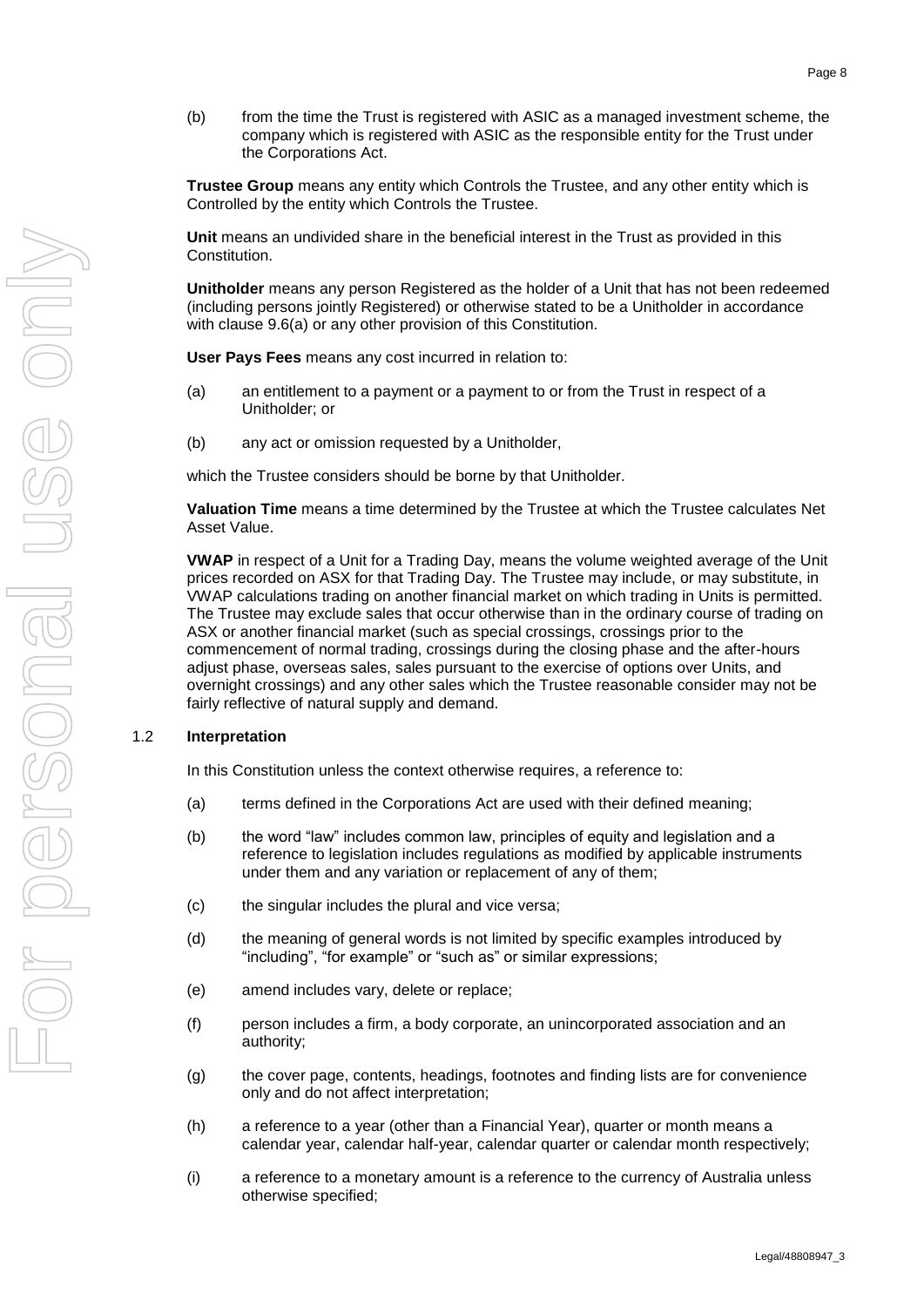(b) from the time the Trust is registered with ASIC as a managed investment scheme, the company which is registered with ASIC as the responsible entity for the Trust under the Corporations Act.

**Trustee Group** means any entity which Controls the Trustee, and any other entity which is Controlled by the entity which Controls the Trustee.

**Unit** means an undivided share in the beneficial interest in the Trust as provided in this Constitution.

**Unitholder** means any person Registered as the holder of a Unit that has not been redeemed (including persons jointly Registered) or otherwise stated to be a Unitholder in accordance with clause 9.6(a) or any other provision of this Constitution.

**User Pays Fees** means any cost incurred in relation to:

(a) an entitlement to a payment or a payment to or from the Trust in respect of a Unitholder; or

(b) any act or omission requested by a Unitholder,

which the Trustee considers should be borne by that Unitholder.

**Valuation Time** means a time determined by the Trustee at which the Trustee calculates Net Asset Value.

**VWAP** in respect of a Unit for a Trading Day, means the volume weighted average of the Unit prices recorded on ASX for that Trading Day. The Trustee may include, or may substitute, in VWAP calculations trading on another financial market on which trading in Units is permitted. The Trustee may exclude sales that occur otherwise than in the ordinary course of trading on ASX or another financial market (such as special crossings, crossings prior to the commencement of normal trading, crossings during the closing phase and the after-hours adjust phase, overseas sales, sales pursuant to the exercise of options over Units, and overnight crossings) and any other sales which the Trustee reasonable consider may not be fairly reflective of natural supply and demand.

## 1.2 Interpretation

In this Constitution unless the context otherwise requires, a reference to:

(a) terms defined in the Corporations Act are used with their defined meaning;

(b) the word "law" includes common law, principles of equity and legislation and a reference to legislation includes regulations as modified by applicable instruments under them and any variation or replacement of any of them;

(c) the singular includes the plural and vice versa;

(d) the meaning of general words is not limited by specific examples introduced by "including", "for example" or "such as" or similar expressions;

(e) amend includes vary, delete or replace;

(f) person includes a firm, a body corporate, an unincorporated association and an authority;

(g) the cover page, contents, headings, footnotes and finding lists are for convenience only and do not affect interpretation;

(h) a reference to a year (other than a Financial Year), quarter or month means a calendar year, calendar half-year, calendar quarter or calendar month respectively;

(i) a reference to a monetary amount is a reference to the currency of Australia unless otherwise specified;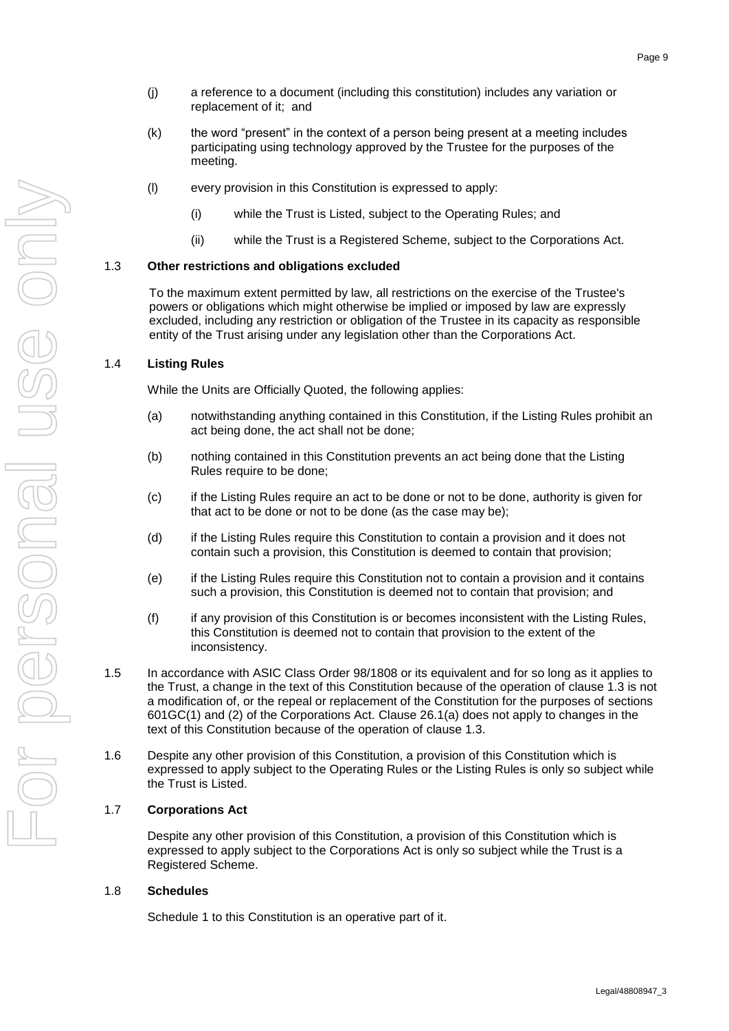(j) a reference to a document (including this constitution) includes any variation or replacement of it; and

(k) the word "present" in the context of a person being present at a meeting includes participating using technology approved by the Trustee for the purposes of the meeting.

(l) every provision in this Constitution is expressed to apply:

(i) while the Trust is Listed, subject to the Operating Rules; and

(ii) while the Trust is a Registered Scheme, subject to the Corporations Act.

### 1.3 Other restrictions and obligations excluded

To the maximum extent permitted by law, all restrictions on the exercise of the Trustee's powers or obligations which might otherwise be implied or imposed by law are expressly excluded, including any restriction or obligation of the Trustee in its capacity as responsible entity of the Trust arising under any legislation other than the Corporations Act.

### 1.4 Listing Rules

While the Units are Officially Quoted, the following applies:

(a) notwithstanding anything contained in this Constitution, if the Listing Rules prohibit an act being done, the act shall not be done;

(b) nothing contained in this Constitution prevents an act being done that the Listing Rules require to be done;

(c) if the Listing Rules require an act to be done or not to be done, authority is given for that act to be done or not to be done (as the case may be);

(d) if the Listing Rules require this Constitution to contain a provision and it does not contain such a provision, this Constitution is deemed to contain that provision;

(e) if the Listing Rules require this Constitution not to contain a provision and it contains such a provision, this Constitution is deemed not to contain that provision; and

(f) if any provision of this Constitution is or becomes inconsistent with the Listing Rules, this Constitution is deemed not to contain that provision to the extent of the inconsistency.

1.5 In accordance with ASIC Class Order 98/1808 or its equivalent and for so long as it applies to the Trust, a change in the text of this Constitution because of the operation of clause 1.3 is not a modification of, or the repeal or replacement of the Constitution for the purposes of sections 601GC(1) and (2) of the Corporations Act. Clause 26.1(a) does not apply to changes in the text of this Constitution because of the operation of clause 1.3.

1.6 Despite any other provision of this Constitution, a provision of this Constitution which is expressed to apply subject to the Operating Rules or the Listing Rules is only so subject while the Trust is Listed.

### 1.7 Corporations Act

Despite any other provision of this Constitution, a provision of this Constitution which is expressed to apply subject to the Corporations Act is only so subject while the Trust is a Registered Scheme.

### 1.8 Schedules

Schedule 1 to this Constitution is an operative part of it.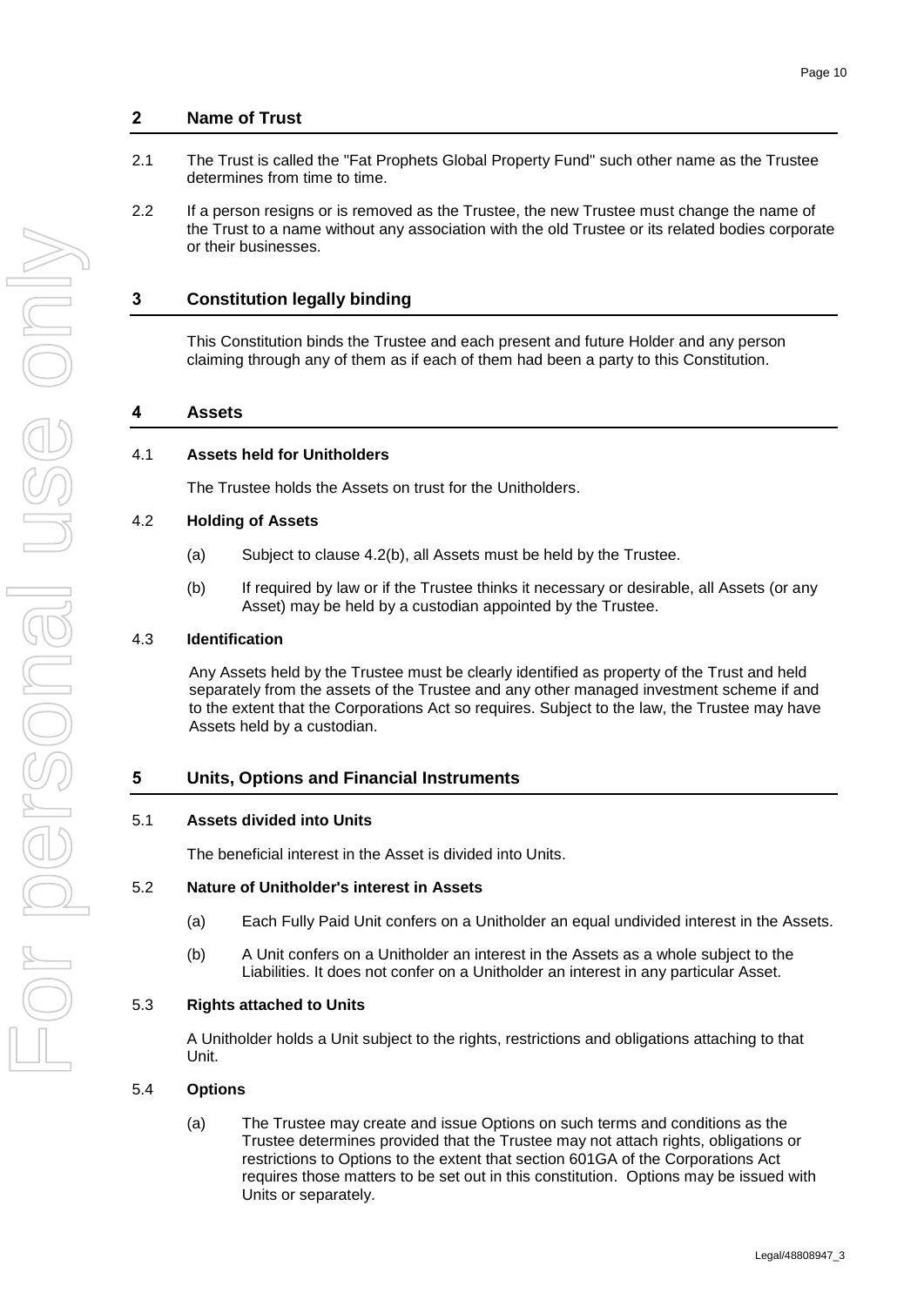## 2 Name of Trust

2.1 The Trust is called the "Fat Prophets Global Property Fund" such other name as the Trustee determines from time to time.

2.2 If a person resigns or is removed as the Trustee, the new Trustee must change the name of the Trust to a name without any association with the old Trustee or its related bodies corporate or their businesses.

## 3 Constitution legally binding

This Constitution binds the Trustee and each present and future Holder and any person claiming through any of them as if each of them had been a party to this Constitution.

## 4 Assets

4.1 **Assets held for Unitholders**

The Trustee holds the Assets on trust for the Unitholders.

4.2 **Holding of Assets**

(a) Subject to clause 4.2(b), all Assets must be held by the Trustee.

(b) If required by law or if the Trustee thinks it necessary or desirable, all Assets (or any Asset) may be held by a custodian appointed by the Trustee.

4.3 **Identification**

Any Assets held by the Trustee must be clearly identified as property of the Trust and held separately from the assets of the Trustee and any other managed investment scheme if and to the extent that the Corporations Act so requires. Subject to the law, the Trustee may have Assets held by a custodian.

## 5 Units, Options and Financial Instruments

5.1 **Assets divided into Units**

The beneficial interest in the Asset is divided into Units.

5.2 **Nature of Unitholder's interest in Assets**

(a) Each Fully Paid Unit confers on a Unitholder an equal undivided interest in the Assets.

(b) A Unit confers on a Unitholder an interest in the Assets as a whole subject to the Liabilities. It does not confer on a Unitholder an interest in any particular Asset.

5.3 **Rights attached to Units**

A Unitholder holds a Unit subject to the rights, restrictions and obligations attaching to that Unit.

5.4 **Options**

(a) The Trustee may create and issue Options on such terms and conditions as the Trustee determines provided that the Trustee may not attach rights, obligations or restrictions to Options to the extent that section 601GA of the Corporations Act requires those matters to be set out in this constitution. Options may be issued with Units or separately.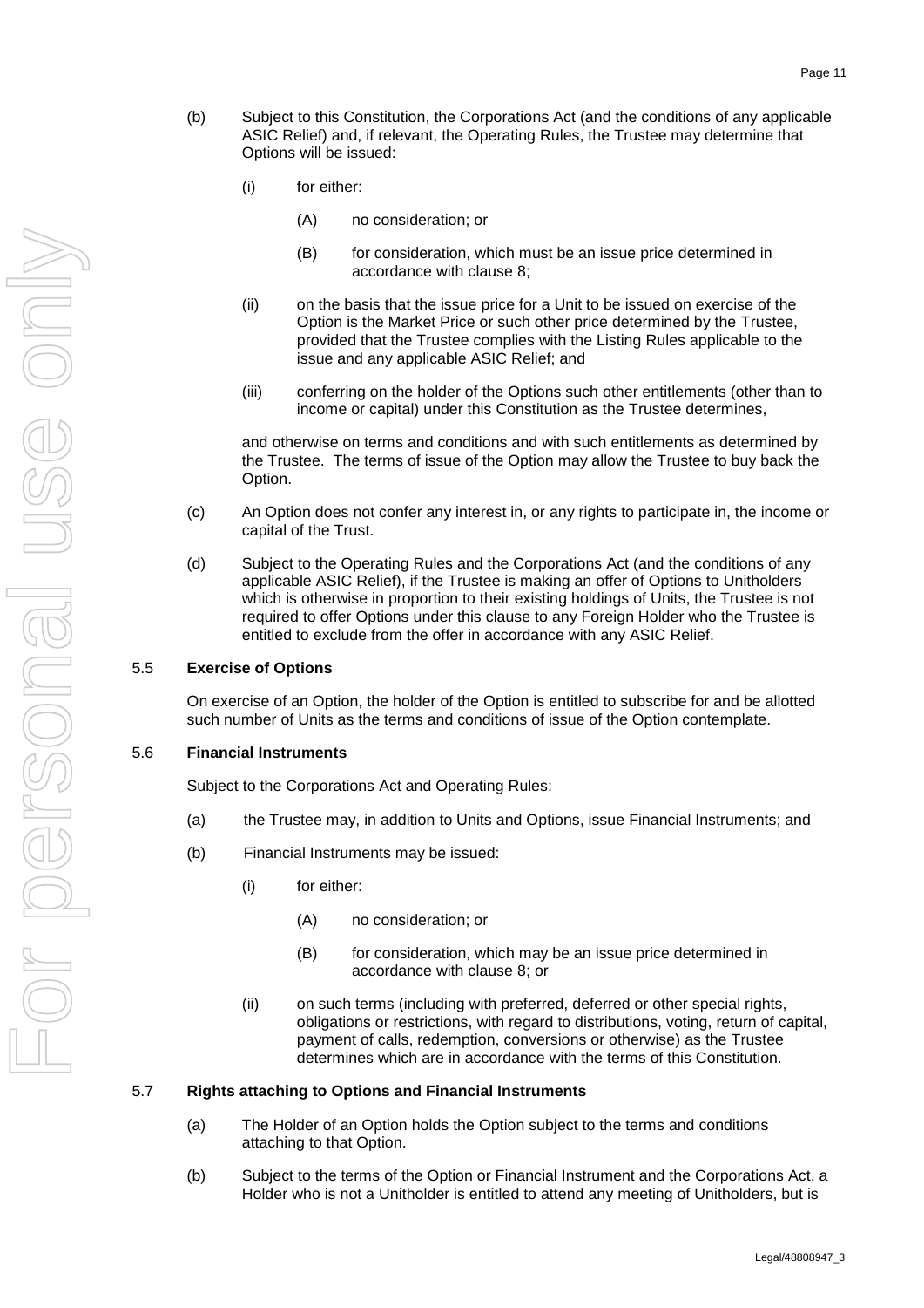(b) Subject to this Constitution, the Corporations Act (and the conditions of any applicable ASIC Relief) and, if relevant, the Operating Rules, the Trustee may determine that Options will be issued:

  (i) for either:

    (A) no consideration; or

    (B) for consideration, which must be an issue price determined in accordance with clause 8;

  (ii) on the basis that the issue price for a Unit to be issued on exercise of the Option is the Market Price or such other price determined by the Trustee, provided that the Trustee complies with the Listing Rules applicable to the issue and any applicable ASIC Relief; and

  (iii) conferring on the holder of the Options such other entitlements (other than to income or capital) under this Constitution as the Trustee determines,

  and otherwise on terms and conditions and with such entitlements as determined by the Trustee. The terms of issue of the Option may allow the Trustee to buy back the Option.

(c) An Option does not confer any interest in, or any rights to participate in, the income or capital of the Trust.

(d) Subject to the Operating Rules and the Corporations Act (and the conditions of any applicable ASIC Relief), if the Trustee is making an offer of Options to Unitholders which is otherwise in proportion to their existing holdings of Units, the Trustee is not required to offer Options under this clause to any Foreign Holder who the Trustee is entitled to exclude from the offer in accordance with any ASIC Relief.

### 5.5 Exercise of Options

On exercise of an Option, the holder of the Option is entitled to subscribe for and be allotted such number of Units as the terms and conditions of issue of the Option contemplate.

### 5.6 Financial Instruments

Subject to the Corporations Act and Operating Rules:

(a) the Trustee may, in addition to Units and Options, issue Financial Instruments; and

(b) Financial Instruments may be issued:

  (i) for either:

    (A) no consideration; or

    (B) for consideration, which may be an issue price determined in accordance with clause 8; or

  (ii) on such terms (including with preferred, deferred or other special rights, obligations or restrictions, with regard to distributions, voting, return of capital, payment of calls, redemption, conversions or otherwise) as the Trustee determines which are in accordance with the terms of this Constitution.

### 5.7 Rights attaching to Options and Financial Instruments

(a) The Holder of an Option holds the Option subject to the terms and conditions attaching to that Option.

(b) Subject to the terms of the Option or Financial Instrument and the Corporations Act, a Holder who is not a Unitholder is entitled to attend any meeting of Unitholders, but is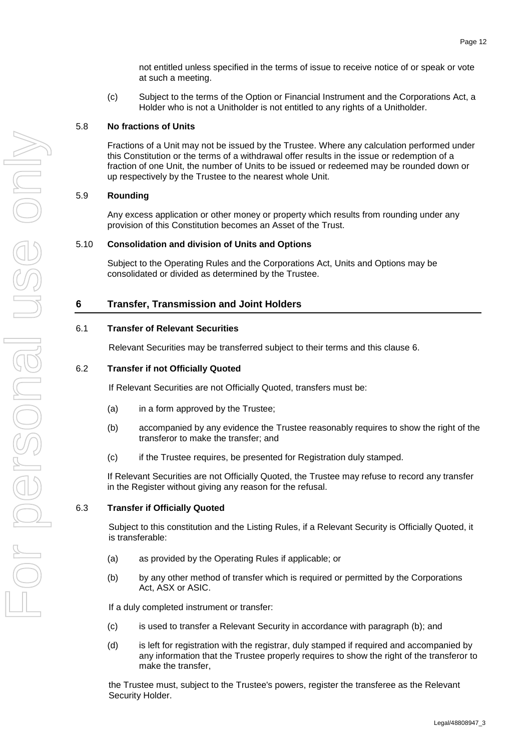not entitled unless specified in the terms of issue to receive notice of or speak or vote at such a meeting.

(c) Subject to the terms of the Option or Financial Instrument and the Corporations Act, a Holder who is not a Unitholder is not entitled to any rights of a Unitholder.

### 5.8 No fractions of Units

Fractions of a Unit may not be issued by the Trustee. Where any calculation performed under this Constitution or the terms of a withdrawal offer results in the issue or redemption of a fraction of one Unit, the number of Units to be issued or redeemed may be rounded down or up respectively by the Trustee to the nearest whole Unit.

### 5.9 Rounding

Any excess application or other money or property which results from rounding under any provision of this Constitution becomes an Asset of the Trust.

### 5.10 Consolidation and division of Units and Options

Subject to the Operating Rules and the Corporations Act, Units and Options may be consolidated or divided as determined by the Trustee.

## 6 Transfer, Transmission and Joint Holders

### 6.1 Transfer of Relevant Securities

Relevant Securities may be transferred subject to their terms and this clause 6.

### 6.2 Transfer if not Officially Quoted

If Relevant Securities are not Officially Quoted, transfers must be:

(a) in a form approved by the Trustee;

(b) accompanied by any evidence the Trustee reasonably requires to show the right of the transferor to make the transfer; and

(c) if the Trustee requires, be presented for Registration duly stamped.

If Relevant Securities are not Officially Quoted, the Trustee may refuse to record any transfer in the Register without giving any reason for the refusal.

### 6.3 Transfer if Officially Quoted

Subject to this constitution and the Listing Rules, if a Relevant Security is Officially Quoted, it is transferable:

(a) as provided by the Operating Rules if applicable; or

(b) by any other method of transfer which is required or permitted by the Corporations Act, ASX or ASIC.

If a duly completed instrument or transfer:

(c) is used to transfer a Relevant Security in accordance with paragraph (b); and

(d) is left for registration with the registrar, duly stamped if required and accompanied by any information that the Trustee properly requires to show the right of the transferor to make the transfer,

the Trustee must, subject to the Trustee's powers, register the transferee as the Relevant Security Holder.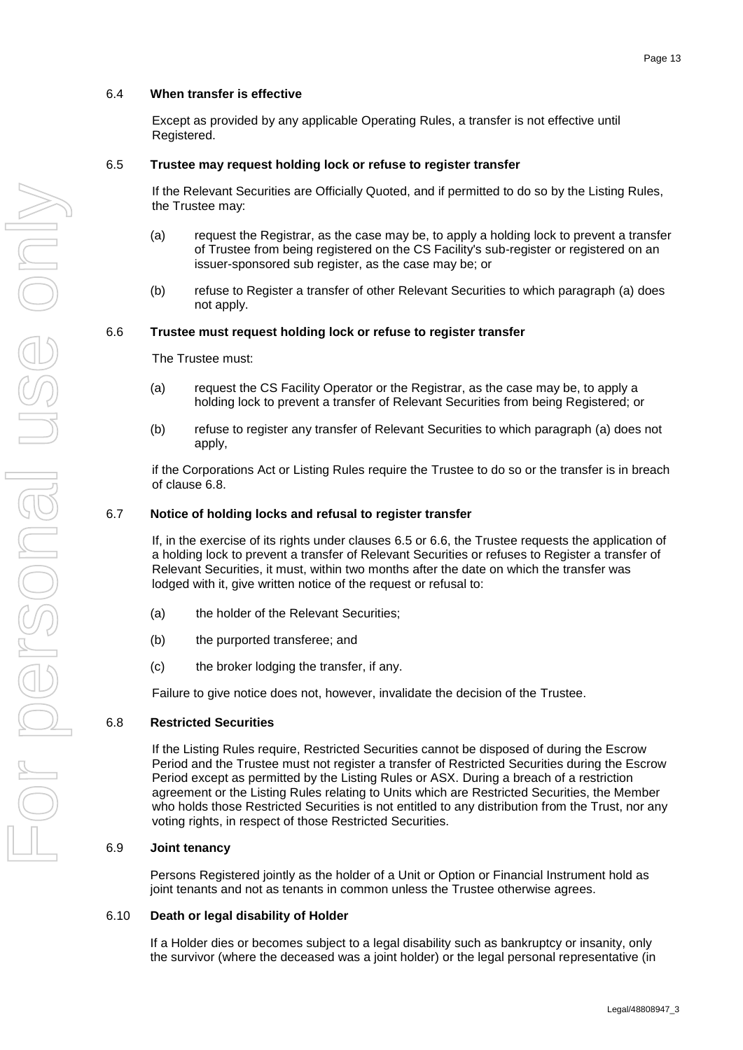### 6.4 **When transfer is effective**

Except as provided by any applicable Operating Rules, a transfer is not effective until Registered.

### 6.5 **Trustee may request holding lock or refuse to register transfer**

If the Relevant Securities are Officially Quoted, and if permitted to do so by the Listing Rules, the Trustee may:

(a) request the Registrar, as the case may be, to apply a holding lock to prevent a transfer of Trustee from being registered on the CS Facility's sub-register or registered on an issuer-sponsored sub register, as the case may be; or

(b) refuse to Register a transfer of other Relevant Securities to which paragraph (a) does not apply.

### 6.6 **Trustee must request holding lock or refuse to register transfer**

The Trustee must:

(a) request the CS Facility Operator or the Registrar, as the case may be, to apply a holding lock to prevent a transfer of Relevant Securities from being Registered; or

(b) refuse to register any transfer of Relevant Securities to which paragraph (a) does not apply,

if the Corporations Act or Listing Rules require the Trustee to do so or the transfer is in breach of clause 6.8.

### 6.7 **Notice of holding locks and refusal to register transfer**

If, in the exercise of its rights under clauses 6.5 or 6.6, the Trustee requests the application of a holding lock to prevent a transfer of Relevant Securities or refuses to Register a transfer of Relevant Securities, it must, within two months after the date on which the transfer was lodged with it, give written notice of the request or refusal to:

(a) the holder of the Relevant Securities;

(b) the purported transferee; and

(c) the broker lodging the transfer, if any.

Failure to give notice does not, however, invalidate the decision of the Trustee.

### 6.8 **Restricted Securities**

If the Listing Rules require, Restricted Securities cannot be disposed of during the Escrow Period and the Trustee must not register a transfer of Restricted Securities during the Escrow Period except as permitted by the Listing Rules or ASX. During a breach of a restriction agreement or the Listing Rules relating to Units which are Restricted Securities, the Member who holds those Restricted Securities is not entitled to any distribution from the Trust, nor any voting rights, in respect of those Restricted Securities.

### 6.9 **Joint tenancy**

Persons Registered jointly as the holder of a Unit or Option or Financial Instrument hold as joint tenants and not as tenants in common unless the Trustee otherwise agrees.

### 6.10 **Death or legal disability of Holder**

If a Holder dies or becomes subject to a legal disability such as bankruptcy or insanity, only the survivor (where the deceased was a joint holder) or the legal personal representative (in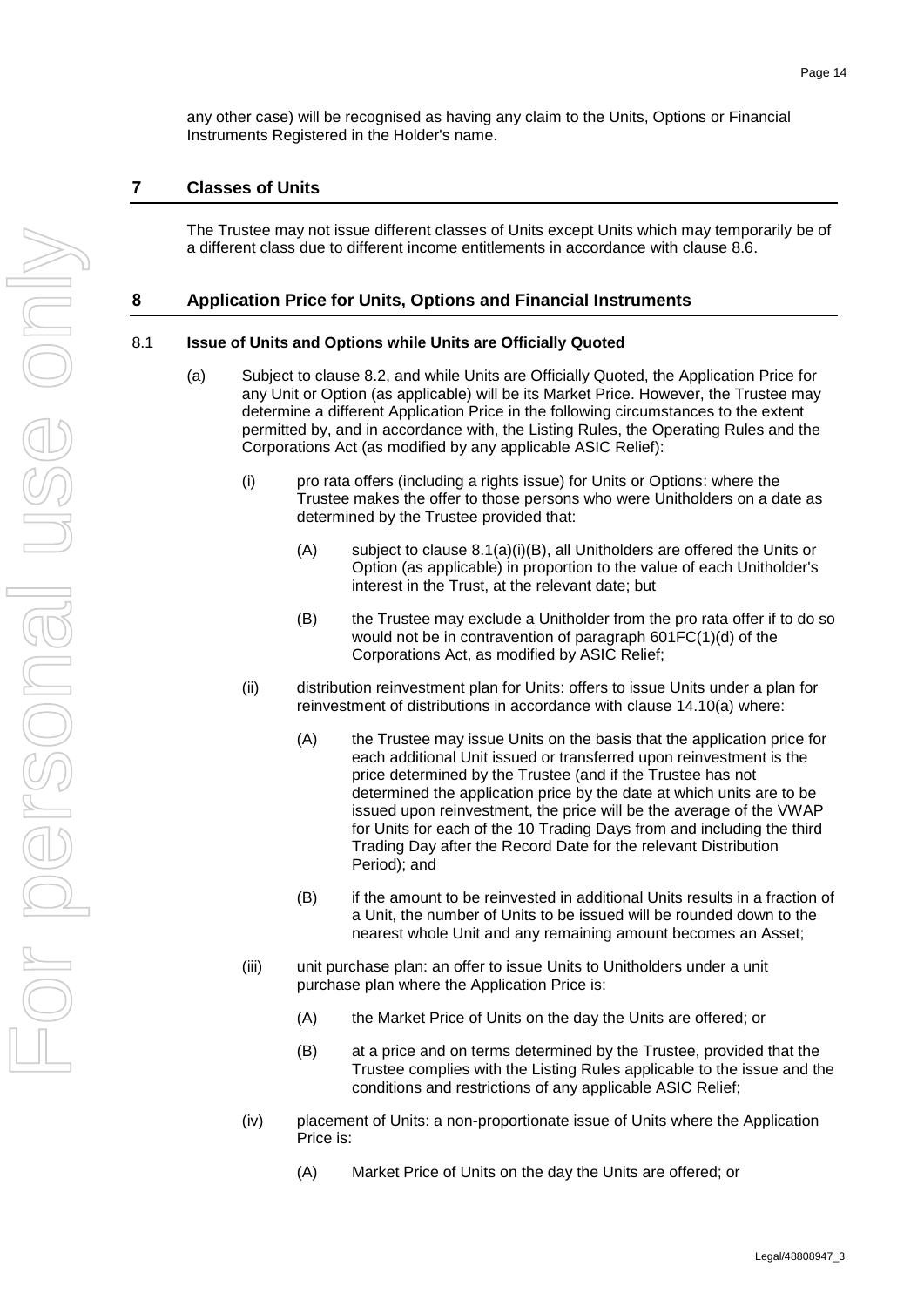any other case) will be recognised as having any claim to the Units, Options or Financial Instruments Registered in the Holder's name.

## 7 Classes of Units

The Trustee may not issue different classes of Units except Units which may temporarily be of a different class due to different income entitlements in accordance with clause 8.6.

## 8 Application Price for Units, Options and Financial Instruments

### 8.1 Issue of Units and Options while Units are Officially Quoted

(a) Subject to clause 8.2, and while Units are Officially Quoted, the Application Price for any Unit or Option (as applicable) will be its Market Price. However, the Trustee may determine a different Application Price in the following circumstances to the extent permitted by, and in accordance with, the Listing Rules, the Operating Rules and the Corporations Act (as modified by any applicable ASIC Relief):

(i) pro rata offers (including a rights issue) for Units or Options: where the Trustee makes the offer to those persons who were Unitholders on a date as determined by the Trustee provided that:

(A) subject to clause 8.1(a)(i)(B), all Unitholders are offered the Units or Option (as applicable) in proportion to the value of each Unitholder's interest in the Trust, at the relevant date; but

(B) the Trustee may exclude a Unitholder from the pro rata offer if to do so would not be in contravention of paragraph 601FC(1)(d) of the Corporations Act, as modified by ASIC Relief;

(ii) distribution reinvestment plan for Units: offers to issue Units under a plan for reinvestment of distributions in accordance with clause 14.10(a) where:

(A) the Trustee may issue Units on the basis that the application price for each additional Unit issued or transferred upon reinvestment is the price determined by the Trustee (and if the Trustee has not determined the application price by the date at which units are to be issued upon reinvestment, the price will be the average of the VWAP for Units for each of the 10 Trading Days from and including the third Trading Day after the Record Date for the relevant Distribution Period); and

(B) if the amount to be reinvested in additional Units results in a fraction of a Unit, the number of Units to be issued will be rounded down to the nearest whole Unit and any remaining amount becomes an Asset;

(iii) unit purchase plan: an offer to issue Units to Unitholders under a unit purchase plan where the Application Price is:

(A) the Market Price of Units on the day the Units are offered; or

(B) at a price and on terms determined by the Trustee, provided that the Trustee complies with the Listing Rules applicable to the issue and the conditions and restrictions of any applicable ASIC Relief;

(iv) placement of Units: a non-proportionate issue of Units where the Application Price is:

(A) Market Price of Units on the day the Units are offered; or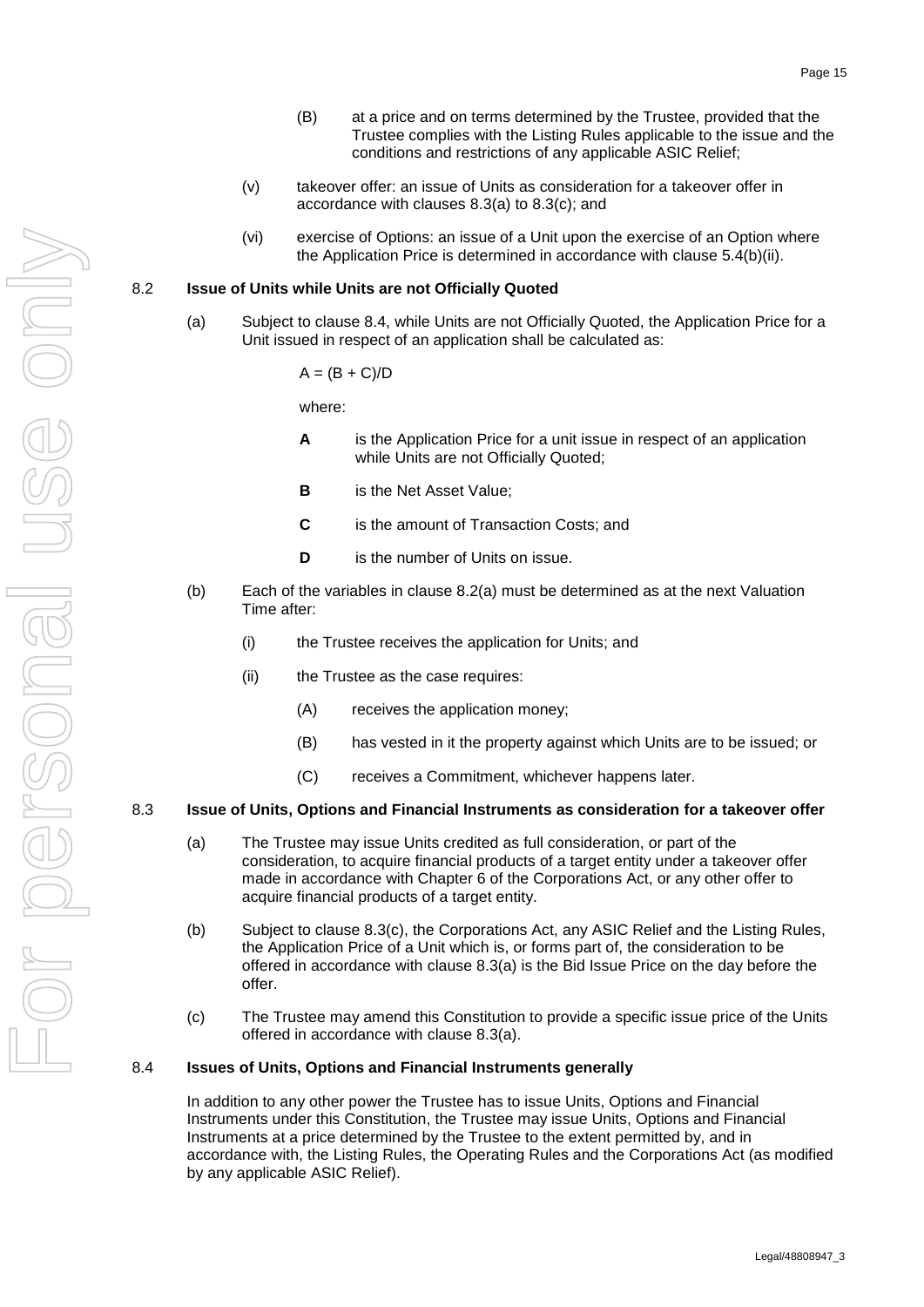(B) at a price and on terms determined by the Trustee, provided that the Trustee complies with the Listing Rules applicable to the issue and the conditions and restrictions of any applicable ASIC Relief;

(v) takeover offer: an issue of Units as consideration for a takeover offer in accordance with clauses 8.3(a) to 8.3(c); and

(vi) exercise of Options: an issue of a Unit upon the exercise of an Option where the Application Price is determined in accordance with clause 5.4(b)(ii).

### 8.2 Issue of Units while Units are not Officially Quoted

(a) Subject to clause 8.4, while Units are not Officially Quoted, the Application Price for a Unit issued in respect of an application shall be calculated as:

$$A = (B + C)/D$$

where:

**A** is the Application Price for a unit issue in respect of an application while Units are not Officially Quoted;

**B** is the Net Asset Value;

**C** is the amount of Transaction Costs; and

**D** is the number of Units on issue.

(b) Each of the variables in clause 8.2(a) must be determined as at the next Valuation Time after:

(i) the Trustee receives the application for Units; and

(ii) the Trustee as the case requires:

(A) receives the application money;

(B) has vested in it the property against which Units are to be issued; or

(C) receives a Commitment, whichever happens later.

### 8.3 Issue of Units, Options and Financial Instruments as consideration for a takeover offer

(a) The Trustee may issue Units credited as full consideration, or part of the consideration, to acquire financial products of a target entity under a takeover offer made in accordance with Chapter 6 of the Corporations Act, or any other offer to acquire financial products of a target entity.

(b) Subject to clause 8.3(c), the Corporations Act, any ASIC Relief and the Listing Rules, the Application Price of a Unit which is, or forms part of, the consideration to be offered in accordance with clause 8.3(a) is the Bid Issue Price on the day before the offer.

(c) The Trustee may amend this Constitution to provide a specific issue price of the Units offered in accordance with clause 8.3(a).

### 8.4 Issues of Units, Options and Financial Instruments generally

In addition to any other power the Trustee has to issue Units, Options and Financial Instruments under this Constitution, the Trustee may issue Units, Options and Financial Instruments at a price determined by the Trustee to the extent permitted by, and in accordance with, the Listing Rules, the Operating Rules and the Corporations Act (as modified by any applicable ASIC Relief).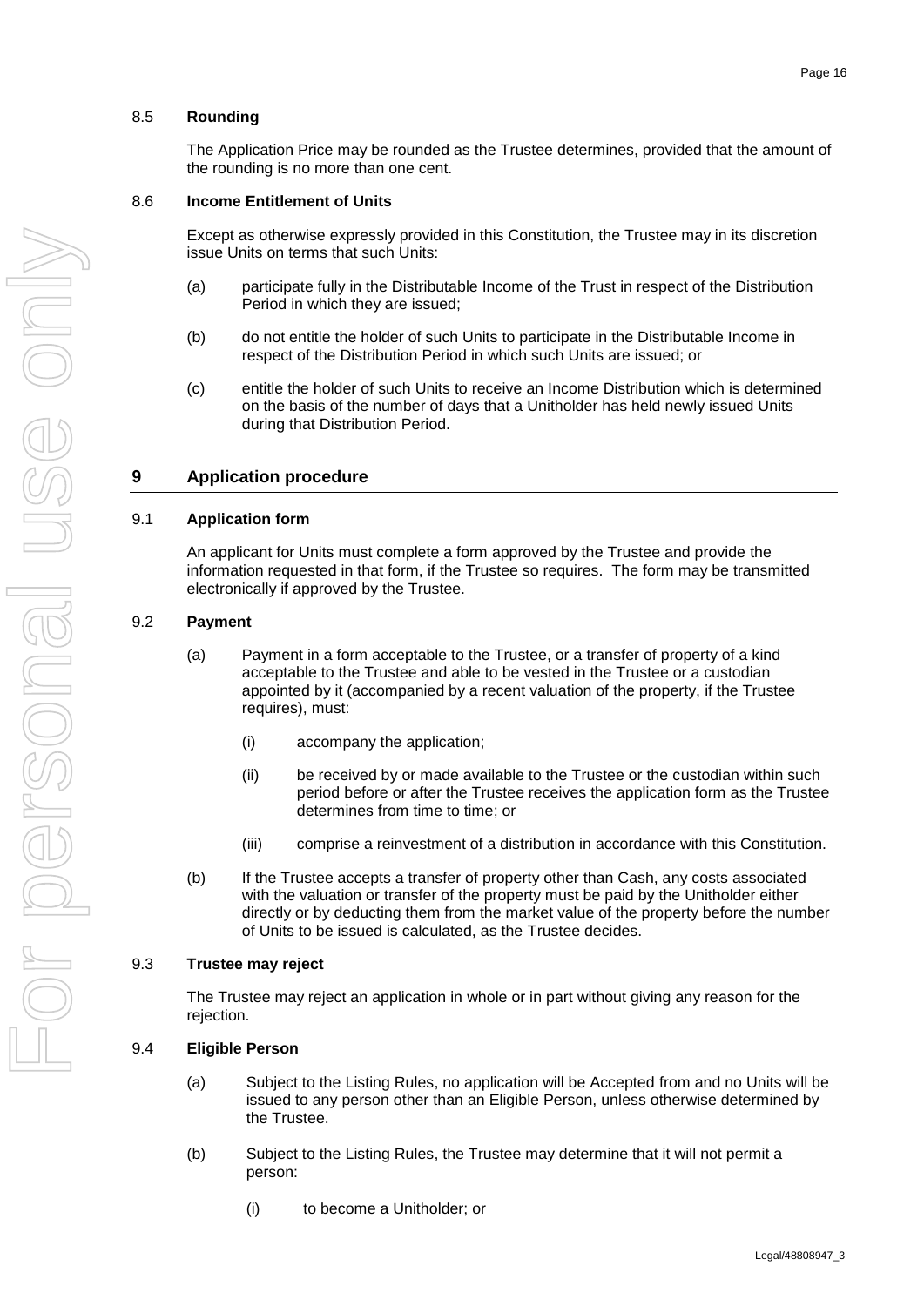### 8.5 Rounding

The Application Price may be rounded as the Trustee determines, provided that the amount of the rounding is no more than one cent.

### 8.6 Income Entitlement of Units

Except as otherwise expressly provided in this Constitution, the Trustee may in its discretion issue Units on terms that such Units:

(a) participate fully in the Distributable Income of the Trust in respect of the Distribution Period in which they are issued;

(b) do not entitle the holder of such Units to participate in the Distributable Income in respect of the Distribution Period in which such Units are issued; or

(c) entitle the holder of such Units to receive an Income Distribution which is determined on the basis of the number of days that a Unitholder has held newly issued Units during that Distribution Period.

## 9 Application procedure

### 9.1 Application form

An applicant for Units must complete a form approved by the Trustee and provide the information requested in that form, if the Trustee so requires. The form may be transmitted electronically if approved by the Trustee.

### 9.2 Payment

(a) Payment in a form acceptable to the Trustee, or a transfer of property of a kind acceptable to the Trustee and able to be vested in the Trustee or a custodian appointed by it (accompanied by a recent valuation of the property, if the Trustee requires), must:

(i) accompany the application;

(ii) be received by or made available to the Trustee or the custodian within such period before or after the Trustee receives the application form as the Trustee determines from time to time; or

(iii) comprise a reinvestment of a distribution in accordance with this Constitution.

(b) If the Trustee accepts a transfer of property other than Cash, any costs associated with the valuation or transfer of the property must be paid by the Unitholder either directly or by deducting them from the market value of the property before the number of Units to be issued is calculated, as the Trustee decides.

### 9.3 Trustee may reject

The Trustee may reject an application in whole or in part without giving any reason for the rejection.

### 9.4 Eligible Person

(a) Subject to the Listing Rules, no application will be Accepted from and no Units will be issued to any person other than an Eligible Person, unless otherwise determined by the Trustee.

(b) Subject to the Listing Rules, the Trustee may determine that it will not permit a person:

(i) to become a Unitholder; or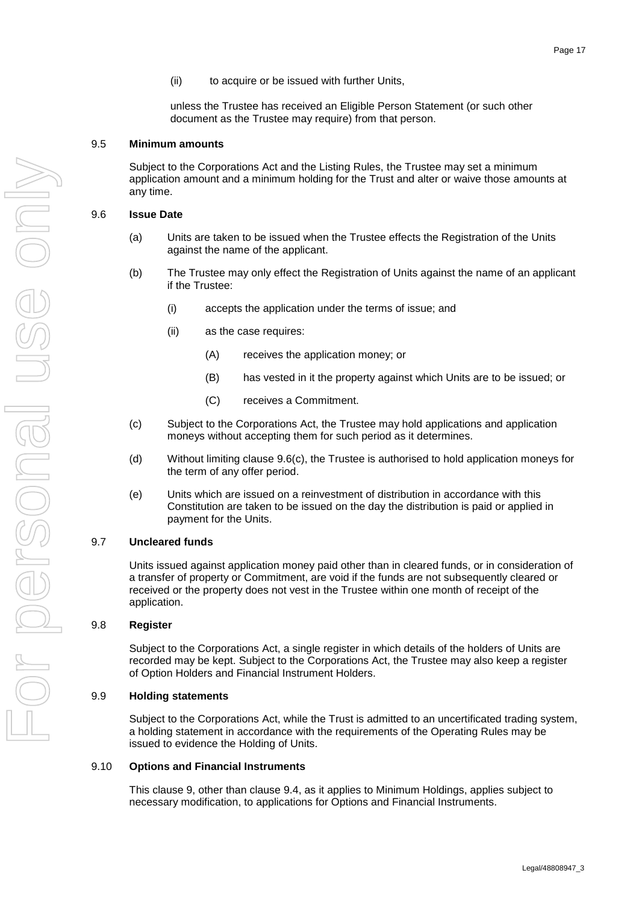(ii) to acquire or be issued with further Units,

unless the Trustee has received an Eligible Person Statement (or such other document as the Trustee may require) from that person.

### 9.5 Minimum amounts

Subject to the Corporations Act and the Listing Rules, the Trustee may set a minimum application amount and a minimum holding for the Trust and alter or waive those amounts at any time.

### 9.6 Issue Date

(a) Units are taken to be issued when the Trustee effects the Registration of the Units against the name of the applicant.

(b) The Trustee may only effect the Registration of Units against the name of an applicant if the Trustee:

(i) accepts the application under the terms of issue; and

(ii) as the case requires:

(A) receives the application money; or

(B) has vested in it the property against which Units are to be issued; or

(C) receives a Commitment.

(c) Subject to the Corporations Act, the Trustee may hold applications and application moneys without accepting them for such period as it determines.

(d) Without limiting clause 9.6(c), the Trustee is authorised to hold application moneys for the term of any offer period.

(e) Units which are issued on a reinvestment of distribution in accordance with this Constitution are taken to be issued on the day the distribution is paid or applied in payment for the Units.

### 9.7 Uncleared funds

Units issued against application money paid other than in cleared funds, or in consideration of a transfer of property or Commitment, are void if the funds are not subsequently cleared or received or the property does not vest in the Trustee within one month of receipt of the application.

### 9.8 Register

Subject to the Corporations Act, a single register in which details of the holders of Units are recorded may be kept. Subject to the Corporations Act, the Trustee may also keep a register of Option Holders and Financial Instrument Holders.

### 9.9 Holding statements

Subject to the Corporations Act, while the Trust is admitted to an uncertificated trading system, a holding statement in accordance with the requirements of the Operating Rules may be issued to evidence the Holding of Units.

### 9.10 Options and Financial Instruments

This clause 9, other than clause 9.4, as it applies to Minimum Holdings, applies subject to necessary modification, to applications for Options and Financial Instruments.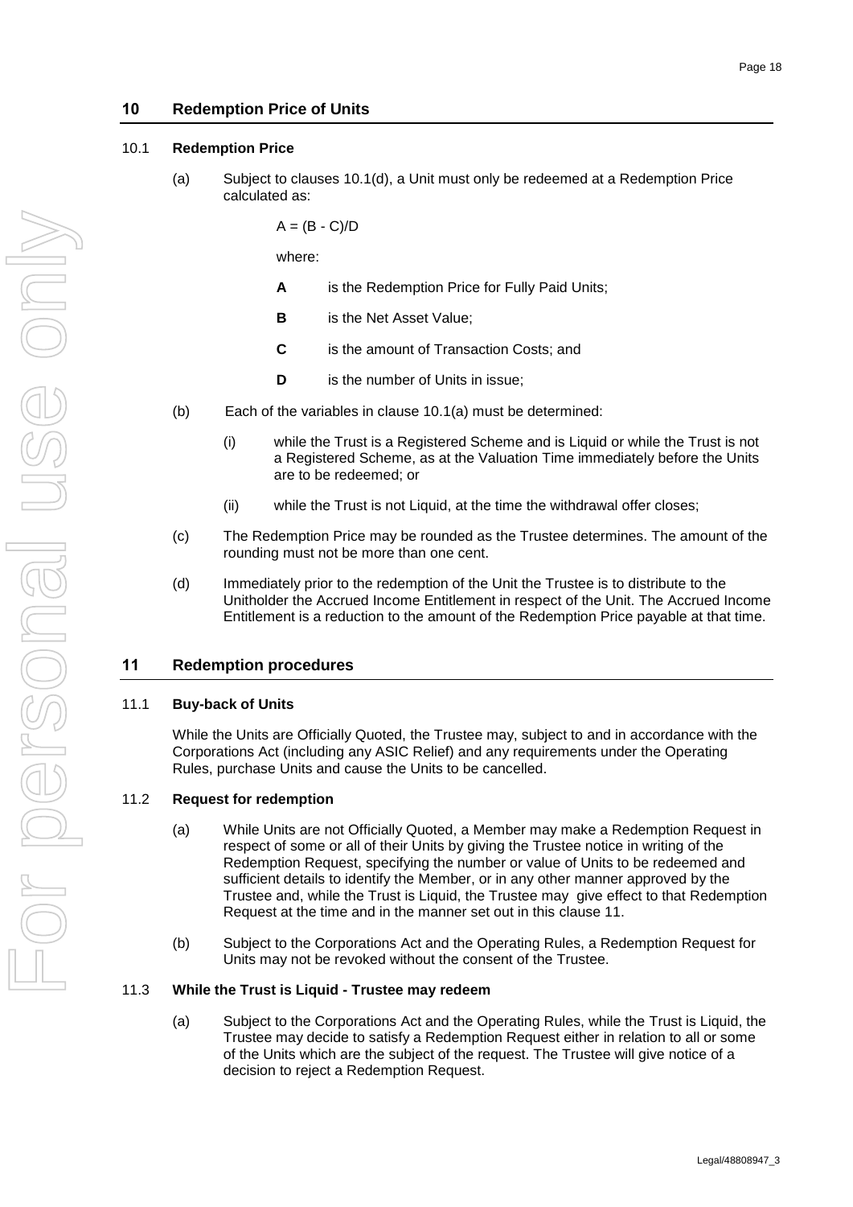## 10 Redemption Price of Units

### 10.1 Redemption Price

(a) Subject to clauses 10.1(d), a Unit must only be redeemed at a Redemption Price calculated as:

$$A = (B - C)/D$$

where:

**A** is the Redemption Price for Fully Paid Units;

**B** is the Net Asset Value;

**C** is the amount of Transaction Costs; and

**D** is the number of Units in issue;

(b) Each of the variables in clause 10.1(a) must be determined:

(i) while the Trust is a Registered Scheme and is Liquid or while the Trust is not a Registered Scheme, as at the Valuation Time immediately before the Units are to be redeemed; or

(ii) while the Trust is not Liquid, at the time the withdrawal offer closes;

(c) The Redemption Price may be rounded as the Trustee determines. The amount of the rounding must not be more than one cent.

(d) Immediately prior to the redemption of the Unit the Trustee is to distribute to the Unitholder the Accrued Income Entitlement in respect of the Unit. The Accrued Income Entitlement is a reduction to the amount of the Redemption Price payable at that time.

## 11 Redemption procedures

### 11.1 Buy-back of Units

While the Units are Officially Quoted, the Trustee may, subject to and in accordance with the Corporations Act (including any ASIC Relief) and any requirements under the Operating Rules, purchase Units and cause the Units to be cancelled.

### 11.2 Request for redemption

(a) While Units are not Officially Quoted, a Member may make a Redemption Request in respect of some or all of their Units by giving the Trustee notice in writing of the Redemption Request, specifying the number or value of Units to be redeemed and sufficient details to identify the Member, or in any other manner approved by the Trustee and, while the Trust is Liquid, the Trustee may give effect to that Redemption Request at the time and in the manner set out in this clause 11.

(b) Subject to the Corporations Act and the Operating Rules, a Redemption Request for Units may not be revoked without the consent of the Trustee.

### 11.3 While the Trust is Liquid - Trustee may redeem

(a) Subject to the Corporations Act and the Operating Rules, while the Trust is Liquid, the Trustee may decide to satisfy a Redemption Request either in relation to all or some of the Units which are the subject of the request. The Trustee will give notice of a decision to reject a Redemption Request.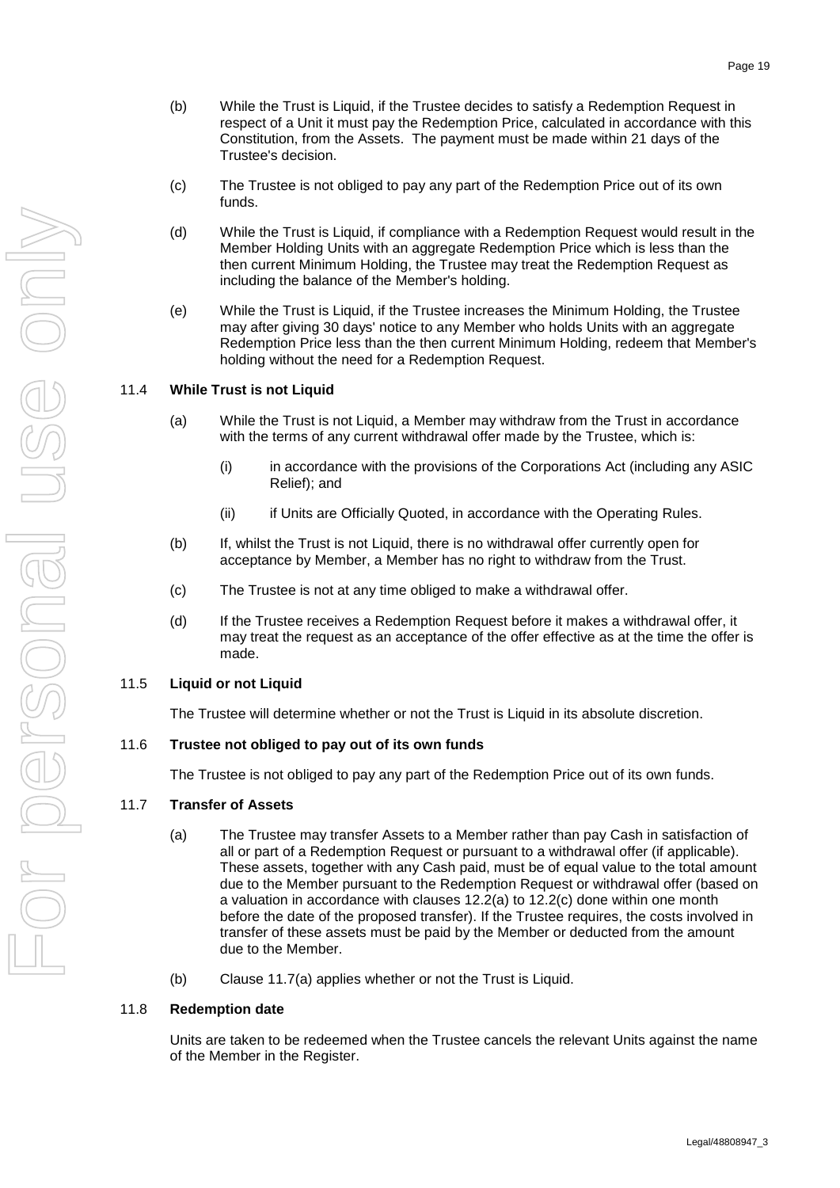(b) While the Trust is Liquid, if the Trustee decides to satisfy a Redemption Request in respect of a Unit it must pay the Redemption Price, calculated in accordance with this Constitution, from the Assets. The payment must be made within 21 days of the Trustee's decision.

(c) The Trustee is not obliged to pay any part of the Redemption Price out of its own funds.

(d) While the Trust is Liquid, if compliance with a Redemption Request would result in the Member Holding Units with an aggregate Redemption Price which is less than the then current Minimum Holding, the Trustee may treat the Redemption Request as including the balance of the Member's holding.

(e) While the Trust is Liquid, if the Trustee increases the Minimum Holding, the Trustee may after giving 30 days' notice to any Member who holds Units with an aggregate Redemption Price less than the then current Minimum Holding, redeem that Member's holding without the need for a Redemption Request.

### 11.4 While Trust is not Liquid

(a) While the Trust is not Liquid, a Member may withdraw from the Trust in accordance with the terms of any current withdrawal offer made by the Trustee, which is:

  (i) in accordance with the provisions of the Corporations Act (including any ASIC Relief); and

  (ii) if Units are Officially Quoted, in accordance with the Operating Rules.

(b) If, whilst the Trust is not Liquid, there is no withdrawal offer currently open for acceptance by Member, a Member has no right to withdraw from the Trust.

(c) The Trustee is not at any time obliged to make a withdrawal offer.

(d) If the Trustee receives a Redemption Request before it makes a withdrawal offer, it may treat the request as an acceptance of the offer effective as at the time the offer is made.

### 11.5 Liquid or not Liquid

The Trustee will determine whether or not the Trust is Liquid in its absolute discretion.

### 11.6 Trustee not obliged to pay out of its own funds

The Trustee is not obliged to pay any part of the Redemption Price out of its own funds.

### 11.7 Transfer of Assets

(a) The Trustee may transfer Assets to a Member rather than pay Cash in satisfaction of all or part of a Redemption Request or pursuant to a withdrawal offer (if applicable). These assets, together with any Cash paid, must be of equal value to the total amount due to the Member pursuant to the Redemption Request or withdrawal offer (based on a valuation in accordance with clauses 12.2(a) to 12.2(c) done within one month before the date of the proposed transfer). If the Trustee requires, the costs involved in transfer of these assets must be paid by the Member or deducted from the amount due to the Member.

(b) Clause 11.7(a) applies whether or not the Trust is Liquid.

### 11.8 Redemption date

Units are taken to be redeemed when the Trustee cancels the relevant Units against the name of the Member in the Register.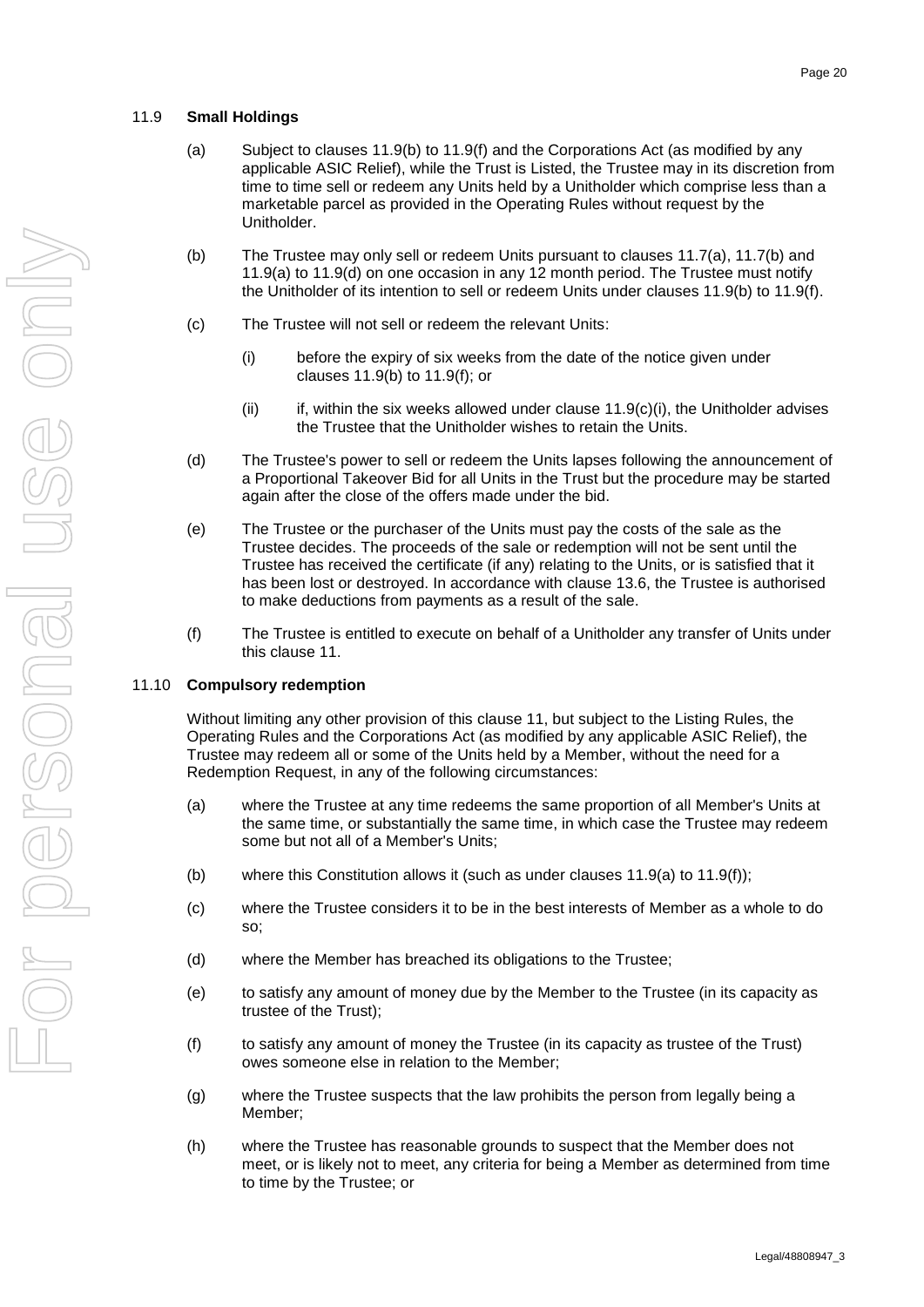## 11.9 **Small Holdings**

(a) Subject to clauses 11.9(b) to 11.9(f) and the Corporations Act (as modified by any applicable ASIC Relief), while the Trust is Listed, the Trustee may in its discretion from time to time sell or redeem any Units held by a Unitholder which comprise less than a marketable parcel as provided in the Operating Rules without request by the Unitholder.

(b) The Trustee may only sell or redeem Units pursuant to clauses 11.7(a), 11.7(b) and 11.9(a) to 11.9(d) on one occasion in any 12 month period. The Trustee must notify the Unitholder of its intention to sell or redeem Units under clauses 11.9(b) to 11.9(f).

(c) The Trustee will not sell or redeem the relevant Units:

  (i) before the expiry of six weeks from the date of the notice given under clauses 11.9(b) to 11.9(f); or

  (ii) if, within the six weeks allowed under clause 11.9(c)(i), the Unitholder advises the Trustee that the Unitholder wishes to retain the Units.

(d) The Trustee's power to sell or redeem the Units lapses following the announcement of a Proportional Takeover Bid for all Units in the Trust but the procedure may be started again after the close of the offers made under the bid.

(e) The Trustee or the purchaser of the Units must pay the costs of the sale as the Trustee decides. The proceeds of the sale or redemption will not be sent until the Trustee has received the certificate (if any) relating to the Units, or is satisfied that it has been lost or destroyed. In accordance with clause 13.6, the Trustee is authorised to make deductions from payments as a result of the sale.

(f) The Trustee is entitled to execute on behalf of a Unitholder any transfer of Units under this clause 11.

## 11.10 **Compulsory redemption**

Without limiting any other provision of this clause 11, but subject to the Listing Rules, the Operating Rules and the Corporations Act (as modified by any applicable ASIC Relief), the Trustee may redeem all or some of the Units held by a Member, without the need for a Redemption Request, in any of the following circumstances:

(a) where the Trustee at any time redeems the same proportion of all Member's Units at the same time, or substantially the same time, in which case the Trustee may redeem some but not all of a Member's Units;

(b) where this Constitution allows it (such as under clauses 11.9(a) to 11.9(f));

(c) where the Trustee considers it to be in the best interests of Member as a whole to do so;

(d) where the Member has breached its obligations to the Trustee;

(e) to satisfy any amount of money due by the Member to the Trustee (in its capacity as trustee of the Trust);

(f) to satisfy any amount of money the Trustee (in its capacity as trustee of the Trust) owes someone else in relation to the Member;

(g) where the Trustee suspects that the law prohibits the person from legally being a Member;

(h) where the Trustee has reasonable grounds to suspect that the Member does not meet, or is likely not to meet, any criteria for being a Member as determined from time to time by the Trustee; or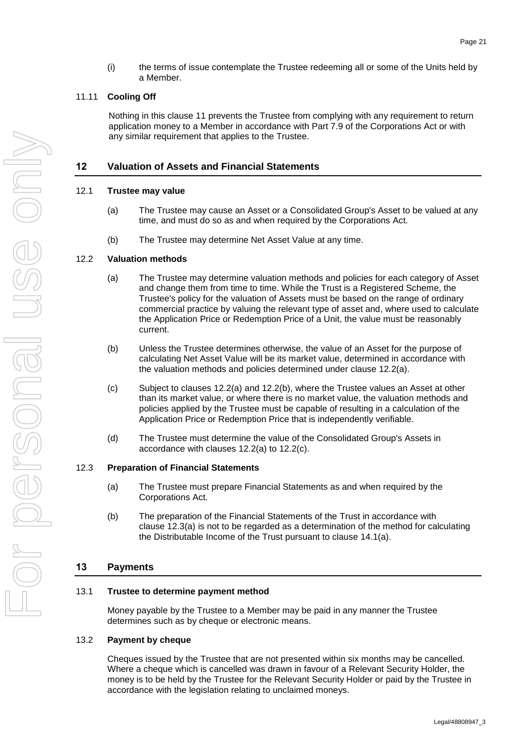(i) the terms of issue contemplate the Trustee redeeming all or some of the Units held by a Member.

### 11.11 Cooling Off

Nothing in this clause 11 prevents the Trustee from complying with any requirement to return application money to a Member in accordance with Part 7.9 of the Corporations Act or with any similar requirement that applies to the Trustee.

## 12 Valuation of Assets and Financial Statements

### 12.1 Trustee may value

(a) The Trustee may cause an Asset or a Consolidated Group's Asset to be valued at any time, and must do so as and when required by the Corporations Act.

(b) The Trustee may determine Net Asset Value at any time.

### 12.2 Valuation methods

(a) The Trustee may determine valuation methods and policies for each category of Asset and change them from time to time. While the Trust is a Registered Scheme, the Trustee's policy for the valuation of Assets must be based on the range of ordinary commercial practice by valuing the relevant type of asset and, where used to calculate the Application Price or Redemption Price of a Unit, the value must be reasonably current.

(b) Unless the Trustee determines otherwise, the value of an Asset for the purpose of calculating Net Asset Value will be its market value, determined in accordance with the valuation methods and policies determined under clause 12.2(a).

(c) Subject to clauses 12.2(a) and 12.2(b), where the Trustee values an Asset at other than its market value, or where there is no market value, the valuation methods and policies applied by the Trustee must be capable of resulting in a calculation of the Application Price or Redemption Price that is independently verifiable.

(d) The Trustee must determine the value of the Consolidated Group's Assets in accordance with clauses 12.2(a) to 12.2(c).

### 12.3 Preparation of Financial Statements

(a) The Trustee must prepare Financial Statements as and when required by the Corporations Act.

(b) The preparation of the Financial Statements of the Trust in accordance with clause 12.3(a) is not to be regarded as a determination of the method for calculating the Distributable Income of the Trust pursuant to clause 14.1(a).

## 13 Payments

### 13.1 Trustee to determine payment method

Money payable by the Trustee to a Member may be paid in any manner the Trustee determines such as by cheque or electronic means.

### 13.2 Payment by cheque

Cheques issued by the Trustee that are not presented within six months may be cancelled. Where a cheque which is cancelled was drawn in favour of a Relevant Security Holder, the money is to be held by the Trustee for the Relevant Security Holder or paid by the Trustee in accordance with the legislation relating to unclaimed moneys.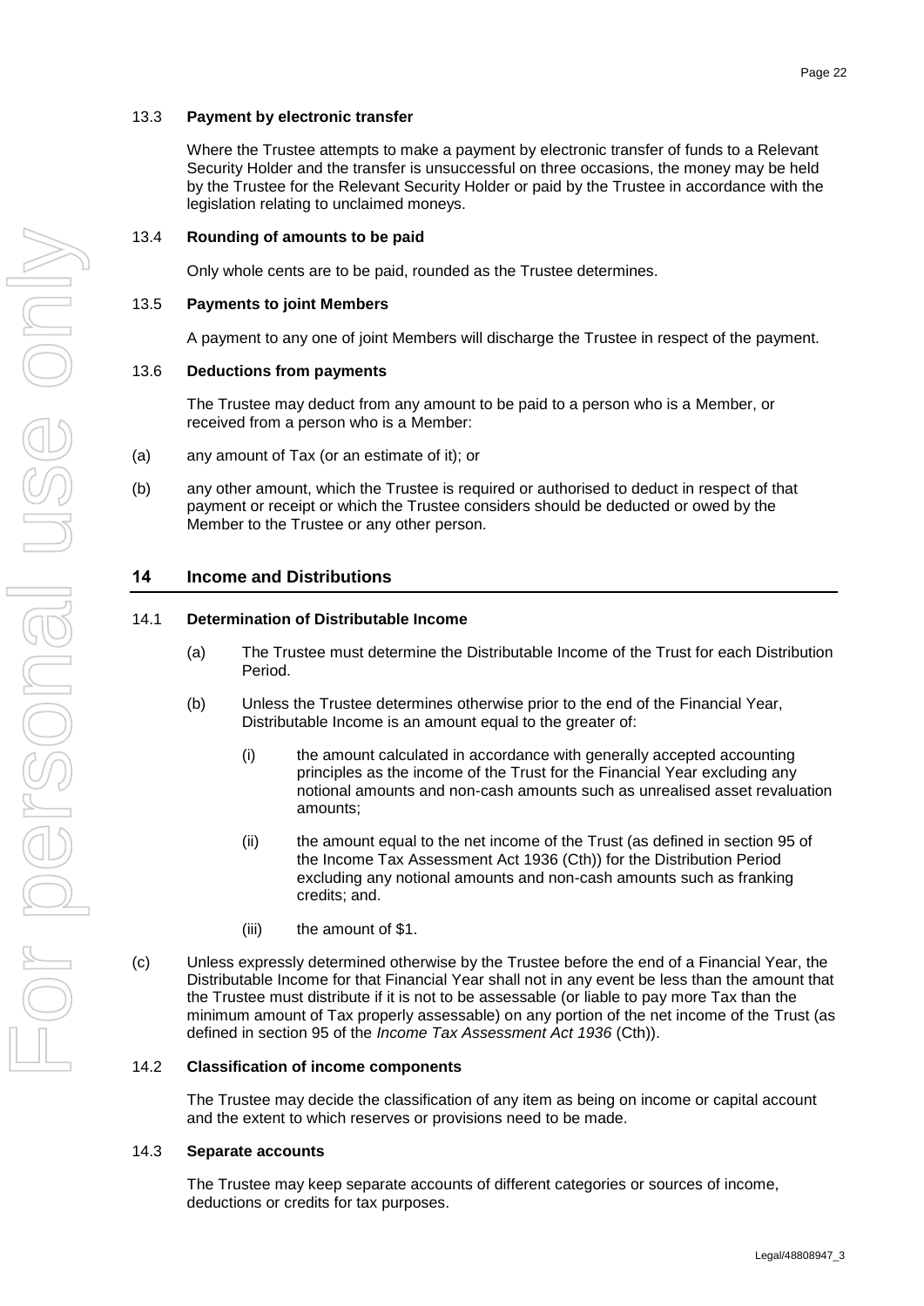### 13.3 **Payment by electronic transfer**

Where the Trustee attempts to make a payment by electronic transfer of funds to a Relevant Security Holder and the transfer is unsuccessful on three occasions, the money may be held by the Trustee for the Relevant Security Holder or paid by the Trustee in accordance with the legislation relating to unclaimed moneys.

### 13.4 **Rounding of amounts to be paid**

Only whole cents are to be paid, rounded as the Trustee determines.

### 13.5 **Payments to joint Members**

A payment to any one of joint Members will discharge the Trustee in respect of the payment.

### 13.6 **Deductions from payments**

The Trustee may deduct from any amount to be paid to a person who is a Member, or received from a person who is a Member:

(a) any amount of Tax (or an estimate of it); or

(b) any other amount, which the Trustee is required or authorised to deduct in respect of that payment or receipt or which the Trustee considers should be deducted or owed by the Member to the Trustee or any other person.

## 14 Income and Distributions

### 14.1 **Determination of Distributable Income**

(a) The Trustee must determine the Distributable Income of the Trust for each Distribution Period.

(b) Unless the Trustee determines otherwise prior to the end of the Financial Year, Distributable Income is an amount equal to the greater of:

(i) the amount calculated in accordance with generally accepted accounting principles as the income of the Trust for the Financial Year excluding any notional amounts and non-cash amounts such as unrealised asset revaluation amounts;

(ii) the amount equal to the net income of the Trust (as defined in section 95 of the Income Tax Assessment Act 1936 (Cth)) for the Distribution Period excluding any notional amounts and non-cash amounts such as franking credits; and.

(iii) the amount of $1.

(c) Unless expressly determined otherwise by the Trustee before the end of a Financial Year, the Distributable Income for that Financial Year shall not in any event be less than the amount that the Trustee must distribute if it is not to be assessable (or liable to pay more Tax than the minimum amount of Tax properly assessable) on any portion of the net income of the Trust (as defined in section 95 of the *Income Tax Assessment Act 1936* (Cth)).

### 14.2 **Classification of income components**

The Trustee may decide the classification of any item as being on income or capital account and the extent to which reserves or provisions need to be made.

### 14.3 **Separate accounts**

The Trustee may keep separate accounts of different categories or sources of income, deductions or credits for tax purposes.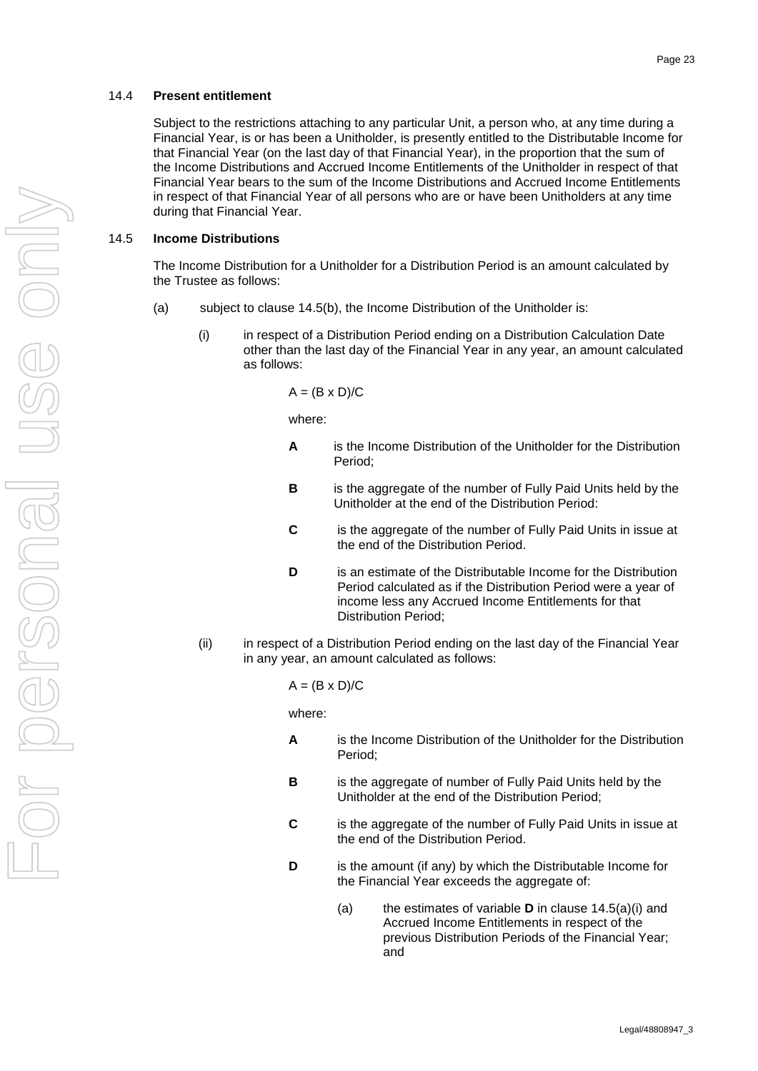### 14.4 **Present entitlement**

Subject to the restrictions attaching to any particular Unit, a person who, at any time during a Financial Year, is or has been a Unitholder, is presently entitled to the Distributable Income for that Financial Year (on the last day of that Financial Year), in the proportion that the sum of the Income Distributions and Accrued Income Entitlements of the Unitholder in respect of that Financial Year bears to the sum of the Income Distributions and Accrued Income Entitlements in respect of that Financial Year of all persons who are or have been Unitholders at any time during that Financial Year.

### 14.5 **Income Distributions**

The Income Distribution for a Unitholder for a Distribution Period is an amount calculated by the Trustee as follows:

(a) subject to clause 14.5(b), the Income Distribution of the Unitholder is:

(i) in respect of a Distribution Period ending on a Distribution Calculation Date other than the last day of the Financial Year in any year, an amount calculated as follows:

$A = (B \times D)/C$

where:

**A** is the Income Distribution of the Unitholder for the Distribution Period;

**B** is the aggregate of the number of Fully Paid Units held by the Unitholder at the end of the Distribution Period:

**C** is the aggregate of the number of Fully Paid Units in issue at the end of the Distribution Period.

**D** is an estimate of the Distributable Income for the Distribution Period calculated as if the Distribution Period were a year of income less any Accrued Income Entitlements for that Distribution Period;

(ii) in respect of a Distribution Period ending on the last day of the Financial Year in any year, an amount calculated as follows:

$A = (B \times D)/C$

where:

**A** is the Income Distribution of the Unitholder for the Distribution Period;

**B** is the aggregate of number of Fully Paid Units held by the Unitholder at the end of the Distribution Period;

**C** is the aggregate of the number of Fully Paid Units in issue at the end of the Distribution Period.

**D** is the amount (if any) by which the Distributable Income for the Financial Year exceeds the aggregate of:

(a) the estimates of variable **D** in clause 14.5(a)(i) and Accrued Income Entitlements in respect of the previous Distribution Periods of the Financial Year; and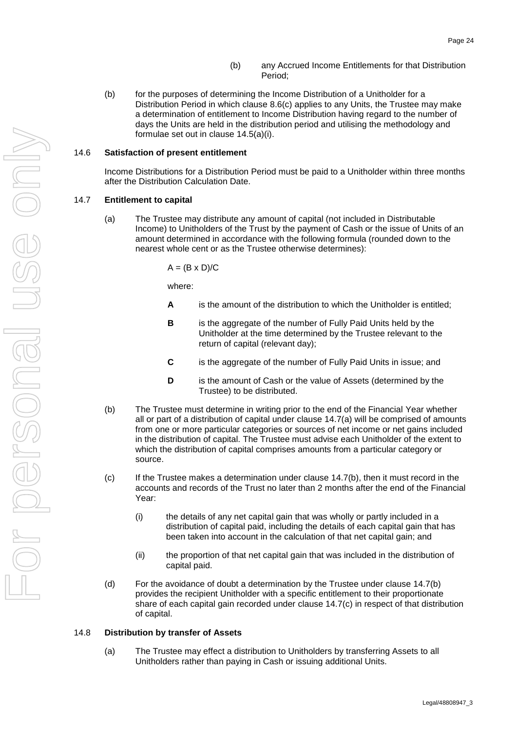(b) any Accrued Income Entitlements for that Distribution Period;

(b) for the purposes of determining the Income Distribution of a Unitholder for a Distribution Period in which clause 8.6(c) applies to any Units, the Trustee may make a determination of entitlement to Income Distribution having regard to the number of days the Units are held in the distribution period and utilising the methodology and formulae set out in clause 14.5(a)(i).

### 14.6 Satisfaction of present entitlement

Income Distributions for a Distribution Period must be paid to a Unitholder within three months after the Distribution Calculation Date.

### 14.7 Entitlement to capital

(a) The Trustee may distribute any amount of capital (not included in Distributable Income) to Unitholders of the Trust by the payment of Cash or the issue of Units of an amount determined in accordance with the following formula (rounded down to the nearest whole cent or as the Trustee otherwise determines):

$$A = (B \times D)/C$$

where:

**A** is the amount of the distribution to which the Unitholder is entitled;

**B** is the aggregate of the number of Fully Paid Units held by the Unitholder at the time determined by the Trustee relevant to the return of capital (relevant day);

**C** is the aggregate of the number of Fully Paid Units in issue; and

**D** is the amount of Cash or the value of Assets (determined by the Trustee) to be distributed.

(b) The Trustee must determine in writing prior to the end of the Financial Year whether all or part of a distribution of capital under clause 14.7(a) will be comprised of amounts from one or more particular categories or sources of net income or net gains included in the distribution of capital. The Trustee must advise each Unitholder of the extent to which the distribution of capital comprises amounts from a particular category or source.

(c) If the Trustee makes a determination under clause 14.7(b), then it must record in the accounts and records of the Trust no later than 2 months after the end of the Financial Year:

(i) the details of any net capital gain that was wholly or partly included in a distribution of capital paid, including the details of each capital gain that has been taken into account in the calculation of that net capital gain; and

(ii) the proportion of that net capital gain that was included in the distribution of capital paid.

(d) For the avoidance of doubt a determination by the Trustee under clause 14.7(b) provides the recipient Unitholder with a specific entitlement to their proportionate share of each capital gain recorded under clause 14.7(c) in respect of that distribution of capital.

### 14.8 Distribution by transfer of Assets

(a) The Trustee may effect a distribution to Unitholders by transferring Assets to all Unitholders rather than paying in Cash or issuing additional Units.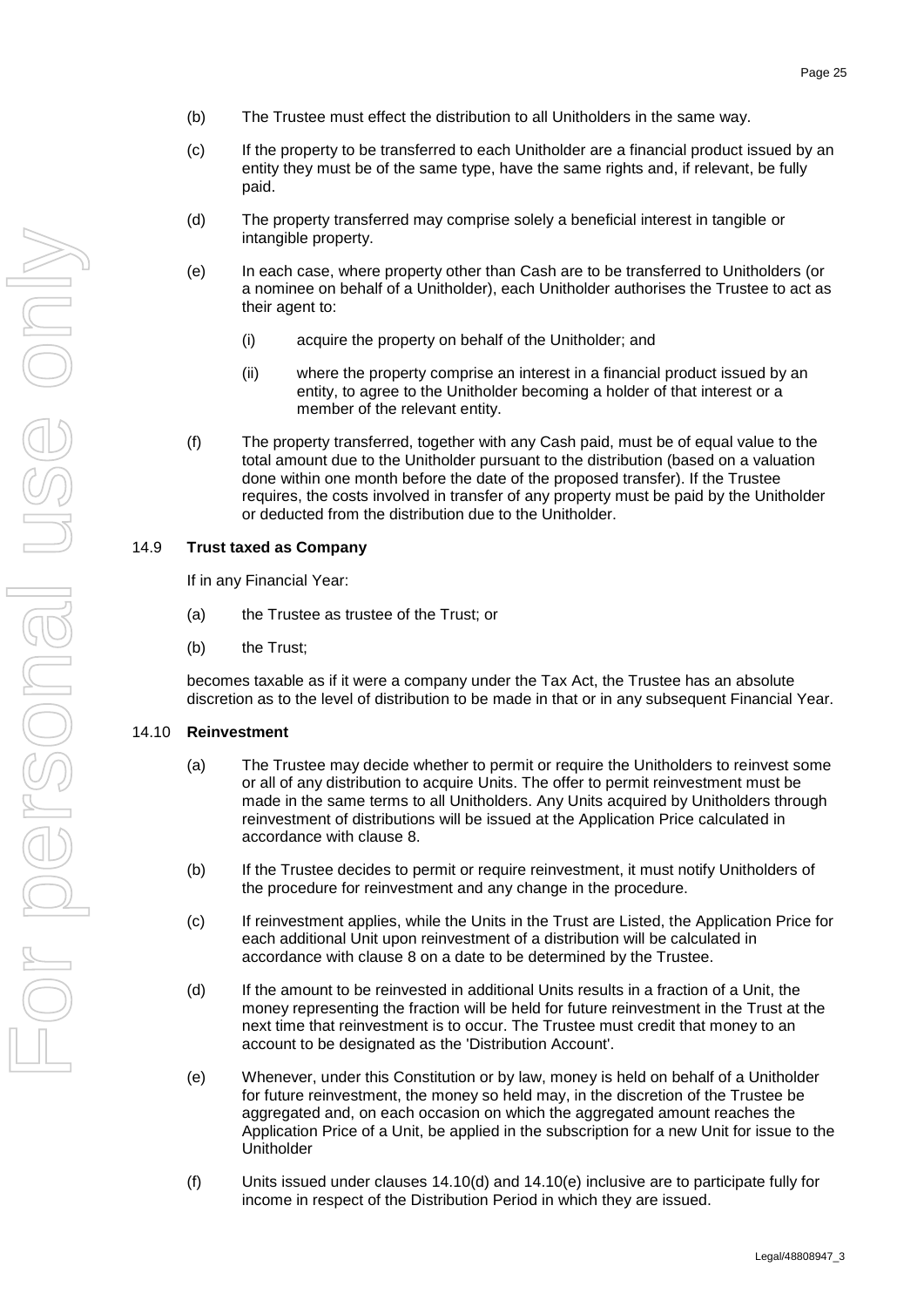(b) The Trustee must effect the distribution to all Unitholders in the same way.

(c) If the property to be transferred to each Unitholder are a financial product issued by an entity they must be of the same type, have the same rights and, if relevant, be fully paid.

(d) The property transferred may comprise solely a beneficial interest in tangible or intangible property.

(e) In each case, where property other than Cash are to be transferred to Unitholders (or a nominee on behalf of a Unitholder), each Unitholder authorises the Trustee to act as their agent to:

   (i) acquire the property on behalf of the Unitholder; and

   (ii) where the property comprise an interest in a financial product issued by an entity, to agree to the Unitholder becoming a holder of that interest or a member of the relevant entity.

(f) The property transferred, together with any Cash paid, must be of equal value to the total amount due to the Unitholder pursuant to the distribution (based on a valuation done within one month before the date of the proposed transfer). If the Trustee requires, the costs involved in transfer of any property must be paid by the Unitholder or deducted from the distribution due to the Unitholder.

### 14.9 Trust taxed as Company

If in any Financial Year:

(a) the Trustee as trustee of the Trust; or

(b) the Trust;

becomes taxable as if it were a company under the Tax Act, the Trustee has an absolute discretion as to the level of distribution to be made in that or in any subsequent Financial Year.

### 14.10 Reinvestment

(a) The Trustee may decide whether to permit or require the Unitholders to reinvest some or all of any distribution to acquire Units. The offer to permit reinvestment must be made in the same terms to all Unitholders. Any Units acquired by Unitholders through reinvestment of distributions will be issued at the Application Price calculated in accordance with clause 8.

(b) If the Trustee decides to permit or require reinvestment, it must notify Unitholders of the procedure for reinvestment and any change in the procedure.

(c) If reinvestment applies, while the Units in the Trust are Listed, the Application Price for each additional Unit upon reinvestment of a distribution will be calculated in accordance with clause 8 on a date to be determined by the Trustee.

(d) If the amount to be reinvested in additional Units results in a fraction of a Unit, the money representing the fraction will be held for future reinvestment in the Trust at the next time that reinvestment is to occur. The Trustee must credit that money to an account to be designated as the 'Distribution Account'.

(e) Whenever, under this Constitution or by law, money is held on behalf of a Unitholder for future reinvestment, the money so held may, in the discretion of the Trustee be aggregated and, on each occasion on which the aggregated amount reaches the Application Price of a Unit, be applied in the subscription for a new Unit for issue to the Unitholder

(f) Units issued under clauses 14.10(d) and 14.10(e) inclusive are to participate fully for income in respect of the Distribution Period in which they are issued.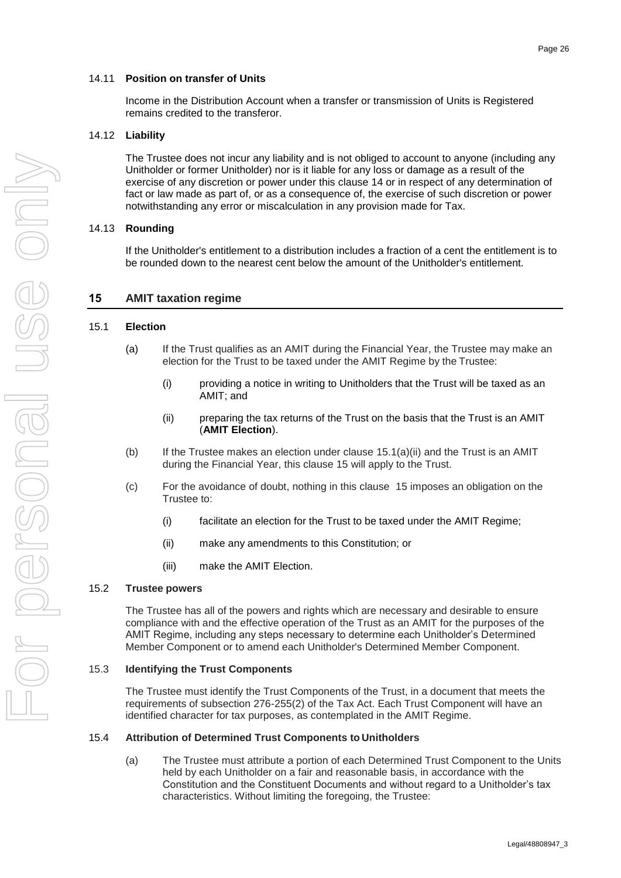### 14.11 **Position on transfer of Units**

Income in the Distribution Account when a transfer or transmission of Units is Registered remains credited to the transferor.

### 14.12 **Liability**

The Trustee does not incur any liability and is not obliged to account to anyone (including any Unitholder or former Unitholder) nor is it liable for any loss or damage as a result of the exercise of any discretion or power under this clause 14 or in respect of any determination of fact or law made as part of, or as a consequence of, the exercise of such discretion or power notwithstanding any error or miscalculation in any provision made for Tax.

### 14.13 **Rounding**

If the Unitholder's entitlement to a distribution includes a fraction of a cent the entitlement is to be rounded down to the nearest cent below the amount of the Unitholder's entitlement.

## 15 AMIT taxation regime

### 15.1 **Election**

(a) If the Trust qualifies as an AMIT during the Financial Year, the Trustee may make an election for the Trust to be taxed under the AMIT Regime by the Trustee:

  (i) providing a notice in writing to Unitholders that the Trust will be taxed as an AMIT; and

  (ii) preparing the tax returns of the Trust on the basis that the Trust is an AMIT (**AMIT Election**).

(b) If the Trustee makes an election under clause 15.1(a)(ii) and the Trust is an AMIT during the Financial Year, this clause 15 will apply to the Trust.

(c) For the avoidance of doubt, nothing in this clause 15 imposes an obligation on the Trustee to:

  (i) facilitate an election for the Trust to be taxed under the AMIT Regime;

  (ii) make any amendments to this Constitution; or

  (iii) make the AMIT Election.

### 15.2 **Trustee powers**

The Trustee has all of the powers and rights which are necessary and desirable to ensure compliance with and the effective operation of the Trust as an AMIT for the purposes of the AMIT Regime, including any steps necessary to determine each Unitholder's Determined Member Component or to amend each Unitholder's Determined Member Component.

### 15.3 **Identifying the Trust Components**

The Trustee must identify the Trust Components of the Trust, in a document that meets the requirements of subsection 276-255(2) of the Tax Act. Each Trust Component will have an identified character for tax purposes, as contemplated in the AMIT Regime.

### 15.4 **Attribution of Determined Trust Components to Unitholders**

(a) The Trustee must attribute a portion of each Determined Trust Component to the Units held by each Unitholder on a fair and reasonable basis, in accordance with the Constitution and the Constituent Documents and without regard to a Unitholder's tax characteristics. Without limiting the foregoing, the Trustee: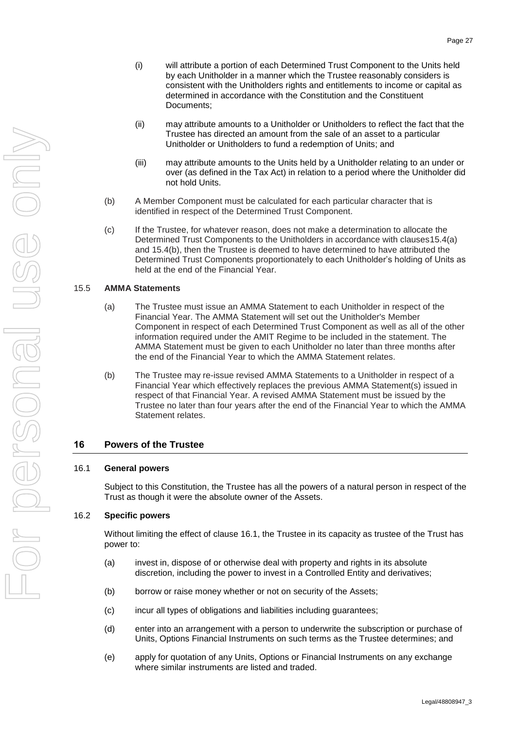(i) will attribute a portion of each Determined Trust Component to the Units held by each Unitholder in a manner which the Trustee reasonably considers is consistent with the Unitholders rights and entitlements to income or capital as determined in accordance with the Constitution and the Constituent Documents;

(ii) may attribute amounts to a Unitholder or Unitholders to reflect the fact that the Trustee has directed an amount from the sale of an asset to a particular Unitholder or Unitholders to fund a redemption of Units; and

(iii) may attribute amounts to the Units held by a Unitholder relating to an under or over (as defined in the Tax Act) in relation to a period where the Unitholder did not hold Units.

(b) A Member Component must be calculated for each particular character that is identified in respect of the Determined Trust Component.

(c) If the Trustee, for whatever reason, does not make a determination to allocate the Determined Trust Components to the Unitholders in accordance with clauses15.4(a) and 15.4(b), then the Trustee is deemed to have determined to have attributed the Determined Trust Components proportionately to each Unitholder's holding of Units as held at the end of the Financial Year.

### 15.5 AMMA Statements

(a) The Trustee must issue an AMMA Statement to each Unitholder in respect of the Financial Year. The AMMA Statement will set out the Unitholder's Member Component in respect of each Determined Trust Component as well as all of the other information required under the AMIT Regime to be included in the statement. The AMMA Statement must be given to each Unitholder no later than three months after the end of the Financial Year to which the AMMA Statement relates.

(b) The Trustee may re-issue revised AMMA Statements to a Unitholder in respect of a Financial Year which effectively replaces the previous AMMA Statement(s) issued in respect of that Financial Year. A revised AMMA Statement must be issued by the Trustee no later than four years after the end of the Financial Year to which the AMMA Statement relates.

## 16 Powers of the Trustee

### 16.1 General powers

Subject to this Constitution, the Trustee has all the powers of a natural person in respect of the Trust as though it were the absolute owner of the Assets.

### 16.2 Specific powers

Without limiting the effect of clause 16.1, the Trustee in its capacity as trustee of the Trust has power to:

(a) invest in, dispose of or otherwise deal with property and rights in its absolute discretion, including the power to invest in a Controlled Entity and derivatives;

(b) borrow or raise money whether or not on security of the Assets;

(c) incur all types of obligations and liabilities including guarantees;

(d) enter into an arrangement with a person to underwrite the subscription or purchase of Units, Options Financial Instruments on such terms as the Trustee determines; and

(e) apply for quotation of any Units, Options or Financial Instruments on any exchange where similar instruments are listed and traded.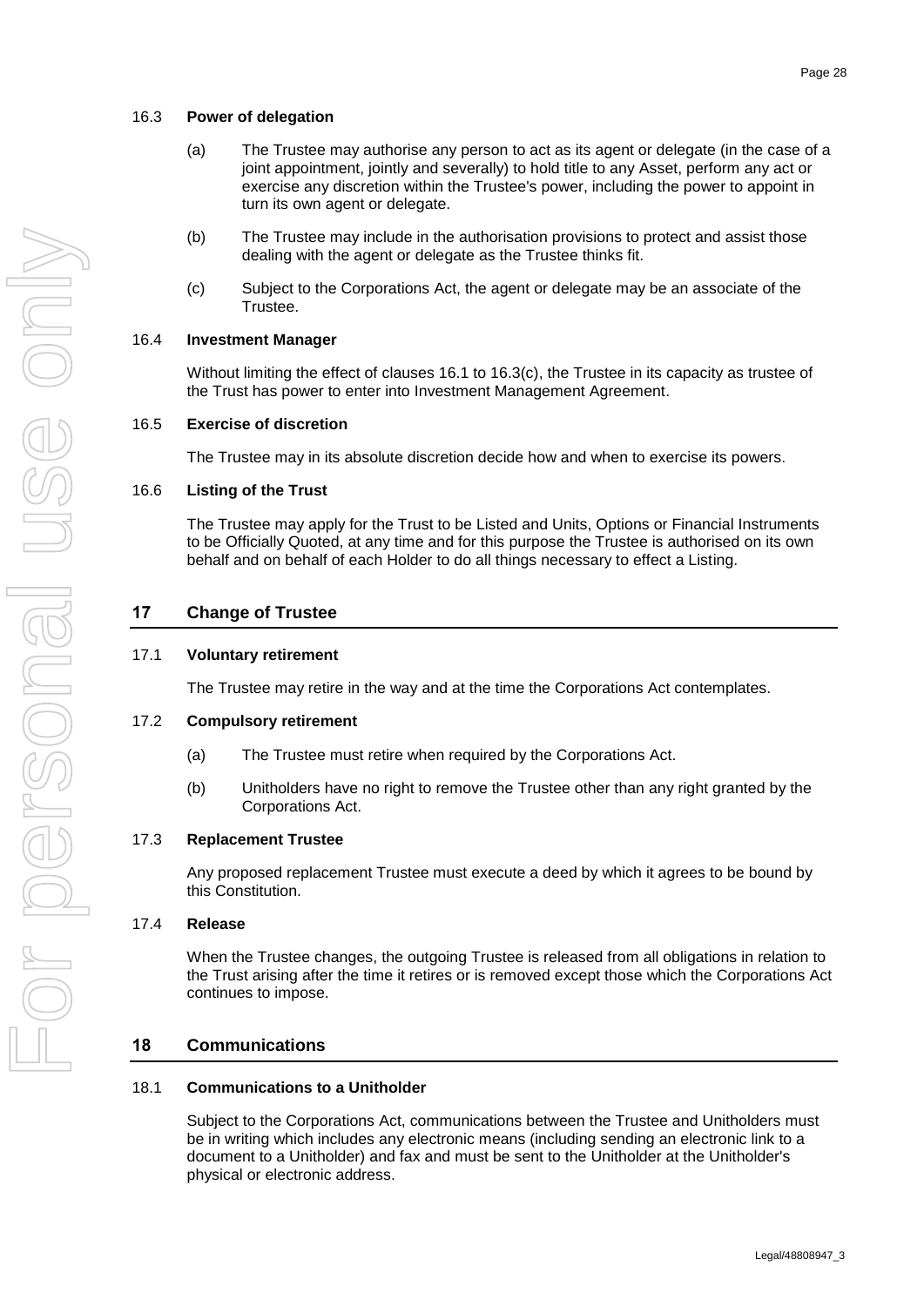#### 16.3 **Power of delegation**

(a) The Trustee may authorise any person to act as its agent or delegate (in the case of a joint appointment, jointly and severally) to hold title to any Asset, perform any act or exercise any discretion within the Trustee's power, including the power to appoint in turn its own agent or delegate.

(b) The Trustee may include in the authorisation provisions to protect and assist those dealing with the agent or delegate as the Trustee thinks fit.

(c) Subject to the Corporations Act, the agent or delegate may be an associate of the Trustee.

#### 16.4 **Investment Manager**

Without limiting the effect of clauses 16.1 to 16.3(c), the Trustee in its capacity as trustee of the Trust has power to enter into Investment Management Agreement.

#### 16.5 **Exercise of discretion**

The Trustee may in its absolute discretion decide how and when to exercise its powers.

#### 16.6 **Listing of the Trust**

The Trustee may apply for the Trust to be Listed and Units, Options or Financial Instruments to be Officially Quoted, at any time and for this purpose the Trustee is authorised on its own behalf and on behalf of each Holder to do all things necessary to effect a Listing.

## 17 Change of Trustee

#### 17.1 **Voluntary retirement**

The Trustee may retire in the way and at the time the Corporations Act contemplates.

#### 17.2 **Compulsory retirement**

(a) The Trustee must retire when required by the Corporations Act.

(b) Unitholders have no right to remove the Trustee other than any right granted by the Corporations Act.

#### 17.3 **Replacement Trustee**

Any proposed replacement Trustee must execute a deed by which it agrees to be bound by this Constitution.

#### 17.4 **Release**

When the Trustee changes, the outgoing Trustee is released from all obligations in relation to the Trust arising after the time it retires or is removed except those which the Corporations Act continues to impose.

## 18 Communications

#### 18.1 **Communications to a Unitholder**

Subject to the Corporations Act, communications between the Trustee and Unitholders must be in writing which includes any electronic means (including sending an electronic link to a document to a Unitholder) and fax and must be sent to the Unitholder at the Unitholder's physical or electronic address.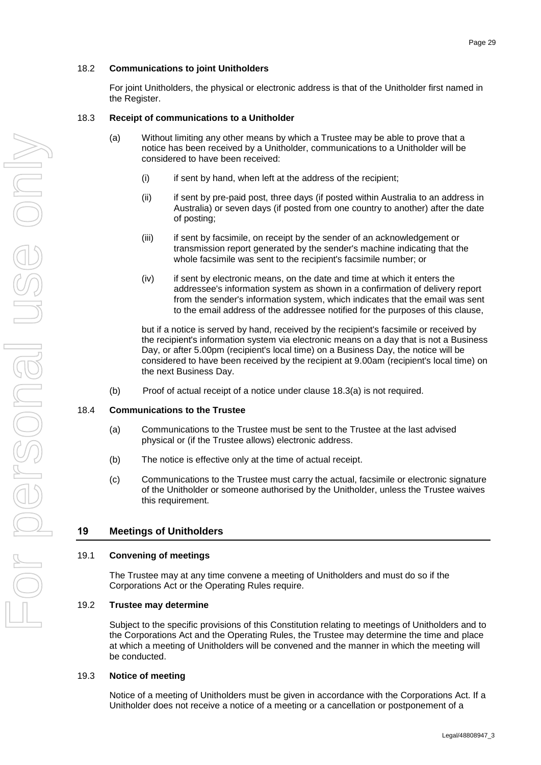### 18.2 **Communications to joint Unitholders**

For joint Unitholders, the physical or electronic address is that of the Unitholder first named in the Register.

### 18.3 **Receipt of communications to a Unitholder**

(a) Without limiting any other means by which a Trustee may be able to prove that a notice has been received by a Unitholder, communications to a Unitholder will be considered to have been received:

(i) if sent by hand, when left at the address of the recipient;

(ii) if sent by pre-paid post, three days (if posted within Australia to an address in Australia) or seven days (if posted from one country to another) after the date of posting;

(iii) if sent by facsimile, on receipt by the sender of an acknowledgement or transmission report generated by the sender's machine indicating that the whole facsimile was sent to the recipient's facsimile number; or

(iv) if sent by electronic means, on the date and time at which it enters the addressee's information system as shown in a confirmation of delivery report from the sender's information system, which indicates that the email was sent to the email address of the addressee notified for the purposes of this clause,

but if a notice is served by hand, received by the recipient's facsimile or received by the recipient's information system via electronic means on a day that is not a Business Day, or after 5.00pm (recipient's local time) on a Business Day, the notice will be considered to have been received by the recipient at 9.00am (recipient's local time) on the next Business Day.

(b) Proof of actual receipt of a notice under clause 18.3(a) is not required.

### 18.4 **Communications to the Trustee**

(a) Communications to the Trustee must be sent to the Trustee at the last advised physical or (if the Trustee allows) electronic address.

(b) The notice is effective only at the time of actual receipt.

(c) Communications to the Trustee must carry the actual, facsimile or electronic signature of the Unitholder or someone authorised by the Unitholder, unless the Trustee waives this requirement.

## 19 Meetings of Unitholders

### 19.1 **Convening of meetings**

The Trustee may at any time convene a meeting of Unitholders and must do so if the Corporations Act or the Operating Rules require.

### 19.2 **Trustee may determine**

Subject to the specific provisions of this Constitution relating to meetings of Unitholders and to the Corporations Act and the Operating Rules, the Trustee may determine the time and place at which a meeting of Unitholders will be convened and the manner in which the meeting will be conducted.

### 19.3 **Notice of meeting**

Notice of a meeting of Unitholders must be given in accordance with the Corporations Act. If a Unitholder does not receive a notice of a meeting or a cancellation or postponement of a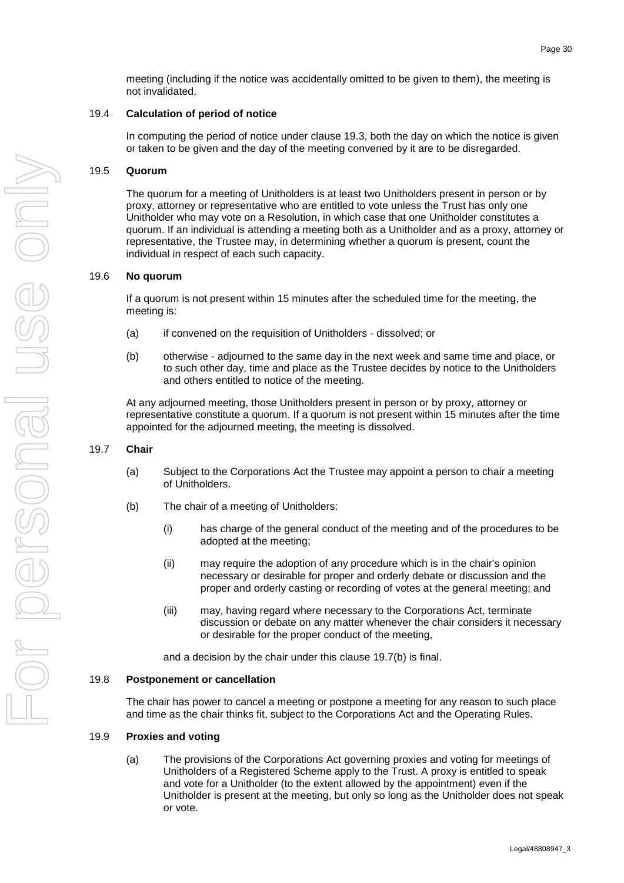meeting (including if the notice was accidentally omitted to be given to them), the meeting is not invalidated.

### 19.4 Calculation of period of notice

In computing the period of notice under clause 19.3, both the day on which the notice is given or taken to be given and the day of the meeting convened by it are to be disregarded.

### 19.5 Quorum

The quorum for a meeting of Unitholders is at least two Unitholders present in person or by proxy, attorney or representative who are entitled to vote unless the Trust has only one Unitholder who may vote on a Resolution, in which case that one Unitholder constitutes a quorum. If an individual is attending a meeting both as a Unitholder and as a proxy, attorney or representative, the Trustee may, in determining whether a quorum is present, count the individual in respect of each such capacity.

### 19.6 No quorum

If a quorum is not present within 15 minutes after the scheduled time for the meeting, the meeting is:

(a) if convened on the requisition of Unitholders - dissolved; or

(b) otherwise - adjourned to the same day in the next week and same time and place, or to such other day, time and place as the Trustee decides by notice to the Unitholders and others entitled to notice of the meeting.

At any adjourned meeting, those Unitholders present in person or by proxy, attorney or representative constitute a quorum. If a quorum is not present within 15 minutes after the time appointed for the adjourned meeting, the meeting is dissolved.

### 19.7 Chair

(a) Subject to the Corporations Act the Trustee may appoint a person to chair a meeting of Unitholders.

(b) The chair of a meeting of Unitholders:

(i) has charge of the general conduct of the meeting and of the procedures to be adopted at the meeting;

(ii) may require the adoption of any procedure which is in the chair's opinion necessary or desirable for proper and orderly debate or discussion and the proper and orderly casting or recording of votes at the general meeting; and

(iii) may, having regard where necessary to the Corporations Act, terminate discussion or debate on any matter whenever the chair considers it necessary or desirable for the proper conduct of the meeting,

and a decision by the chair under this clause 19.7(b) is final.

### 19.8 Postponement or cancellation

The chair has power to cancel a meeting or postpone a meeting for any reason to such place and time as the chair thinks fit, subject to the Corporations Act and the Operating Rules.

### 19.9 Proxies and voting

(a) The provisions of the Corporations Act governing proxies and voting for meetings of Unitholders of a Registered Scheme apply to the Trust. A proxy is entitled to speak and vote for a Unitholder (to the extent allowed by the appointment) even if the Unitholder is present at the meeting, but only so long as the Unitholder does not speak or vote.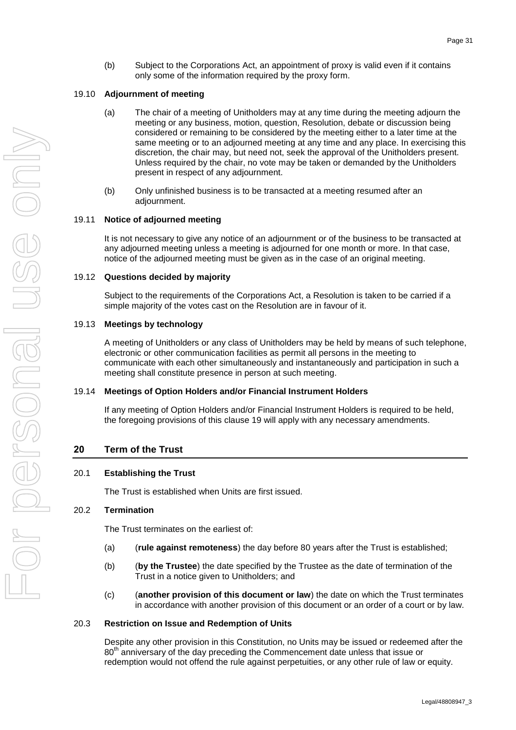(b) Subject to the Corporations Act, an appointment of proxy is valid even if it contains only some of the information required by the proxy form.

### 19.10 Adjournment of meeting

(a) The chair of a meeting of Unitholders may at any time during the meeting adjourn the meeting or any business, motion, question, Resolution, debate or discussion being considered or remaining to be considered by the meeting either to a later time at the same meeting or to an adjourned meeting at any time and any place. In exercising this discretion, the chair may, but need not, seek the approval of the Unitholders present. Unless required by the chair, no vote may be taken or demanded by the Unitholders present in respect of any adjournment.

(b) Only unfinished business is to be transacted at a meeting resumed after an adjournment.

### 19.11 Notice of adjourned meeting

It is not necessary to give any notice of an adjournment or of the business to be transacted at any adjourned meeting unless a meeting is adjourned for one month or more. In that case, notice of the adjourned meeting must be given as in the case of an original meeting.

### 19.12 Questions decided by majority

Subject to the requirements of the Corporations Act, a Resolution is taken to be carried if a simple majority of the votes cast on the Resolution are in favour of it.

### 19.13 Meetings by technology

A meeting of Unitholders or any class of Unitholders may be held by means of such telephone, electronic or other communication facilities as permit all persons in the meeting to communicate with each other simultaneously and instantaneously and participation in such a meeting shall constitute presence in person at such meeting.

### 19.14 Meetings of Option Holders and/or Financial Instrument Holders

If any meeting of Option Holders and/or Financial Instrument Holders is required to be held, the foregoing provisions of this clause 19 will apply with any necessary amendments.

## 20 Term of the Trust

### 20.1 Establishing the Trust

The Trust is established when Units are first issued.

### 20.2 Termination

The Trust terminates on the earliest of:

(a) (**rule against remoteness**) the day before 80 years after the Trust is established;

(b) (**by the Trustee**) the date specified by the Trustee as the date of termination of the Trust in a notice given to Unitholders; and

(c) (**another provision of this document or law**) the date on which the Trust terminates in accordance with another provision of this document or an order of a court or by law.

### 20.3 Restriction on Issue and Redemption of Units

Despite any other provision in this Constitution, no Units may be issued or redeemed after the 80th anniversary of the day preceding the Commencement date unless that issue or redemption would not offend the rule against perpetuities, or any other rule of law or equity.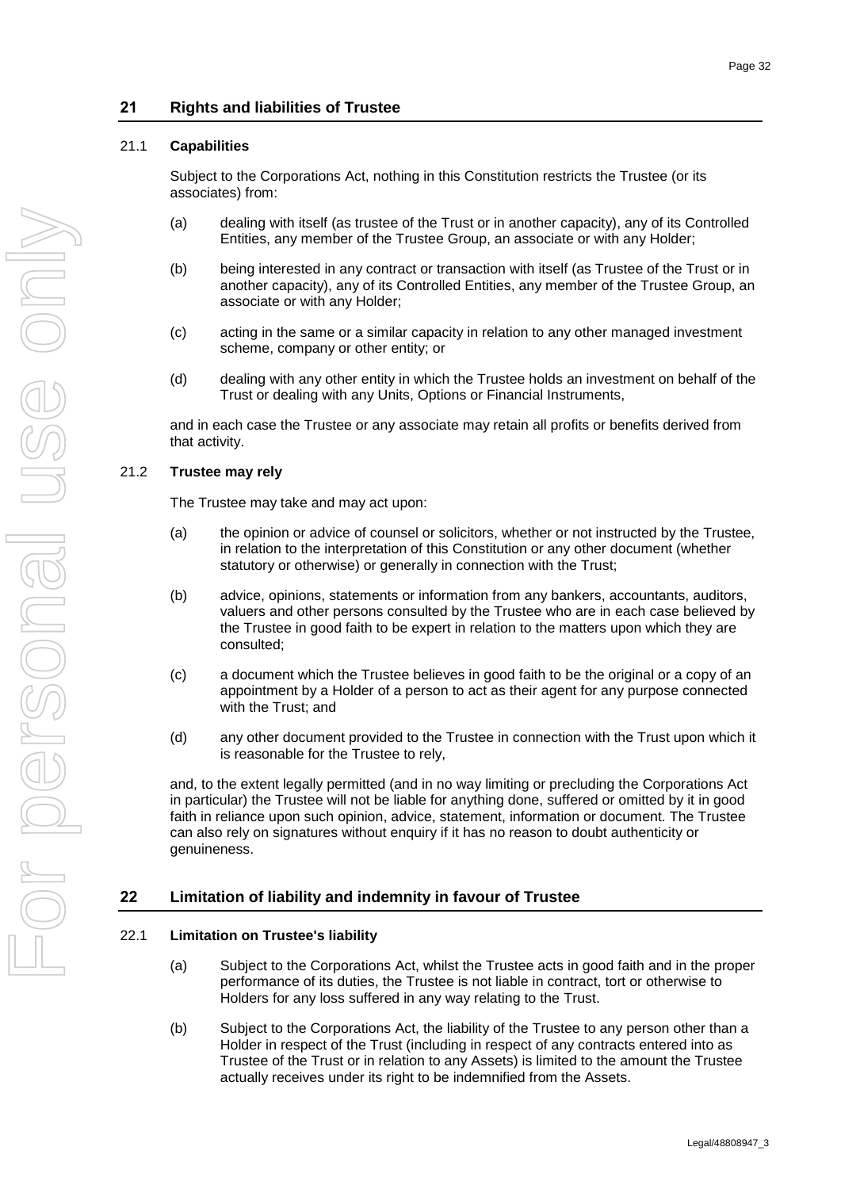## 21 Rights and liabilities of Trustee

### 21.1 Capabilities

Subject to the Corporations Act, nothing in this Constitution restricts the Trustee (or its associates) from:

(a) dealing with itself (as trustee of the Trust or in another capacity), any of its Controlled Entities, any member of the Trustee Group, an associate or with any Holder;

(b) being interested in any contract or transaction with itself (as Trustee of the Trust or in another capacity), any of its Controlled Entities, any member of the Trustee Group, an associate or with any Holder;

(c) acting in the same or a similar capacity in relation to any other managed investment scheme, company or other entity; or

(d) dealing with any other entity in which the Trustee holds an investment on behalf of the Trust or dealing with any Units, Options or Financial Instruments,

and in each case the Trustee or any associate may retain all profits or benefits derived from that activity.

### 21.2 Trustee may rely

The Trustee may take and may act upon:

(a) the opinion or advice of counsel or solicitors, whether or not instructed by the Trustee, in relation to the interpretation of this Constitution or any other document (whether statutory or otherwise) or generally in connection with the Trust;

(b) advice, opinions, statements or information from any bankers, accountants, auditors, valuers and other persons consulted by the Trustee who are in each case believed by the Trustee in good faith to be expert in relation to the matters upon which they are consulted;

(c) a document which the Trustee believes in good faith to be the original or a copy of an appointment by a Holder of a person to act as their agent for any purpose connected with the Trust; and

(d) any other document provided to the Trustee in connection with the Trust upon which it is reasonable for the Trustee to rely,

and, to the extent legally permitted (and in no way limiting or precluding the Corporations Act in particular) the Trustee will not be liable for anything done, suffered or omitted by it in good faith in reliance upon such opinion, advice, statement, information or document. The Trustee can also rely on signatures without enquiry if it has no reason to doubt authenticity or genuineness.

## 22 Limitation of liability and indemnity in favour of Trustee

### 22.1 Limitation on Trustee's liability

(a) Subject to the Corporations Act, whilst the Trustee acts in good faith and in the proper performance of its duties, the Trustee is not liable in contract, tort or otherwise to Holders for any loss suffered in any way relating to the Trust.

(b) Subject to the Corporations Act, the liability of the Trustee to any person other than a Holder in respect of the Trust (including in respect of any contracts entered into as Trustee of the Trust or in relation to any Assets) is limited to the amount the Trustee actually receives under its right to be indemnified from the Assets.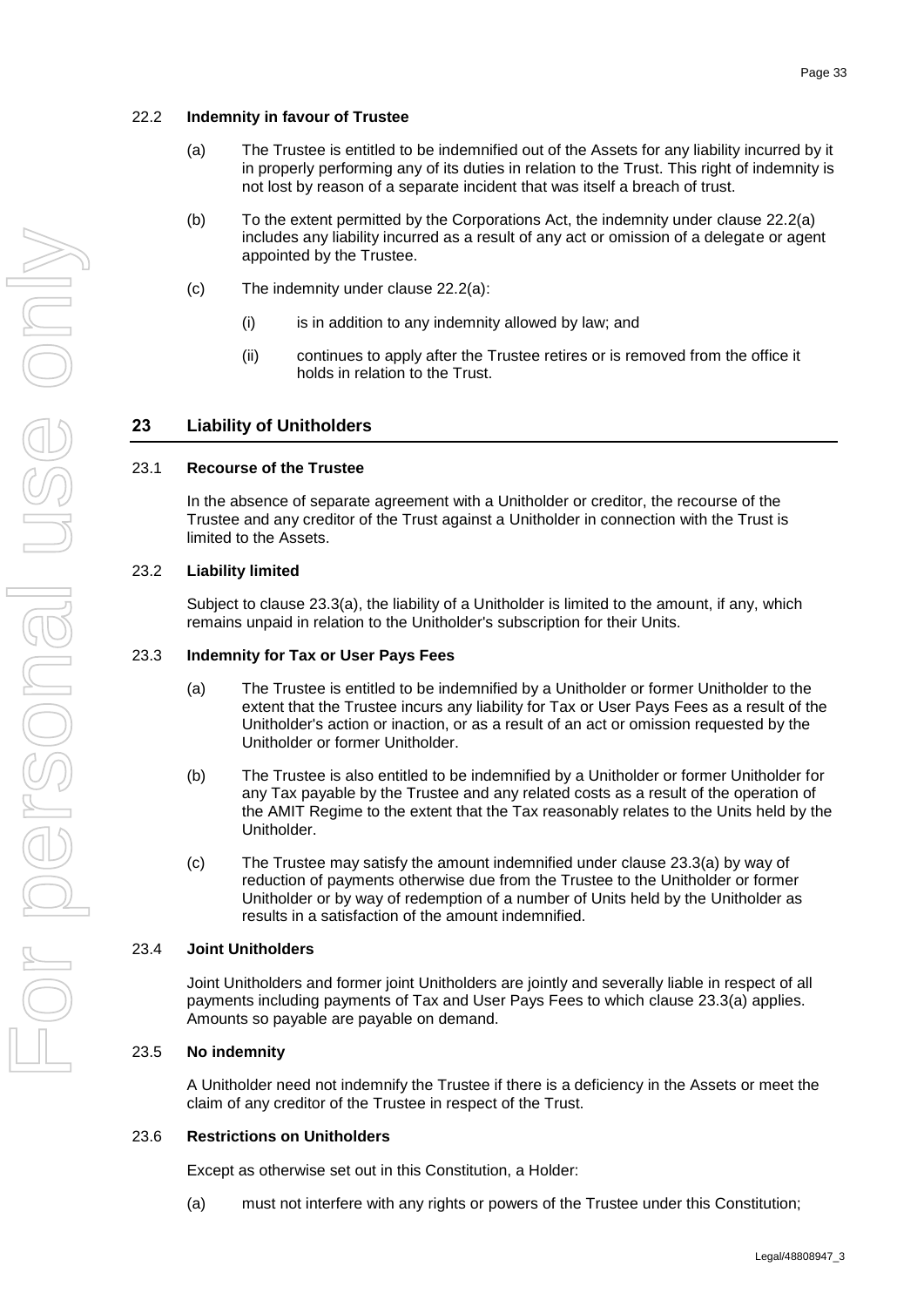### 22.2 **Indemnity in favour of Trustee**

(a) The Trustee is entitled to be indemnified out of the Assets for any liability incurred by it in properly performing any of its duties in relation to the Trust. This right of indemnity is not lost by reason of a separate incident that was itself a breach of trust.

(b) To the extent permitted by the Corporations Act, the indemnity under clause 22.2(a) includes any liability incurred as a result of any act or omission of a delegate or agent appointed by the Trustee.

(c) The indemnity under clause 22.2(a):

(i) is in addition to any indemnity allowed by law; and

(ii) continues to apply after the Trustee retires or is removed from the office it holds in relation to the Trust.

## 23 Liability of Unitholders

### 23.1 **Recourse of the Trustee**

In the absence of separate agreement with a Unitholder or creditor, the recourse of the Trustee and any creditor of the Trust against a Unitholder in connection with the Trust is limited to the Assets.

### 23.2 **Liability limited**

Subject to clause 23.3(a), the liability of a Unitholder is limited to the amount, if any, which remains unpaid in relation to the Unitholder's subscription for their Units.

### 23.3 **Indemnity for Tax or User Pays Fees**

(a) The Trustee is entitled to be indemnified by a Unitholder or former Unitholder to the extent that the Trustee incurs any liability for Tax or User Pays Fees as a result of the Unitholder's action or inaction, or as a result of an act or omission requested by the Unitholder or former Unitholder.

(b) The Trustee is also entitled to be indemnified by a Unitholder or former Unitholder for any Tax payable by the Trustee and any related costs as a result of the operation of the AMIT Regime to the extent that the Tax reasonably relates to the Units held by the Unitholder.

(c) The Trustee may satisfy the amount indemnified under clause 23.3(a) by way of reduction of payments otherwise due from the Trustee to the Unitholder or former Unitholder or by way of redemption of a number of Units held by the Unitholder as results in a satisfaction of the amount indemnified.

### 23.4 **Joint Unitholders**

Joint Unitholders and former joint Unitholders are jointly and severally liable in respect of all payments including payments of Tax and User Pays Fees to which clause 23.3(a) applies. Amounts so payable are payable on demand.

### 23.5 **No indemnity**

A Unitholder need not indemnify the Trustee if there is a deficiency in the Assets or meet the claim of any creditor of the Trustee in respect of the Trust.

### 23.6 **Restrictions on Unitholders**

Except as otherwise set out in this Constitution, a Holder:

(a) must not interfere with any rights or powers of the Trustee under this Constitution;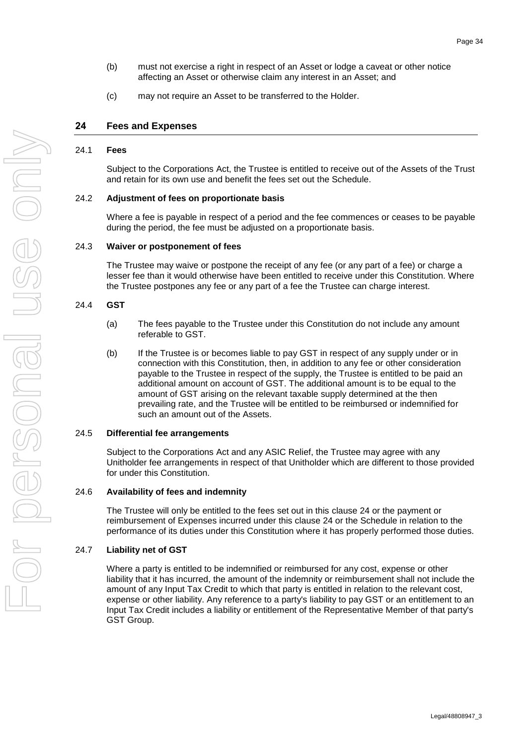(b) must not exercise a right in respect of an Asset or lodge a caveat or other notice affecting an Asset or otherwise claim any interest in an Asset; and

(c) may not require an Asset to be transferred to the Holder.

## 24 Fees and Expenses

### 24.1 Fees

Subject to the Corporations Act, the Trustee is entitled to receive out of the Assets of the Trust and retain for its own use and benefit the fees set out the Schedule.

### 24.2 Adjustment of fees on proportionate basis

Where a fee is payable in respect of a period and the fee commences or ceases to be payable during the period, the fee must be adjusted on a proportionate basis.

### 24.3 Waiver or postponement of fees

The Trustee may waive or postpone the receipt of any fee (or any part of a fee) or charge a lesser fee than it would otherwise have been entitled to receive under this Constitution. Where the Trustee postpones any fee or any part of a fee the Trustee can charge interest.

### 24.4 GST

(a) The fees payable to the Trustee under this Constitution do not include any amount referable to GST.

(b) If the Trustee is or becomes liable to pay GST in respect of any supply under or in connection with this Constitution, then, in addition to any fee or other consideration payable to the Trustee in respect of the supply, the Trustee is entitled to be paid an additional amount on account of GST. The additional amount is to be equal to the amount of GST arising on the relevant taxable supply determined at the then prevailing rate, and the Trustee will be entitled to be reimbursed or indemnified for such an amount out of the Assets.

### 24.5 Differential fee arrangements

Subject to the Corporations Act and any ASIC Relief, the Trustee may agree with any Unitholder fee arrangements in respect of that Unitholder which are different to those provided for under this Constitution.

### 24.6 Availability of fees and indemnity

The Trustee will only be entitled to the fees set out in this clause 24 or the payment or reimbursement of Expenses incurred under this clause 24 or the Schedule in relation to the performance of its duties under this Constitution where it has properly performed those duties.

### 24.7 Liability net of GST

Where a party is entitled to be indemnified or reimbursed for any cost, expense or other liability that it has incurred, the amount of the indemnity or reimbursement shall not include the amount of any Input Tax Credit to which that party is entitled in relation to the relevant cost, expense or other liability. Any reference to a party's liability to pay GST or an entitlement to an Input Tax Credit includes a liability or entitlement of the Representative Member of that party's GST Group.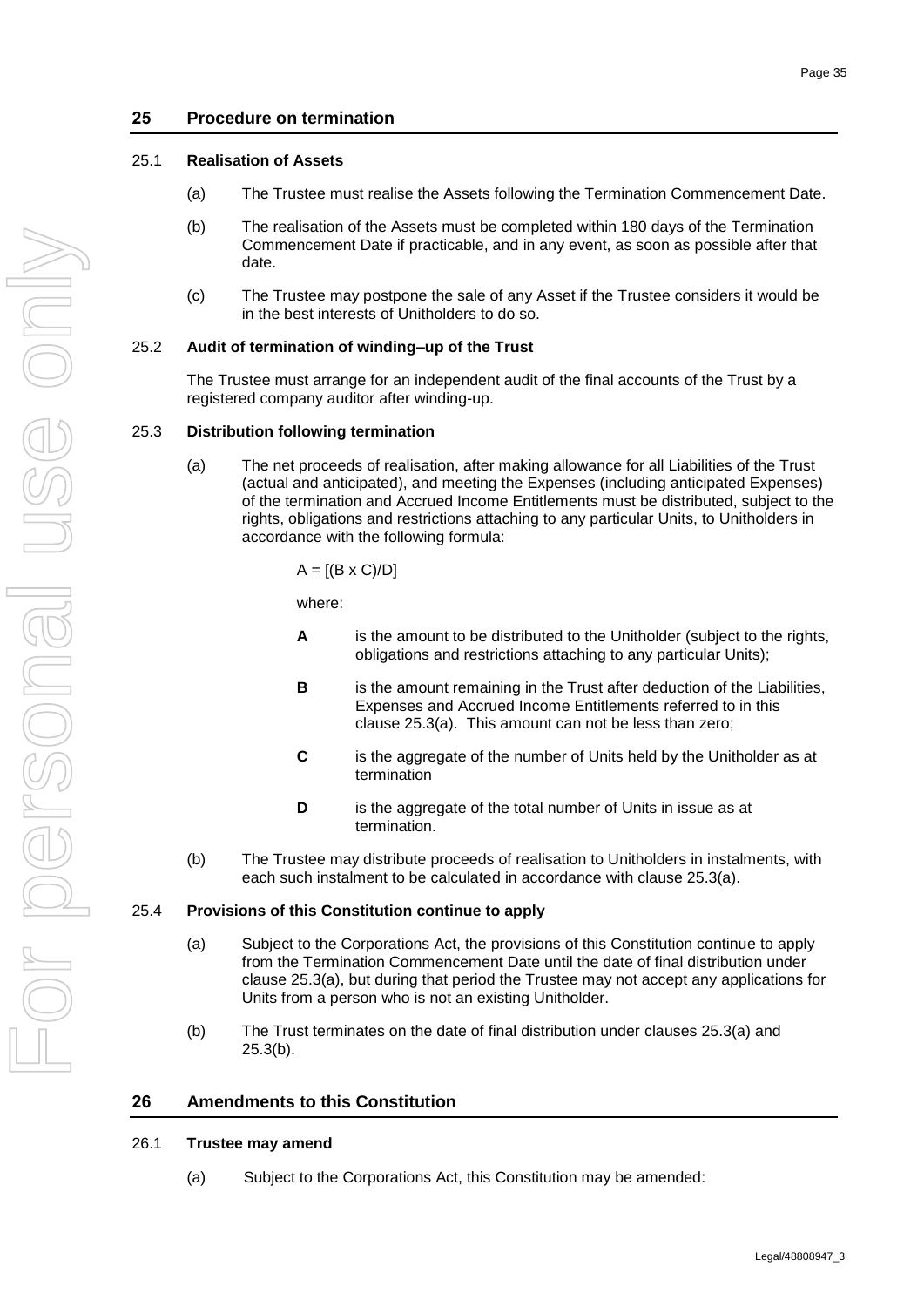## 25 Procedure on termination

### 25.1 Realisation of Assets

(a) The Trustee must realise the Assets following the Termination Commencement Date.

(b) The realisation of the Assets must be completed within 180 days of the Termination Commencement Date if practicable, and in any event, as soon as possible after that date.

(c) The Trustee may postpone the sale of any Asset if the Trustee considers it would be in the best interests of Unitholders to do so.

### 25.2 Audit of termination of winding–up of the Trust

The Trustee must arrange for an independent audit of the final accounts of the Trust by a registered company auditor after winding-up.

### 25.3 Distribution following termination

(a) The net proceeds of realisation, after making allowance for all Liabilities of the Trust (actual and anticipated), and meeting the Expenses (including anticipated Expenses) of the termination and Accrued Income Entitlements must be distributed, subject to the rights, obligations and restrictions attaching to any particular Units, to Unitholders in accordance with the following formula:

$$A = [(B \times C)/D]$$

where:

**A** is the amount to be distributed to the Unitholder (subject to the rights, obligations and restrictions attaching to any particular Units);

**B** is the amount remaining in the Trust after deduction of the Liabilities, Expenses and Accrued Income Entitlements referred to in this clause 25.3(a). This amount can not be less than zero;

**C** is the aggregate of the number of Units held by the Unitholder as at termination

**D** is the aggregate of the total number of Units in issue as at termination.

(b) The Trustee may distribute proceeds of realisation to Unitholders in instalments, with each such instalment to be calculated in accordance with clause 25.3(a).

### 25.4 Provisions of this Constitution continue to apply

(a) Subject to the Corporations Act, the provisions of this Constitution continue to apply from the Termination Commencement Date until the date of final distribution under clause 25.3(a), but during that period the Trustee may not accept any applications for Units from a person who is not an existing Unitholder.

(b) The Trust terminates on the date of final distribution under clauses 25.3(a) and 25.3(b).

## 26 Amendments to this Constitution

### 26.1 Trustee may amend

(a) Subject to the Corporations Act, this Constitution may be amended: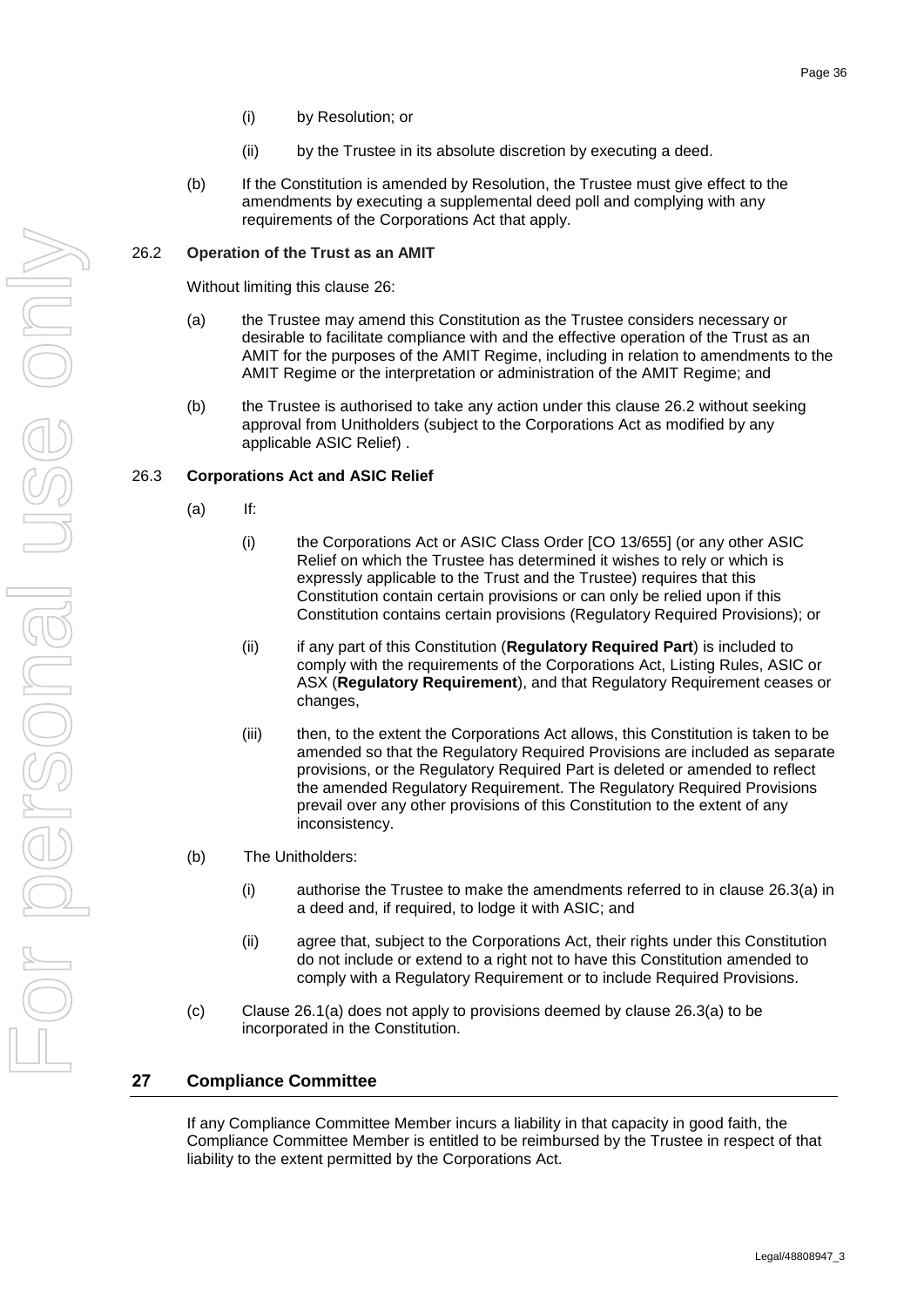(i) by Resolution; or

(ii) by the Trustee in its absolute discretion by executing a deed.

(b) If the Constitution is amended by Resolution, the Trustee must give effect to the amendments by executing a supplemental deed poll and complying with any requirements of the Corporations Act that apply.

### 26.2 Operation of the Trust as an AMIT

Without limiting this clause 26:

(a) the Trustee may amend this Constitution as the Trustee considers necessary or desirable to facilitate compliance with and the effective operation of the Trust as an AMIT for the purposes of the AMIT Regime, including in relation to amendments to the AMIT Regime or the interpretation or administration of the AMIT Regime; and

(b) the Trustee is authorised to take any action under this clause 26.2 without seeking approval from Unitholders (subject to the Corporations Act as modified by any applicable ASIC Relief) .

### 26.3 Corporations Act and ASIC Relief

(a) If:

(i) the Corporations Act or ASIC Class Order [CO 13/655] (or any other ASIC Relief on which the Trustee has determined it wishes to rely or which is expressly applicable to the Trust and the Trustee) requires that this Constitution contain certain provisions or can only be relied upon if this Constitution contains certain provisions (Regulatory Required Provisions); or

(ii) if any part of this Constitution (**Regulatory Required Part**) is included to comply with the requirements of the Corporations Act, Listing Rules, ASIC or ASX (**Regulatory Requirement**), and that Regulatory Requirement ceases or changes,

(iii) then, to the extent the Corporations Act allows, this Constitution is taken to be amended so that the Regulatory Required Provisions are included as separate provisions, or the Regulatory Required Part is deleted or amended to reflect the amended Regulatory Requirement. The Regulatory Required Provisions prevail over any other provisions of this Constitution to the extent of any inconsistency.

(b) The Unitholders:

(i) authorise the Trustee to make the amendments referred to in clause 26.3(a) in a deed and, if required, to lodge it with ASIC; and

(ii) agree that, subject to the Corporations Act, their rights under this Constitution do not include or extend to a right not to have this Constitution amended to comply with a Regulatory Requirement or to include Required Provisions.

(c) Clause 26.1(a) does not apply to provisions deemed by clause 26.3(a) to be incorporated in the Constitution.

## 27 Compliance Committee

If any Compliance Committee Member incurs a liability in that capacity in good faith, the Compliance Committee Member is entitled to be reimbursed by the Trustee in respect of that liability to the extent permitted by the Corporations Act.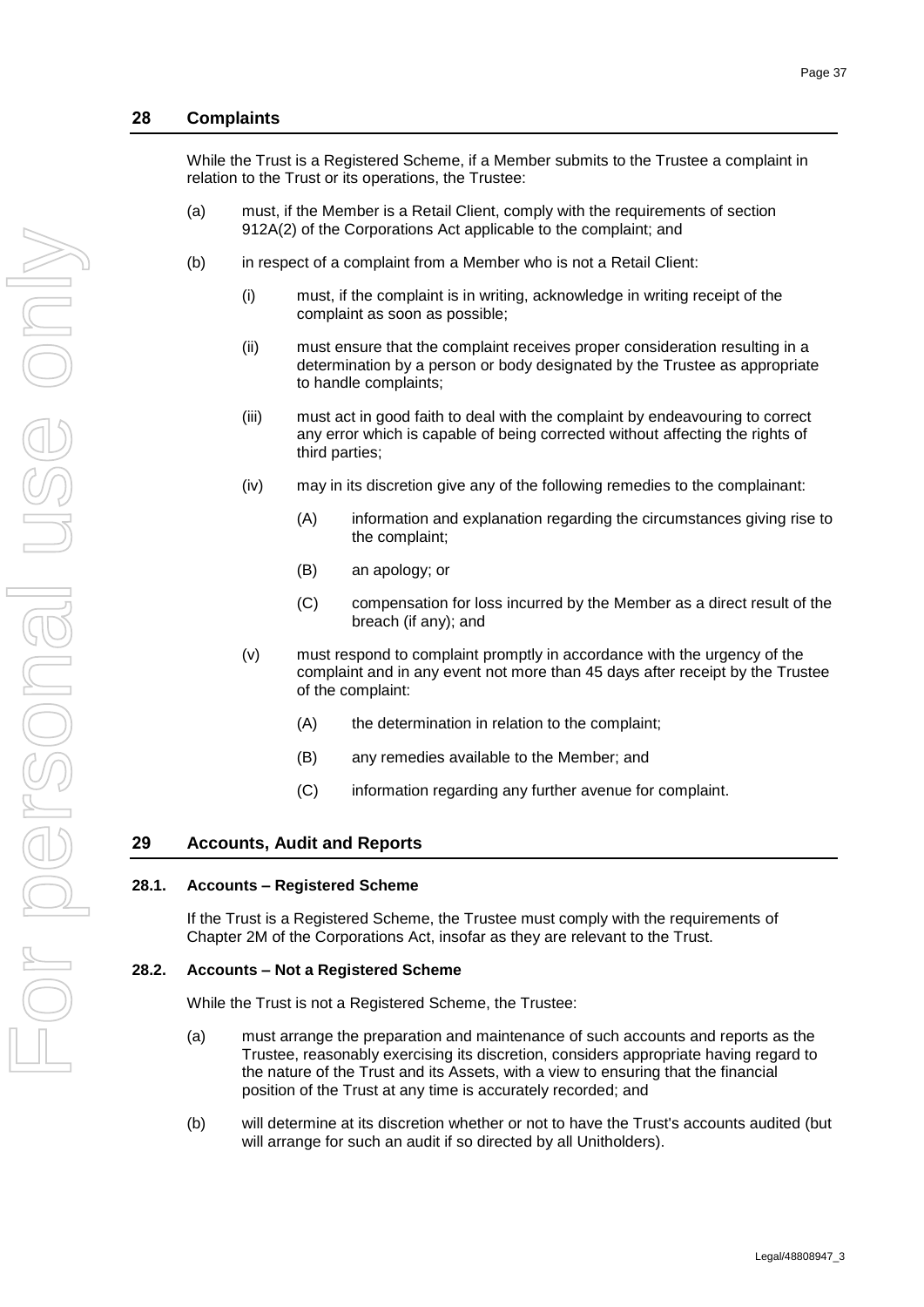## 28 Complaints

While the Trust is a Registered Scheme, if a Member submits to the Trustee a complaint in relation to the Trust or its operations, the Trustee:

(a) must, if the Member is a Retail Client, comply with the requirements of section 912A(2) of the Corporations Act applicable to the complaint; and

(b) in respect of a complaint from a Member who is not a Retail Client:

 (i) must, if the complaint is in writing, acknowledge in writing receipt of the complaint as soon as possible;

 (ii) must ensure that the complaint receives proper consideration resulting in a determination by a person or body designated by the Trustee as appropriate to handle complaints;

 (iii) must act in good faith to deal with the complaint by endeavouring to correct any error which is capable of being corrected without affecting the rights of third parties;

 (iv) may in its discretion give any of the following remedies to the complainant:

  (A) information and explanation regarding the circumstances giving rise to the complaint;

  (B) an apology; or

  (C) compensation for loss incurred by the Member as a direct result of the breach (if any); and

 (v) must respond to complaint promptly in accordance with the urgency of the complaint and in any event not more than 45 days after receipt by the Trustee of the complaint:

  (A) the determination in relation to the complaint;

  (B) any remedies available to the Member; and

  (C) information regarding any further avenue for complaint.

## 29 Accounts, Audit and Reports

### 28.1. Accounts – Registered Scheme

If the Trust is a Registered Scheme, the Trustee must comply with the requirements of Chapter 2M of the Corporations Act, insofar as they are relevant to the Trust.

### 28.2. Accounts – Not a Registered Scheme

While the Trust is not a Registered Scheme, the Trustee:

(a) must arrange the preparation and maintenance of such accounts and reports as the Trustee, reasonably exercising its discretion, considers appropriate having regard to the nature of the Trust and its Assets, with a view to ensuring that the financial position of the Trust at any time is accurately recorded; and

(b) will determine at its discretion whether or not to have the Trust's accounts audited (but will arrange for such an audit if so directed by all Unitholders).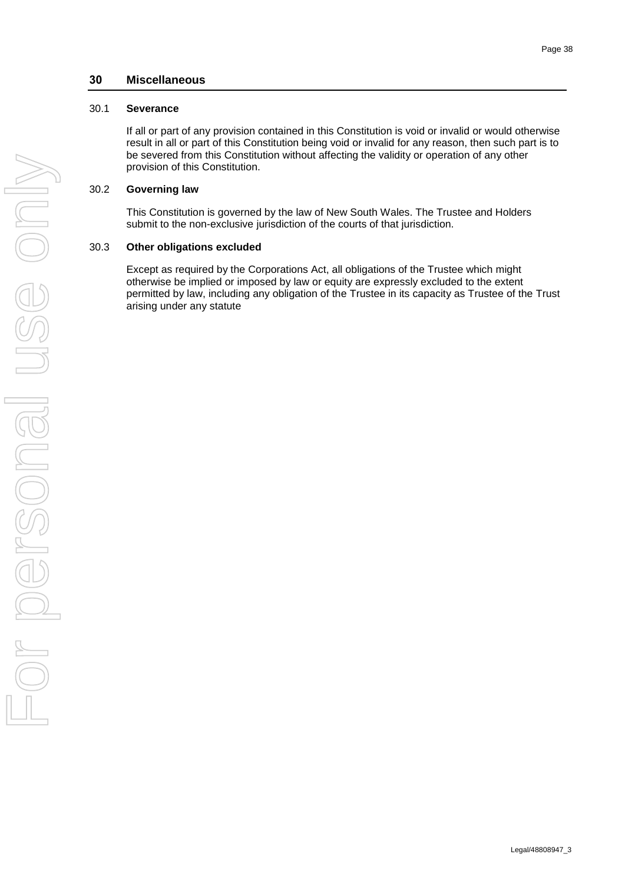## 30 Miscellaneous

### 30.1 Severance

If all or part of any provision contained in this Constitution is void or invalid or would otherwise result in all or part of this Constitution being void or invalid for any reason, then such part is to be severed from this Constitution without affecting the validity or operation of any other provision of this Constitution.

### 30.2 Governing law

This Constitution is governed by the law of New South Wales. The Trustee and Holders submit to the non-exclusive jurisdiction of the courts of that jurisdiction.

### 30.3 Other obligations excluded

Except as required by the Corporations Act, all obligations of the Trustee which might otherwise be implied or imposed by law or equity are expressly excluded to the extent permitted by law, including any obligation of the Trustee in its capacity as Trustee of the Trust arising under any statute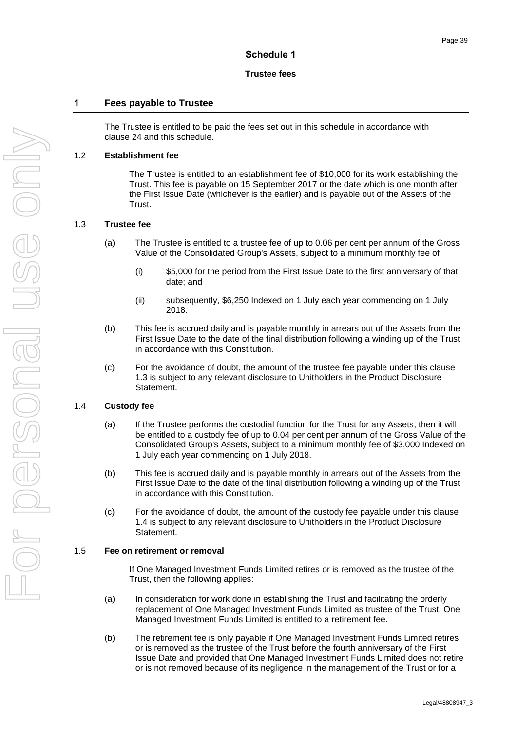# Schedule 1

## Trustee fees

## 1 Fees payable to Trustee

The Trustee is entitled to be paid the fees set out in this schedule in accordance with clause 24 and this schedule.

### 1.2 Establishment fee

The Trustee is entitled to an establishment fee of $10,000 for its work establishing the Trust. This fee is payable on 15 September 2017 or the date which is one month after the First Issue Date (whichever is the earlier) and is payable out of the Assets of the Trust.

### 1.3 Trustee fee

(a) The Trustee is entitled to a trustee fee of up to 0.06 per cent per annum of the Gross Value of the Consolidated Group's Assets, subject to a minimum monthly fee of

(i) $5,000 for the period from the First Issue Date to the first anniversary of that date; and

(ii) subsequently, $6,250 Indexed on 1 July each year commencing on 1 July 2018.

(b) This fee is accrued daily and is payable monthly in arrears out of the Assets from the First Issue Date to the date of the final distribution following a winding up of the Trust in accordance with this Constitution.

(c) For the avoidance of doubt, the amount of the trustee fee payable under this clause 1.3 is subject to any relevant disclosure to Unitholders in the Product Disclosure Statement.

### 1.4 Custody fee

(a) If the Trustee performs the custodial function for the Trust for any Assets, then it will be entitled to a custody fee of up to 0.04 per cent per annum of the Gross Value of the Consolidated Group's Assets, subject to a minimum monthly fee of $3,000 Indexed on 1 July each year commencing on 1 July 2018.

(b) This fee is accrued daily and is payable monthly in arrears out of the Assets from the First Issue Date to the date of the final distribution following a winding up of the Trust in accordance with this Constitution.

(c) For the avoidance of doubt, the amount of the custody fee payable under this clause 1.4 is subject to any relevant disclosure to Unitholders in the Product Disclosure Statement.

### 1.5 Fee on retirement or removal

If One Managed Investment Funds Limited retires or is removed as the trustee of the Trust, then the following applies:

(a) In consideration for work done in establishing the Trust and facilitating the orderly replacement of One Managed Investment Funds Limited as trustee of the Trust, One Managed Investment Funds Limited is entitled to a retirement fee.

(b) The retirement fee is only payable if One Managed Investment Funds Limited retires or is removed as the trustee of the Trust before the fourth anniversary of the First Issue Date and provided that One Managed Investment Funds Limited does not retire or is not removed because of its negligence in the management of the Trust or for a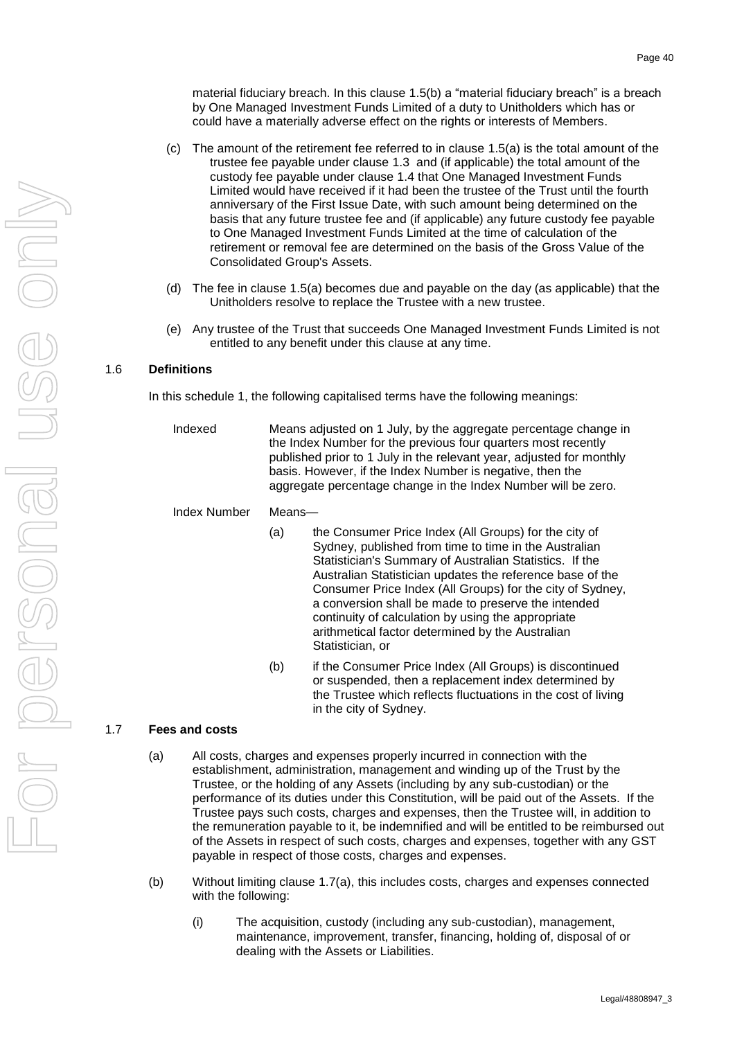material fiduciary breach. In this clause 1.5(b) a "material fiduciary breach" is a breach by One Managed Investment Funds Limited of a duty to Unitholders which has or could have a materially adverse effect on the rights or interests of Members.

(c) The amount of the retirement fee referred to in clause 1.5(a) is the total amount of the trustee fee payable under clause 1.3 and (if applicable) the total amount of the custody fee payable under clause 1.4 that One Managed Investment Funds Limited would have received if it had been the trustee of the Trust until the fourth anniversary of the First Issue Date, with such amount being determined on the basis that any future trustee fee and (if applicable) any future custody fee payable to One Managed Investment Funds Limited at the time of calculation of the retirement or removal fee are determined on the basis of the Gross Value of the Consolidated Group's Assets.

(d) The fee in clause 1.5(a) becomes due and payable on the day (as applicable) that the Unitholders resolve to replace the Trustee with a new trustee.

(e) Any trustee of the Trust that succeeds One Managed Investment Funds Limited is not entitled to any benefit under this clause at any time.

### 1.6 Definitions

In this schedule 1, the following capitalised terms have the following meanings:

| | |
|---|---|
| Indexed | Means adjusted on 1 July, by the aggregate percentage change in the Index Number for the previous four quarters most recently published prior to 1 July in the relevant year, adjusted for monthly basis. However, if the Index Number is negative, then the aggregate percentage change in the Index Number will be zero. |
| Index Number | Means—<br>(a) the Consumer Price Index (All Groups) for the city of Sydney, published from time to time in the Australian Statistician's Summary of Australian Statistics. If the Australian Statistician updates the reference base of the Consumer Price Index (All Groups) for the city of Sydney, a conversion shall be made to preserve the intended continuity of calculation by using the appropriate arithmetical factor determined by the Australian Statistician, or<br>(b) if the Consumer Price Index (All Groups) is discontinued or suspended, then a replacement index determined by the Trustee which reflects fluctuations in the cost of living in the city of Sydney. |

### 1.7 Fees and costs

(a) All costs, charges and expenses properly incurred in connection with the establishment, administration, management and winding up of the Trust by the Trustee, or the holding of any Assets (including by any sub-custodian) or the performance of its duties under this Constitution, will be paid out of the Assets. If the Trustee pays such costs, charges and expenses, then the Trustee will, in addition to the remuneration payable to it, be indemnified and will be entitled to be reimbursed out of the Assets in respect of such costs, charges and expenses, together with any GST payable in respect of those costs, charges and expenses.

(b) Without limiting clause 1.7(a), this includes costs, charges and expenses connected with the following:

(i) The acquisition, custody (including any sub-custodian), management, maintenance, improvement, transfer, financing, holding of, disposal of or dealing with the Assets or Liabilities.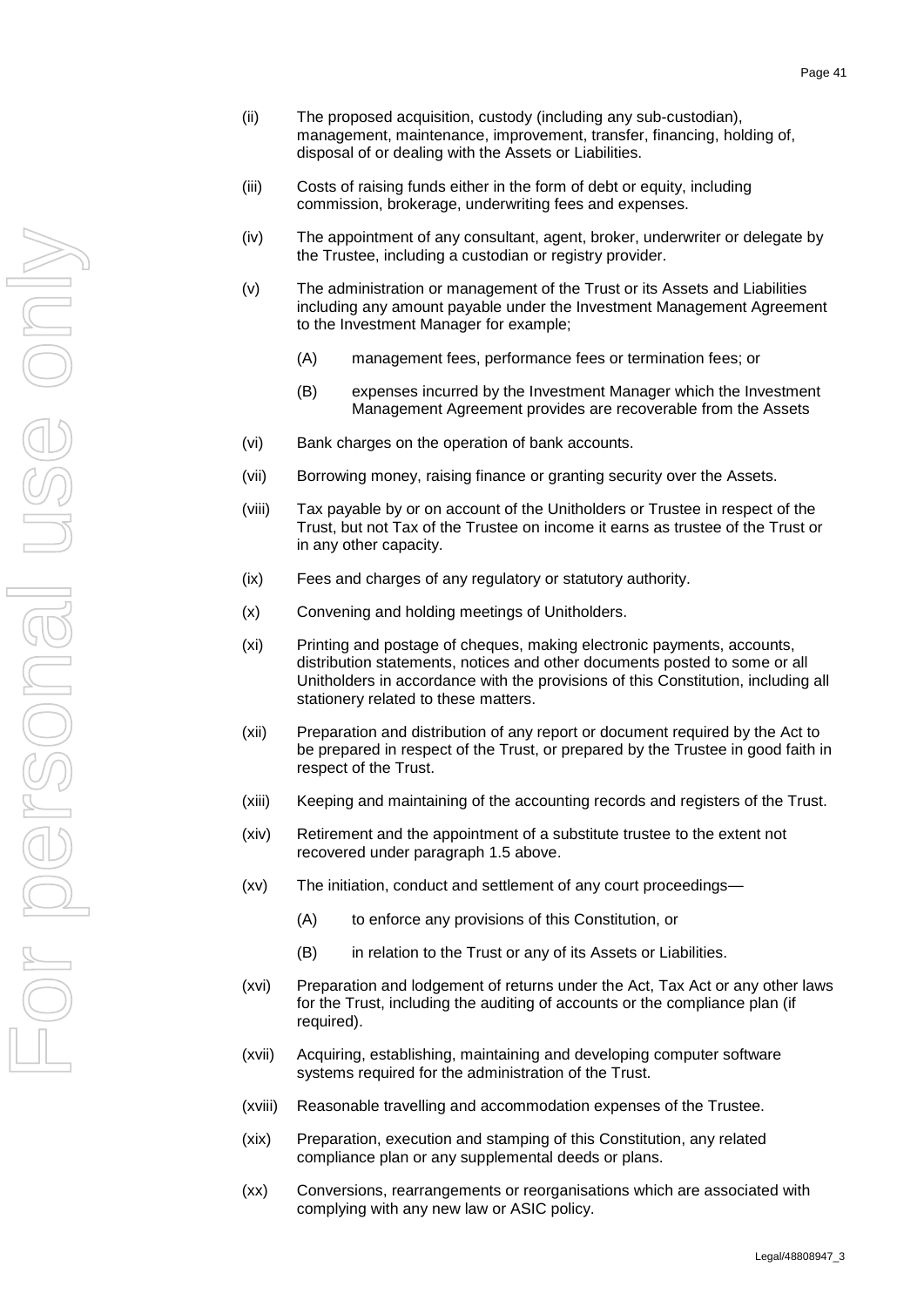(ii) The proposed acquisition, custody (including any sub-custodian), management, maintenance, improvement, transfer, financing, holding of, disposal of or dealing with the Assets or Liabilities.

(iii) Costs of raising funds either in the form of debt or equity, including commission, brokerage, underwriting fees and expenses.

(iv) The appointment of any consultant, agent, broker, underwriter or delegate by the Trustee, including a custodian or registry provider.

(v) The administration or management of the Trust or its Assets and Liabilities including any amount payable under the Investment Management Agreement to the Investment Manager for example;

  (A) management fees, performance fees or termination fees; or

  (B) expenses incurred by the Investment Manager which the Investment Management Agreement provides are recoverable from the Assets

(vi) Bank charges on the operation of bank accounts.

(vii) Borrowing money, raising finance or granting security over the Assets.

(viii) Tax payable by or on account of the Unitholders or Trustee in respect of the Trust, but not Tax of the Trustee on income it earns as trustee of the Trust or in any other capacity.

(ix) Fees and charges of any regulatory or statutory authority.

(x) Convening and holding meetings of Unitholders.

(xi) Printing and postage of cheques, making electronic payments, accounts, distribution statements, notices and other documents posted to some or all Unitholders in accordance with the provisions of this Constitution, including all stationery related to these matters.

(xii) Preparation and distribution of any report or document required by the Act to be prepared in respect of the Trust, or prepared by the Trustee in good faith in respect of the Trust.

(xiii) Keeping and maintaining of the accounting records and registers of the Trust.

(xiv) Retirement and the appointment of a substitute trustee to the extent not recovered under paragraph 1.5 above.

(xv) The initiation, conduct and settlement of any court proceedings—

  (A) to enforce any provisions of this Constitution, or

  (B) in relation to the Trust or any of its Assets or Liabilities.

(xvi) Preparation and lodgement of returns under the Act, Tax Act or any other laws for the Trust, including the auditing of accounts or the compliance plan (if required).

(xvii) Acquiring, establishing, maintaining and developing computer software systems required for the administration of the Trust.

(xviii) Reasonable travelling and accommodation expenses of the Trustee.

(xix) Preparation, execution and stamping of this Constitution, any related compliance plan or any supplemental deeds or plans.

(xx) Conversions, rearrangements or reorganisations which are associated with complying with any new law or ASIC policy.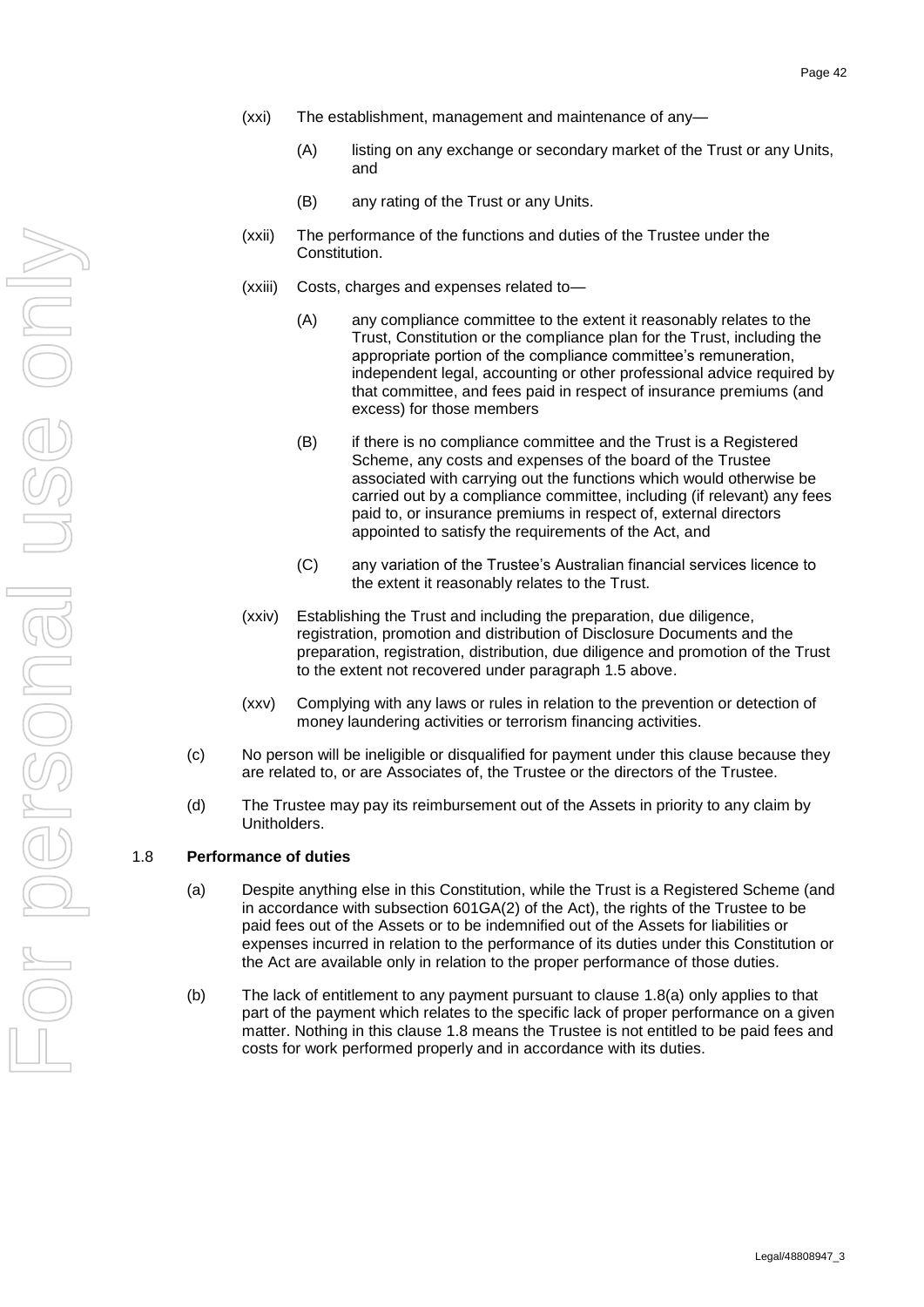(xxi) The establishment, management and maintenance of any—

(A) listing on any exchange or secondary market of the Trust or any Units, and

(B) any rating of the Trust or any Units.

(xxii) The performance of the functions and duties of the Trustee under the Constitution.

(xxiii) Costs, charges and expenses related to—

(A) any compliance committee to the extent it reasonably relates to the Trust, Constitution or the compliance plan for the Trust, including the appropriate portion of the compliance committee's remuneration, independent legal, accounting or other professional advice required by that committee, and fees paid in respect of insurance premiums (and excess) for those members

(B) if there is no compliance committee and the Trust is a Registered Scheme, any costs and expenses of the board of the Trustee associated with carrying out the functions which would otherwise be carried out by a compliance committee, including (if relevant) any fees paid to, or insurance premiums in respect of, external directors appointed to satisfy the requirements of the Act, and

(C) any variation of the Trustee's Australian financial services licence to the extent it reasonably relates to the Trust.

(xxiv) Establishing the Trust and including the preparation, due diligence, registration, promotion and distribution of Disclosure Documents and the preparation, registration, distribution, due diligence and promotion of the Trust to the extent not recovered under paragraph 1.5 above.

(xxv) Complying with any laws or rules in relation to the prevention or detection of money laundering activities or terrorism financing activities.

(c) No person will be ineligible or disqualified for payment under this clause because they are related to, or are Associates of, the Trustee or the directors of the Trustee.

(d) The Trustee may pay its reimbursement out of the Assets in priority to any claim by Unitholders.

### 1.8 **Performance of duties**

(a) Despite anything else in this Constitution, while the Trust is a Registered Scheme (and in accordance with subsection 601GA(2) of the Act), the rights of the Trustee to be paid fees out of the Assets or to be indemnified out of the Assets for liabilities or expenses incurred in relation to the performance of its duties under this Constitution or the Act are available only in relation to the proper performance of those duties.

(b) The lack of entitlement to any payment pursuant to clause 1.8(a) only applies to that part of the payment which relates to the specific lack of proper performance on a given matter. Nothing in this clause 1.8 means the Trustee is not entitled to be paid fees and costs for work performed properly and in accordance with its duties.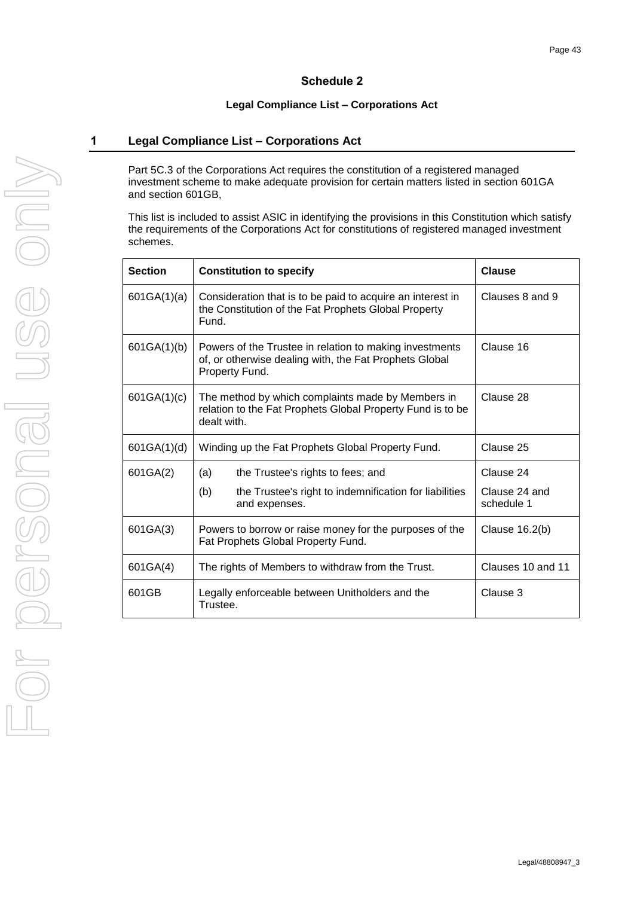# Schedule 2

## Legal Compliance List – Corporations Act

## 1 Legal Compliance List – Corporations Act

Part 5C.3 of the Corporations Act requires the constitution of a registered managed investment scheme to make adequate provision for certain matters listed in section 601GA and section 601GB,

This list is included to assist ASIC in identifying the provisions in this Constitution which satisfy the requirements of the Corporations Act for constitutions of registered managed investment schemes.

| Section | Constitution to specify | Clause |
|---|---|---|
| 601GA(1)(a) | Consideration that is to be paid to acquire an interest in the Constitution of the Fat Prophets Global Property Fund. | Clauses 8 and 9 |
| 601GA(1)(b) | Powers of the Trustee in relation to making investments of, or otherwise dealing with, the Fat Prophets Global Property Fund. | Clause 16 |
| 601GA(1)(c) | The method by which complaints made by Members in relation to the Fat Prophets Global Property Fund is to be dealt with. | Clause 28 |
| 601GA(1)(d) | Winding up the Fat Prophets Global Property Fund. | Clause 25 |
| 601GA(2) | (a) the Trustee's rights to fees; and<br>(b) the Trustee's right to indemnification for liabilities and expenses. | Clause 24<br>Clause 24 and schedule 1 |
| 601GA(3) | Powers to borrow or raise money for the purposes of the Fat Prophets Global Property Fund. | Clause 16.2(b) |
| 601GA(4) | The rights of Members to withdraw from the Trust. | Clauses 10 and 11 |
| 601GB | Legally enforceable between Unitholders and the Trustee. | Clause 3 |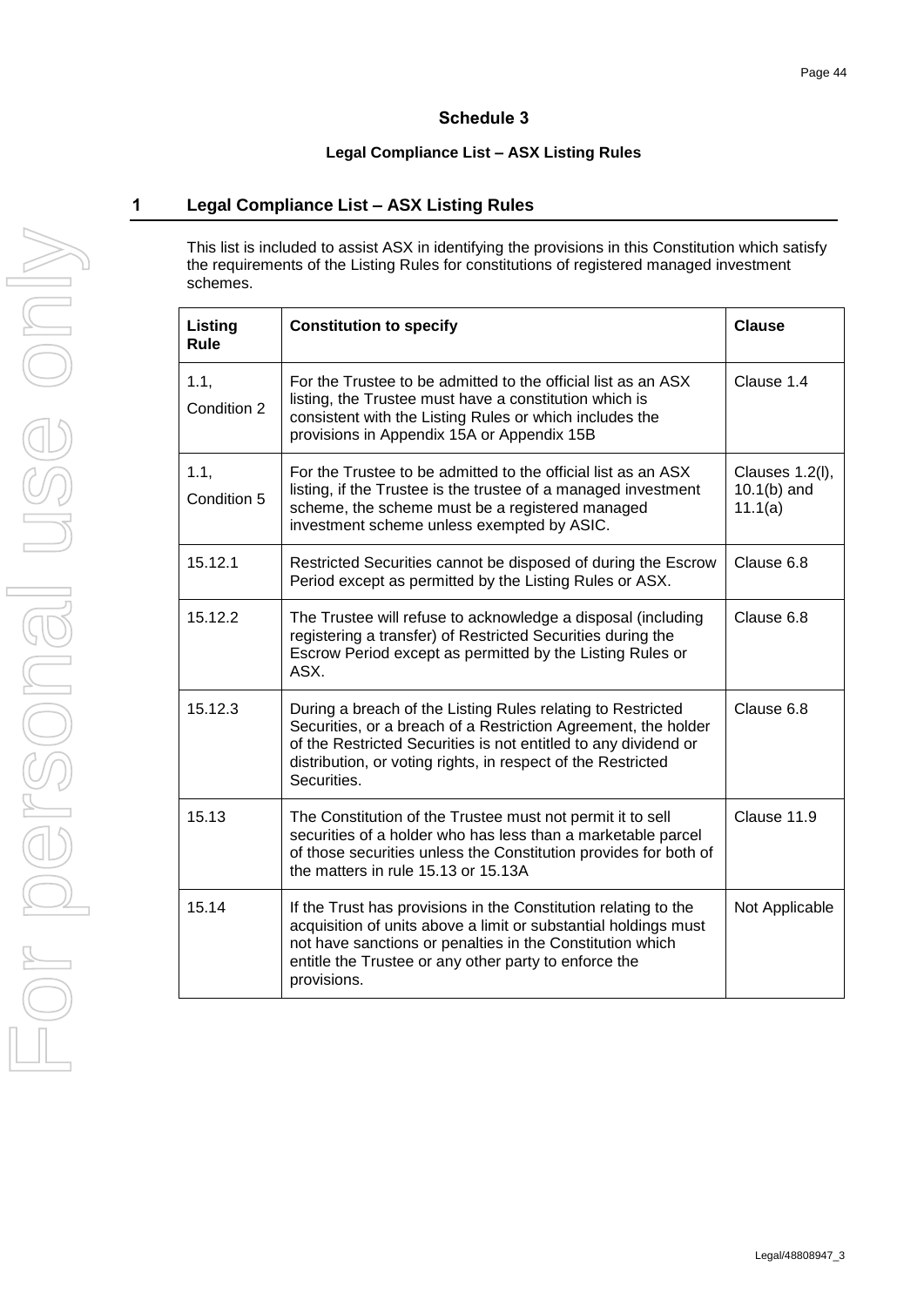# Schedule 3

## Legal Compliance List – ASX Listing Rules

## 1 Legal Compliance List – ASX Listing Rules

This list is included to assist ASX in identifying the provisions in this Constitution which satisfy the requirements of the Listing Rules for constitutions of registered managed investment schemes.

| Listing Rule | Constitution to specify | Clause |
|---|---|---|
| 1.1, Condition 2 | For the Trustee to be admitted to the official list as an ASX listing, the Trustee must have a constitution which is consistent with the Listing Rules or which includes the provisions in Appendix 15A or Appendix 15B | Clause 1.4 |
| 1.1, Condition 5 | For the Trustee to be admitted to the official list as an ASX listing, if the Trustee is the trustee of a managed investment scheme, the scheme must be a registered managed investment scheme unless exempted by ASIC. | Clauses 1.2(l), 10.1(b) and 11.1(a) |
| 15.12.1 | Restricted Securities cannot be disposed of during the Escrow Period except as permitted by the Listing Rules or ASX. | Clause 6.8 |
| 15.12.2 | The Trustee will refuse to acknowledge a disposal (including registering a transfer) of Restricted Securities during the Escrow Period except as permitted by the Listing Rules or ASX. | Clause 6.8 |
| 15.12.3 | During a breach of the Listing Rules relating to Restricted Securities, or a breach of a Restriction Agreement, the holder of the Restricted Securities is not entitled to any dividend or distribution, or voting rights, in respect of the Restricted Securities. | Clause 6.8 |
| 15.13 | The Constitution of the Trustee must not permit it to sell securities of a holder who has less than a marketable parcel of those securities unless the Constitution provides for both of the matters in rule 15.13 or 15.13A | Clause 11.9 |
| 15.14 | If the Trust has provisions in the Constitution relating to the acquisition of units above a limit or substantial holdings must not have sanctions or penalties in the Constitution which entitle the Trustee or any other party to enforce the provisions. | Not Applicable |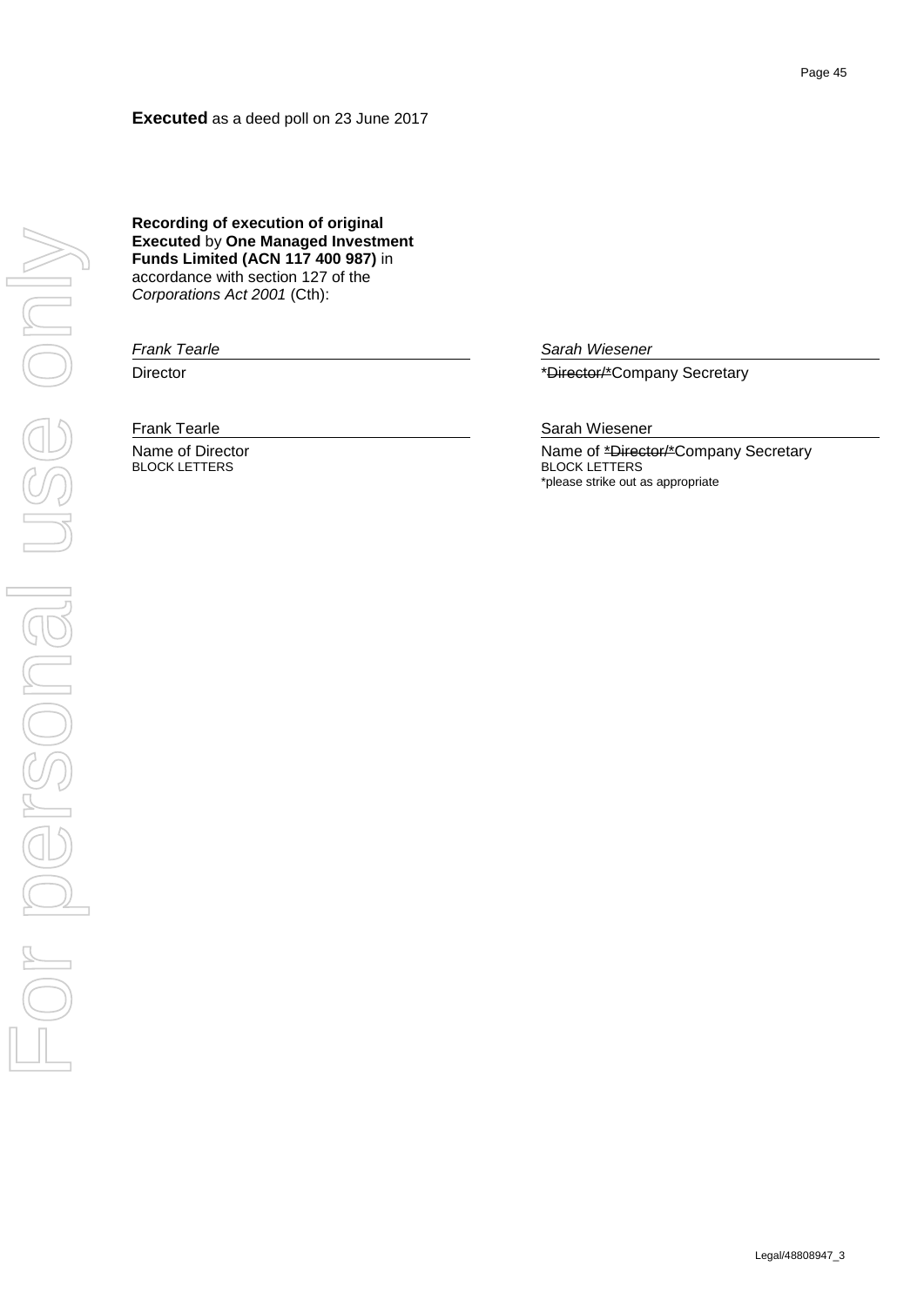**Executed** as a deed poll on 23 June 2017

**Recording of execution of original Executed** by **One Managed Investment Funds Limited (ACN 117 400 987)** in accordance with section 127 of the *Corporations Act 2001* (Cth):

| | |
|---|---|
| *Frank Tearle* | *Sarah Wiesener* |
| Director | \*~~Director/\*~~Company Secretary |
| Frank Tearle | Sarah Wiesener |
| Name of Director<br>BLOCK LETTERS | Name of ~~\*Director/\*~~Company Secretary<br>BLOCK LETTERS<br>\*please strike out as appropriate |

Legal/48808947_3